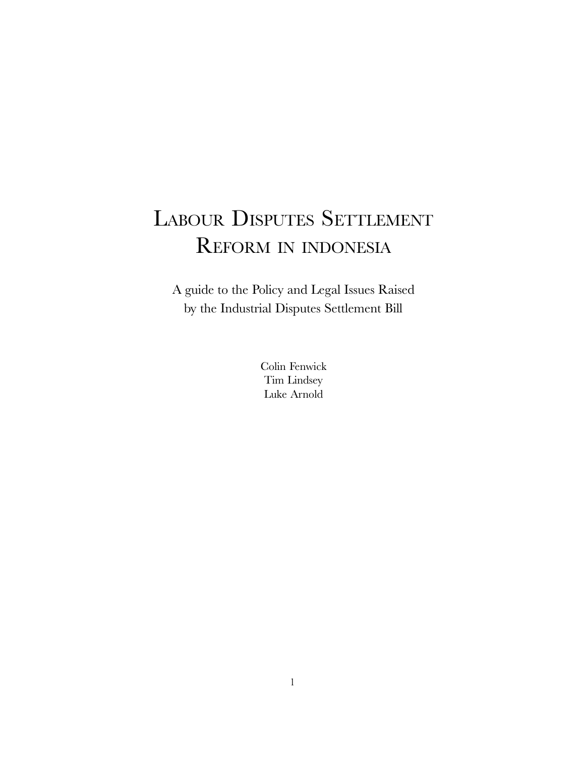# Labour Disputes Settlement Reform in indonesia

A guide to the Policy and Legal Issues Raised
by the Industrial Disputes Settlement Bill

Colin Fenwick
Tim Lindsey
Luke Arnold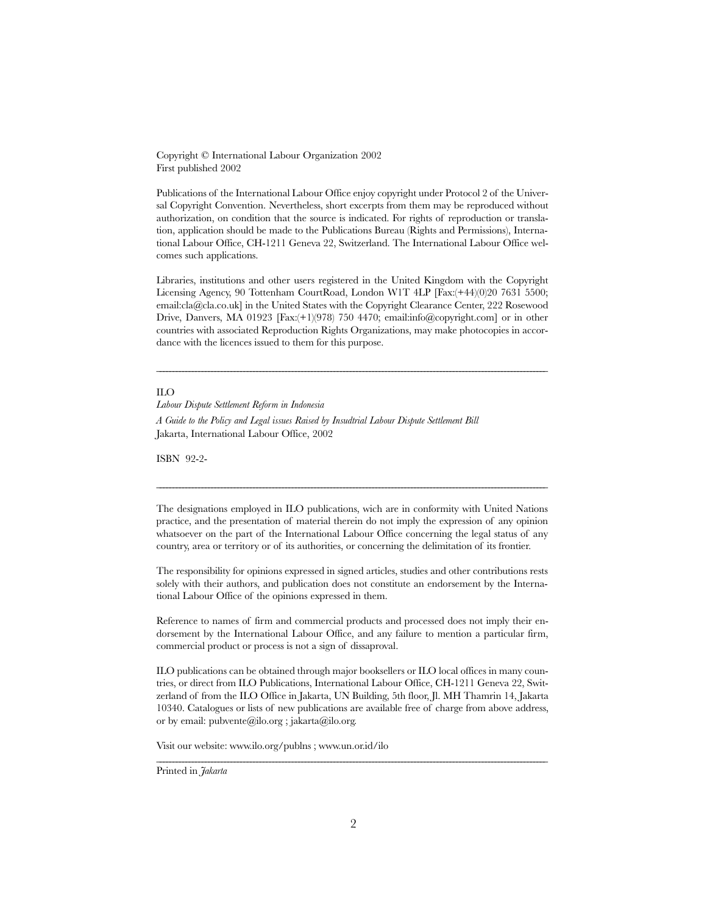Copyright © International Labour Organization 2002
First published 2002

Publications of the International Labour Office enjoy copyright under Protocol 2 of the Universal Copyright Convention. Nevertheless, short excerpts from them may be reproduced without authorization, on condition that the source is indicated. For rights of reproduction or translation, application should be made to the Publications Bureau (Rights and Permissions), International Labour Office, CH-1211 Geneva 22, Switzerland. The International Labour Office welcomes such applications.

Libraries, institutions and other users registered in the United Kingdom with the Copyright Licensing Agency, 90 Tottenham CourtRoad, London W1T 4LP [Fax:(+44)(0)20 7631 5500; email:cla@cla.co.uk] in the United States with the Copyright Clearance Center, 222 Rosewood Drive, Danvers, MA 01923 [Fax:(+1)(978) 750 4470; email:info@copyright.com] or in other countries with associated Reproduction Rights Organizations, may make photocopies in accordance with the licences issued to them for this purpose.

---

ILO

*Labour Dispute Settlement Reform in Indonesia*

*A Guide to the Policy and Legal issues Raised by Insudtrial Labour Dispute Settlement Bill*

Jakarta, International Labour Office, 2002

ISBN 92-2-

---

The designations employed in ILO publications, wich are in conformity with United Nations practice, and the presentation of material therein do not imply the expression of any opinion whatsoever on the part of the International Labour Office concerning the legal status of any country, area or territory or of its authorities, or concerning the delimitation of its frontier.

The responsibility for opinions expressed in signed articles, studies and other contributions rests solely with their authors, and publication does not constitute an endorsement by the International Labour Office of the opinions expressed in them.

Reference to names of firm and commercial products and processed does not imply their endorsement by the International Labour Office, and any failure to mention a particular firm, commercial product or process is not a sign of dissaproval.

ILO publications can be obtained through major booksellers or ILO local offices in many countries, or direct from ILO Publications, International Labour Office, CH-1211 Geneva 22, Switzerland of from the ILO Office in Jakarta, UN Building, 5th floor, Jl. MH Thamrin 14, Jakarta 10340. Catalogues or lists of new publications are available free of charge from above address, or by email: pubvente@ilo.org ; jakarta@ilo.org.

Visit our website: www.ilo.org/publns ; www.un.or.id/ilo

---

Printed in *Jakarta*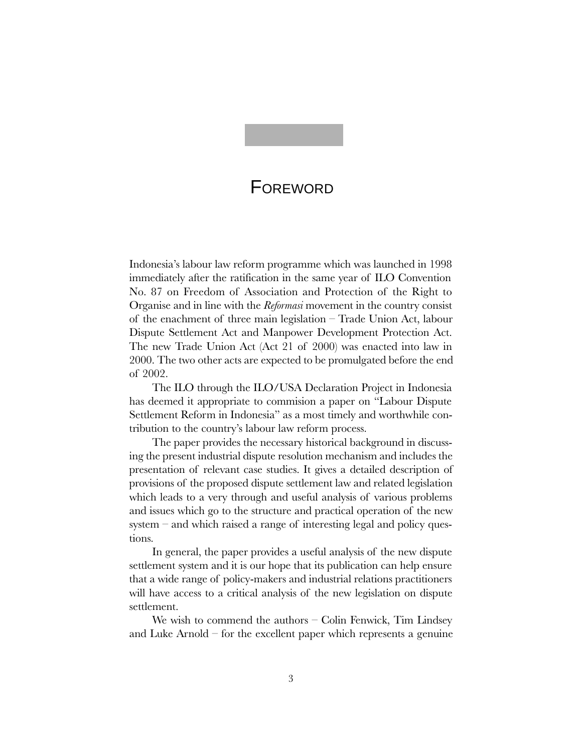# Foreword

Indonesia's labour law reform programme which was launched in 1998 immediately after the ratification in the same year of ILO Convention No. 87 on Freedom of Association and Protection of the Right to Organise and in line with the *Reformasi* movement in the country consist of the enachment of three main legislation – Trade Union Act, labour Dispute Settlement Act and Manpower Development Protection Act. The new Trade Union Act (Act 21 of 2000) was enacted into law in 2000. The two other acts are expected to be promulgated before the end of 2002.

The ILO through the ILO/USA Declaration Project in Indonesia has deemed it appropriate to commision a paper on "Labour Dispute Settlement Reform in Indonesia" as a most timely and worthwhile contribution to the country's labour law reform process.

The paper provides the necessary historical background in discussing the present industrial dispute resolution mechanism and includes the presentation of relevant case studies. It gives a detailed description of provisions of the proposed dispute settlement law and related legislation which leads to a very through and useful analysis of various problems and issues which go to the structure and practical operation of the new system – and which raised a range of interesting legal and policy questions.

In general, the paper provides a useful analysis of the new dispute settlement system and it is our hope that its publication can help ensure that a wide range of policy-makers and industrial relations practitioners will have access to a critical analysis of the new legislation on dispute settlement.

We wish to commend the authors – Colin Fenwick, Tim Lindsey and Luke Arnold – for the excellent paper which represents a genuine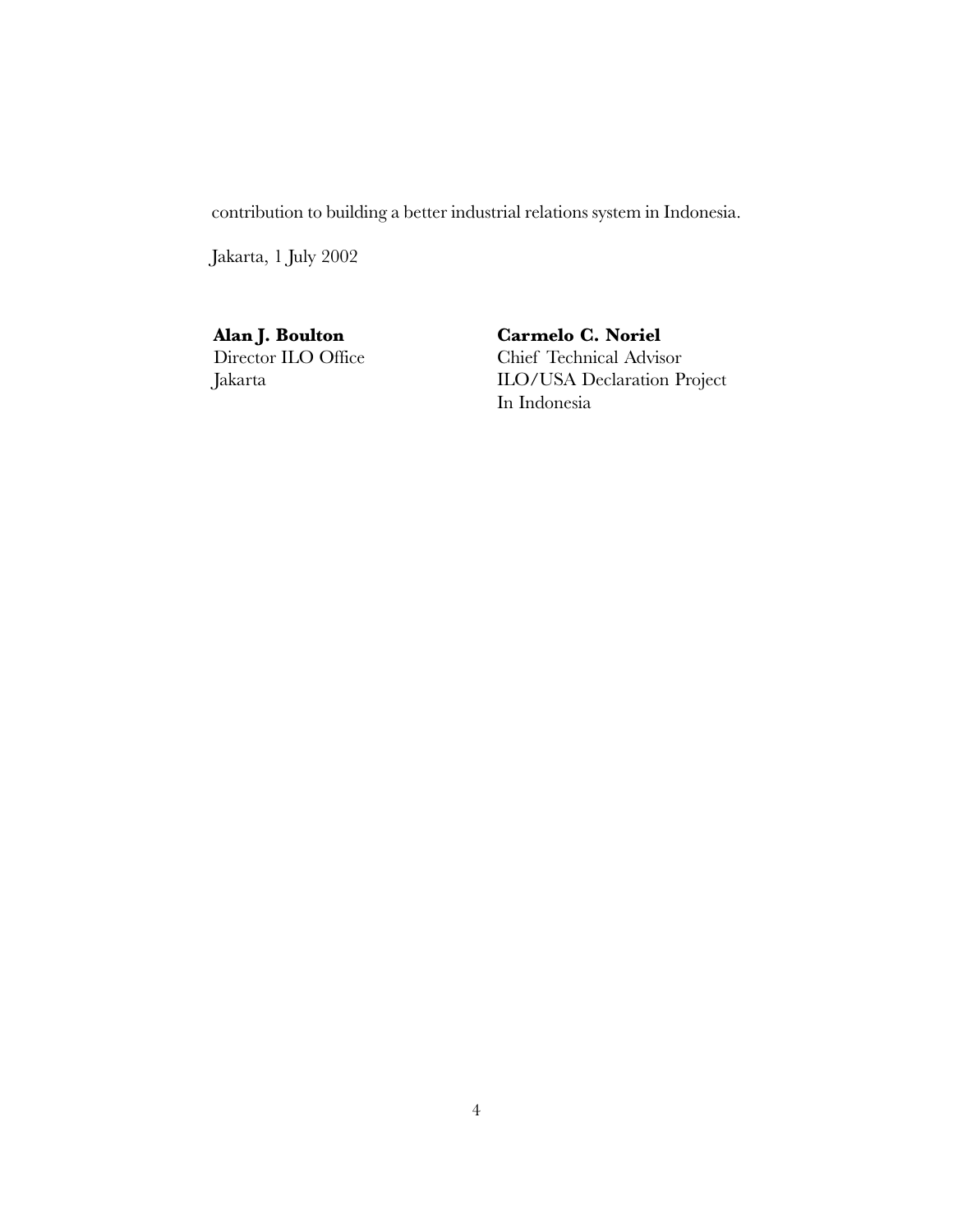contribution to building a better industrial relations system in Indonesia.

Jakarta, 1 July 2002

**Alan J. Boulton**
Director ILO Office
Jakarta

**Carmelo C. Noriel**
Chief Technical Advisor
ILO/USA Declaration Project
In Indonesia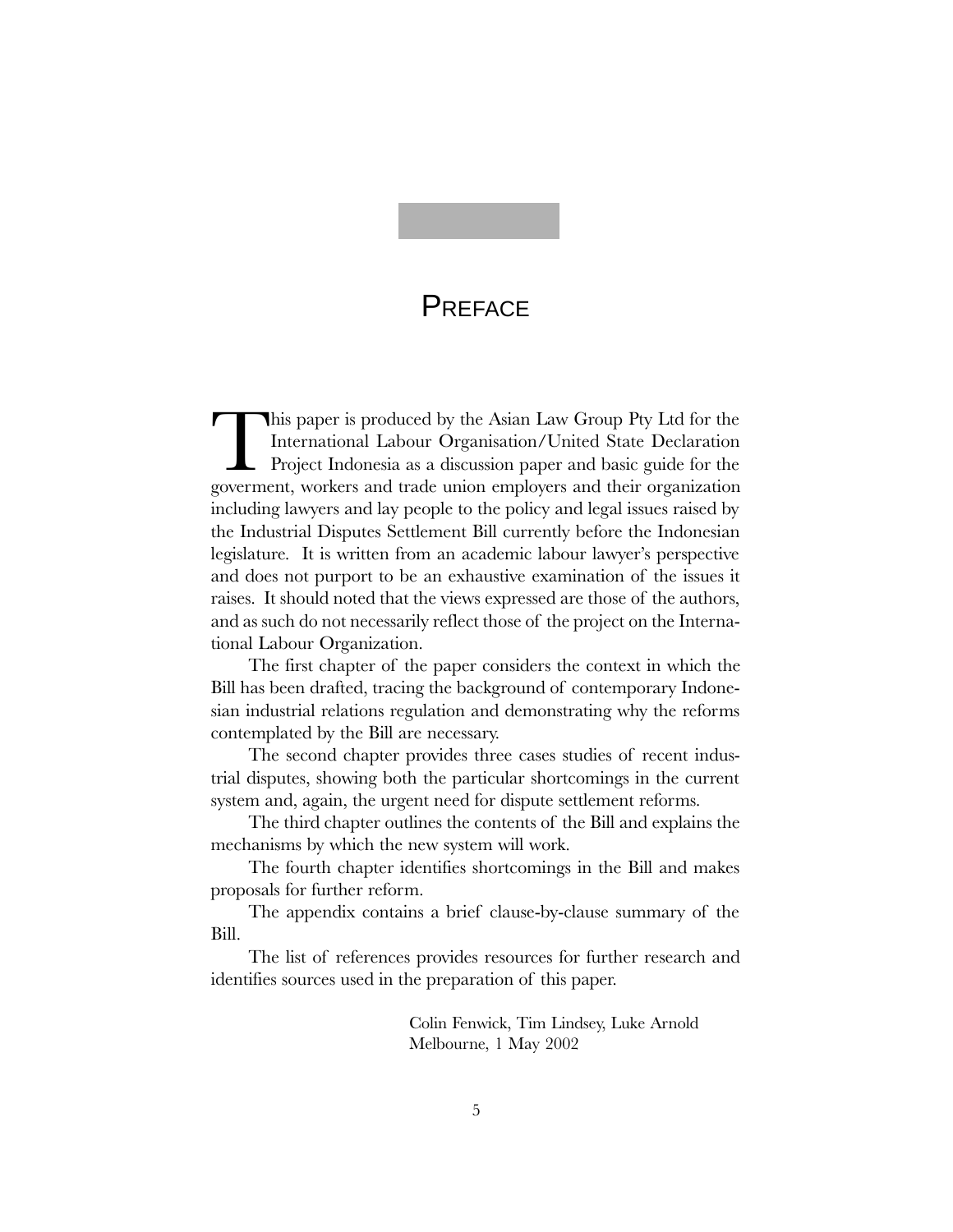# Preface

This paper is produced by the Asian Law Group Pty Ltd for the International Labour Organisation/United State Declaration Project Indonesia as a discussion paper and basic guide for the goverment, workers and trade union employers and their organization including lawyers and lay people to the policy and legal issues raised by the Industrial Disputes Settlement Bill currently before the Indonesian legislature. It is written from an academic labour lawyer's perspective and does not purport to be an exhaustive examination of the issues it raises. It should noted that the views expressed are those of the authors, and as such do not necessarily reflect those of the project on the International Labour Organization.

The first chapter of the paper considers the context in which the Bill has been drafted, tracing the background of contemporary Indonesian industrial relations regulation and demonstrating why the reforms contemplated by the Bill are necessary.

The second chapter provides three cases studies of recent industrial disputes, showing both the particular shortcomings in the current system and, again, the urgent need for dispute settlement reforms.

The third chapter outlines the contents of the Bill and explains the mechanisms by which the new system will work.

The fourth chapter identifies shortcomings in the Bill and makes proposals for further reform.

The appendix contains a brief clause-by-clause summary of the Bill.

The list of references provides resources for further research and identifies sources used in the preparation of this paper.

Colin Fenwick, Tim Lindsey, Luke Arnold
Melbourne, 1 May 2002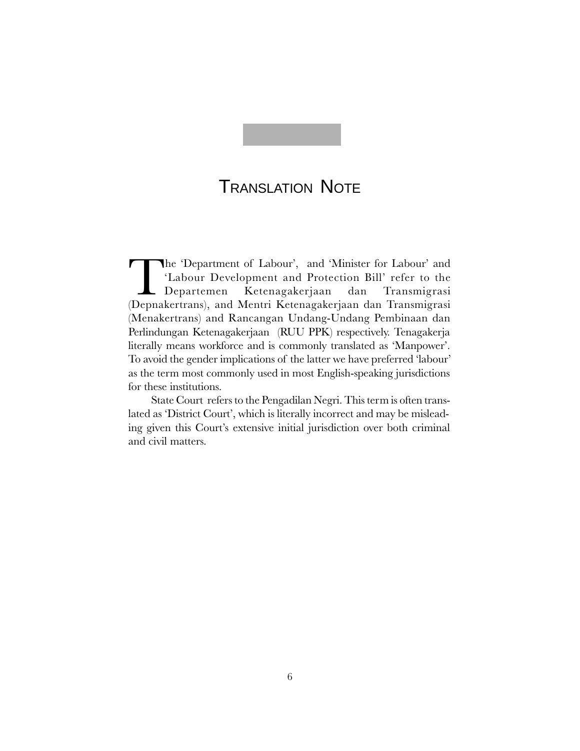# Translation Note

The 'Department of Labour', and 'Minister for Labour' and 'Labour Development and Protection Bill' refer to the Departemen Ketenagakerjaan dan Transmigrasi (Depnakertrans), and Mentri Ketenagakerjaan dan Transmigrasi (Menakertrans) and Rancangan Undang-Undang Pembinaan dan Perlindungan Ketenagakerjaan (RUU PPK) respectively. Tenagakerja literally means workforce and is commonly translated as 'Manpower'. To avoid the gender implications of the latter we have preferred 'labour' as the term most commonly used in most English-speaking jurisdictions for these institutions.

State Court refers to the Pengadilan Negri. This term is often translated as 'District Court', which is literally incorrect and may be misleading given this Court's extensive initial jurisdiction over both criminal and civil matters.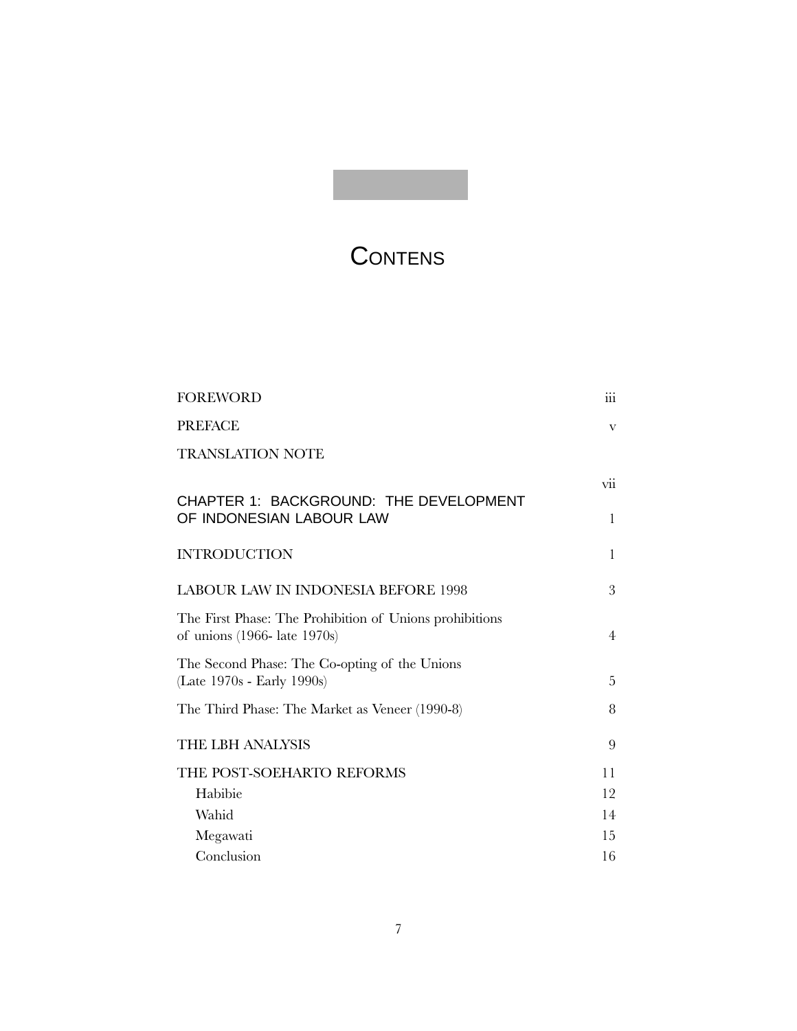# CONTENS

| | |
|---|---|
| FOREWORD | iii |
| PREFACE | v |
| TRANSLATION NOTE | vii |
| CHAPTER 1: BACKGROUND: THE DEVELOPMENT OF INDONESIAN LABOUR LAW | 1 |
| INTRODUCTION | 1 |
| LABOUR LAW IN INDONESIA BEFORE 1998 | 3 |
| The First Phase: The Prohibition of Unions prohibitions of unions (1966- late 1970s) | 4 |
| The Second Phase: The Co-opting of the Unions (Late 1970s - Early 1990s) | 5 |
| The Third Phase: The Market as Veneer (1990-8) | 8 |
| THE LBH ANALYSIS | 9 |
| THE POST-SOEHARTO REFORMS | 11 |
| Habibie | 12 |
| Wahid | 14 |
| Megawati | 15 |
| Conclusion | 16 |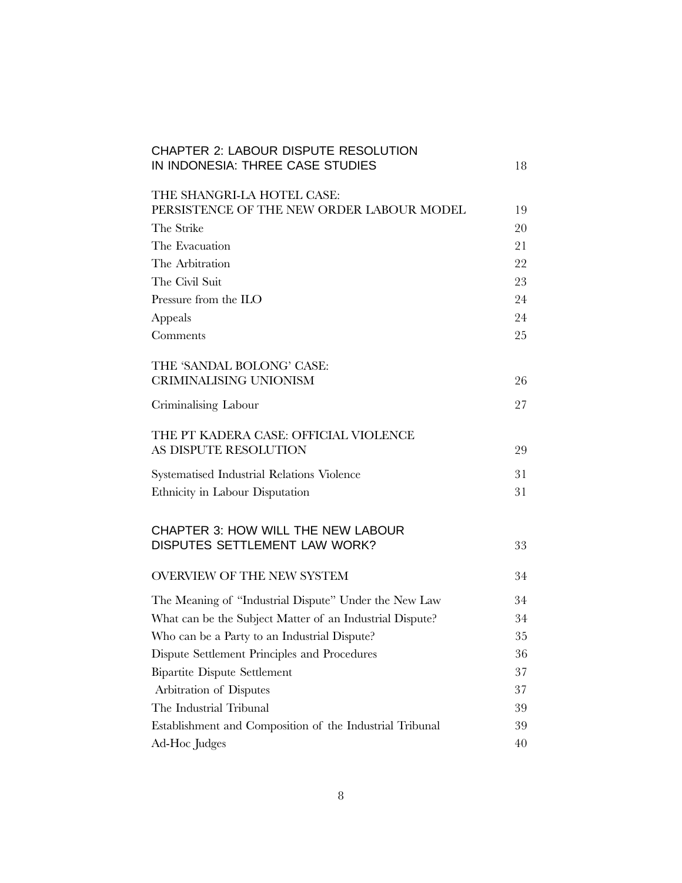CHAPTER 2: LABOUR DISPUTE RESOLUTION IN INDONESIA: THREE CASE STUDIES 18

THE SHANGRI-LA HOTEL CASE: PERSISTENCE OF THE NEW ORDER LABOUR MODEL 19

The Strike 20

The Evacuation 21

The Arbitration 22

The Civil Suit 23

Pressure from the ILO 24

Appeals 24

Comments 25

THE 'SANDAL BOLONG' CASE: CRIMINALISING UNIONISM 26

Criminalising Labour 27

THE PT KADERA CASE: OFFICIAL VIOLENCE AS DISPUTE RESOLUTION 29

Systematised Industrial Relations Violence 31

Ethnicity in Labour Disputation 31

CHAPTER 3: HOW WILL THE NEW LABOUR DISPUTES SETTLEMENT LAW WORK? 33

OVERVIEW OF THE NEW SYSTEM 34

The Meaning of "Industrial Dispute" Under the New Law 34

What can be the Subject Matter of an Industrial Dispute? 34

Who can be a Party to an Industrial Dispute? 35

Dispute Settlement Principles and Procedures 36

Bipartite Dispute Settlement 37

Arbitration of Disputes 37

The Industrial Tribunal 39

Establishment and Composition of the Industrial Tribunal 39

Ad-Hoc Judges 40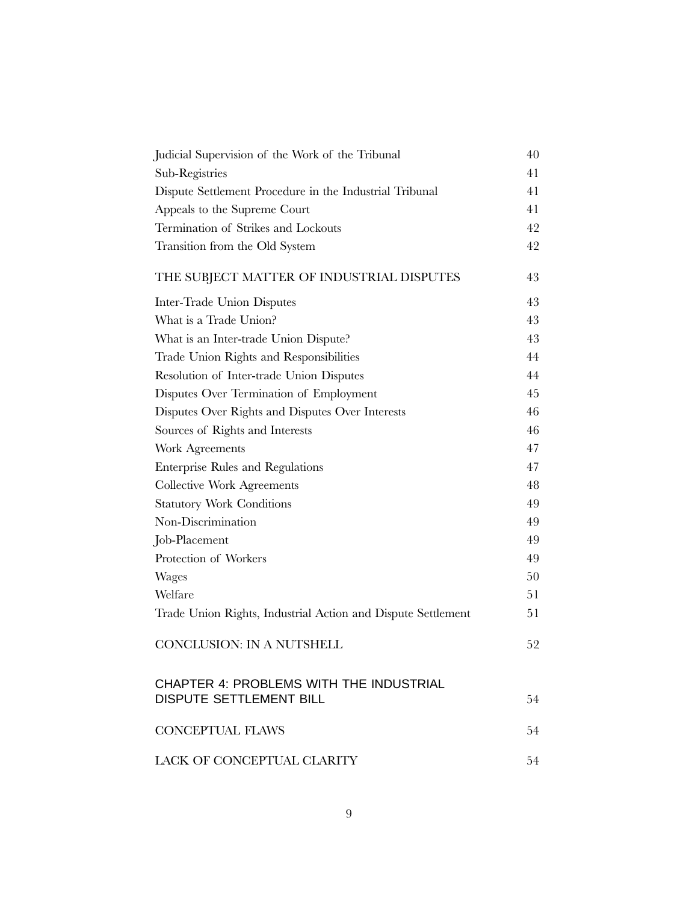| | |
|---|---|
| Judicial Supervision of the Work of the Tribunal | 40 |
| Sub-Registries | 41 |
| Dispute Settlement Procedure in the Industrial Tribunal | 41 |
| Appeals to the Supreme Court | 41 |
| Termination of Strikes and Lockouts | 42 |
| Transition from the Old System | 42 |
| THE SUBJECT MATTER OF INDUSTRIAL DISPUTES | 43 |
| Inter-Trade Union Disputes | 43 |
| What is a Trade Union? | 43 |
| What is an Inter-trade Union Dispute? | 43 |
| Trade Union Rights and Responsibilities | 44 |
| Resolution of Inter-trade Union Disputes | 44 |
| Disputes Over Termination of Employment | 45 |
| Disputes Over Rights and Disputes Over Interests | 46 |
| Sources of Rights and Interests | 46 |
| Work Agreements | 47 |
| Enterprise Rules and Regulations | 47 |
| Collective Work Agreements | 48 |
| Statutory Work Conditions | 49 |
| Non-Discrimination | 49 |
| Job-Placement | 49 |
| Protection of Workers | 49 |
| Wages | 50 |
| Welfare | 51 |
| Trade Union Rights, Industrial Action and Dispute Settlement | 51 |
| CONCLUSION: IN A NUTSHELL | 52 |
| CHAPTER 4: PROBLEMS WITH THE INDUSTRIAL DISPUTE SETTLEMENT BILL | 54 |
| CONCEPTUAL FLAWS | 54 |
| LACK OF CONCEPTUAL CLARITY | 54 |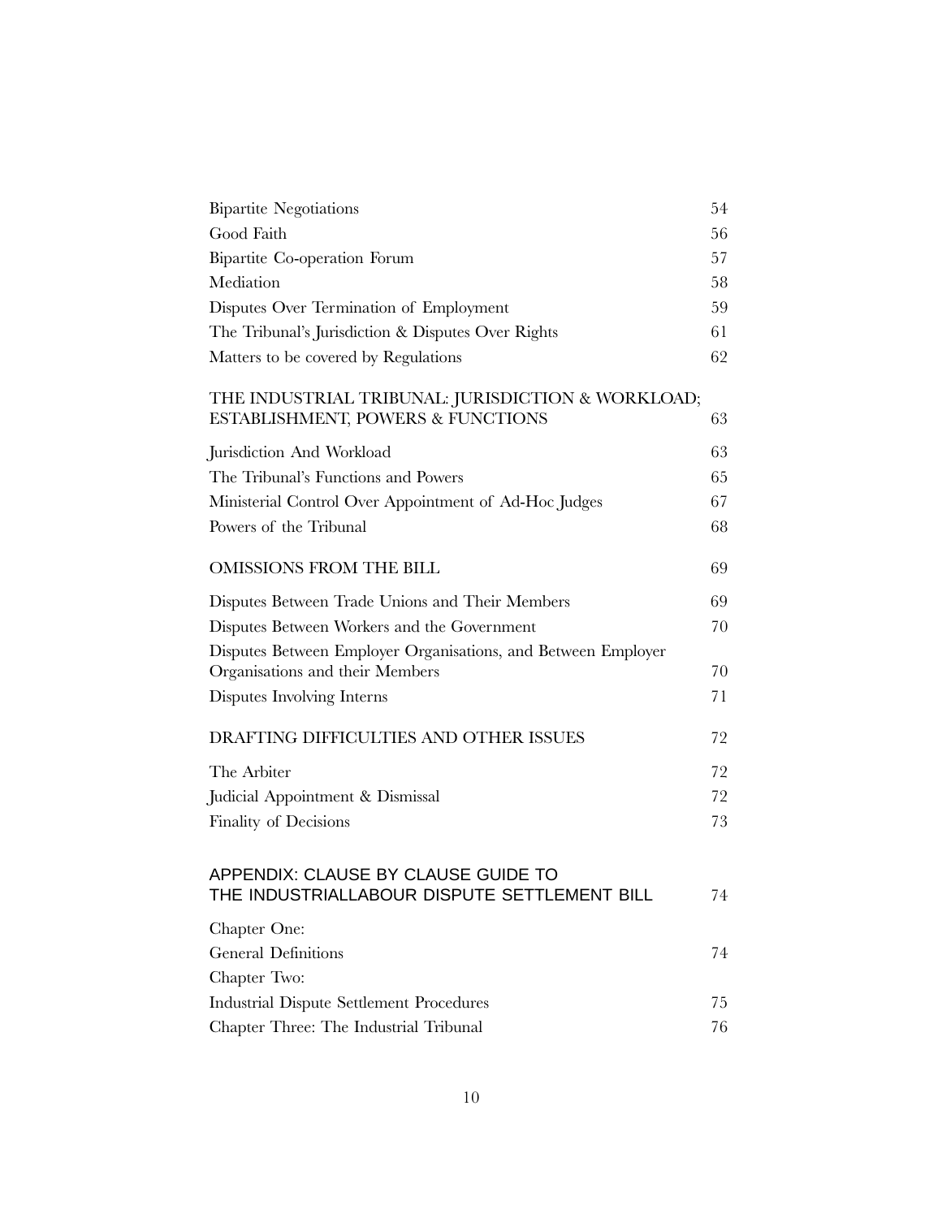| | |
|---|---|
| Bipartite Negotiations | 54 |
| Good Faith | 56 |
| Bipartite Co-operation Forum | 57 |
| Mediation | 58 |
| Disputes Over Termination of Employment | 59 |
| The Tribunal's Jurisdiction & Disputes Over Rights | 61 |
| Matters to be covered by Regulations | 62 |
| THE INDUSTRIAL TRIBUNAL: JURISDICTION & WORKLOAD; ESTABLISHMENT, POWERS & FUNCTIONS | 63 |
| Jurisdiction And Workload | 63 |
| The Tribunal's Functions and Powers | 65 |
| Ministerial Control Over Appointment of Ad-Hoc Judges | 67 |
| Powers of the Tribunal | 68 |
| OMISSIONS FROM THE BILL | 69 |
| Disputes Between Trade Unions and Their Members | 69 |
| Disputes Between Workers and the Government | 70 |
| Disputes Between Employer Organisations, and Between Employer Organisations and their Members | 70 |
| Disputes Involving Interns | 71 |
| DRAFTING DIFFICULTIES AND OTHER ISSUES | 72 |
| The Arbiter | 72 |
| Judicial Appointment & Dismissal | 72 |
| Finality of Decisions | 73 |
| APPENDIX: CLAUSE BY CLAUSE GUIDE TO THE INDUSTRIALLABOUR DISPUTE SETTLEMENT BILL | 74 |
| Chapter One: General Definitions | 74 |
| Chapter Two: Industrial Dispute Settlement Procedures | 75 |
| Chapter Three: The Industrial Tribunal | 76 |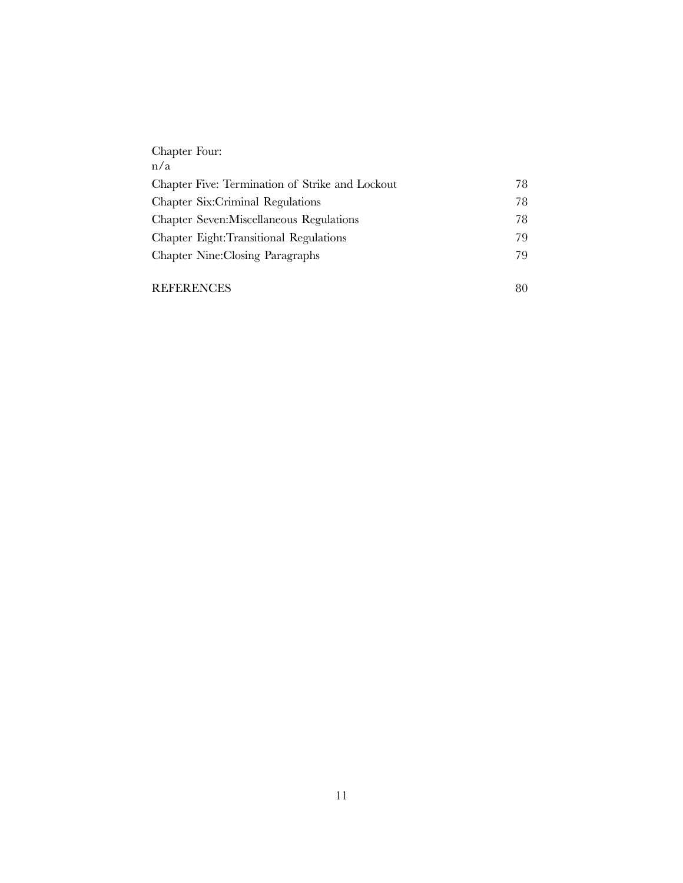Chapter Four:
n/a

| | |
|---|---|
| Chapter Five: Termination of Strike and Lockout | 78 |
| Chapter Six:Criminal Regulations | 78 |
| Chapter Seven:Miscellaneous Regulations | 78 |
| Chapter Eight:Transitional Regulations | 79 |
| Chapter Nine:Closing Paragraphs | 79 |
| | |
| REFERENCES | 80 |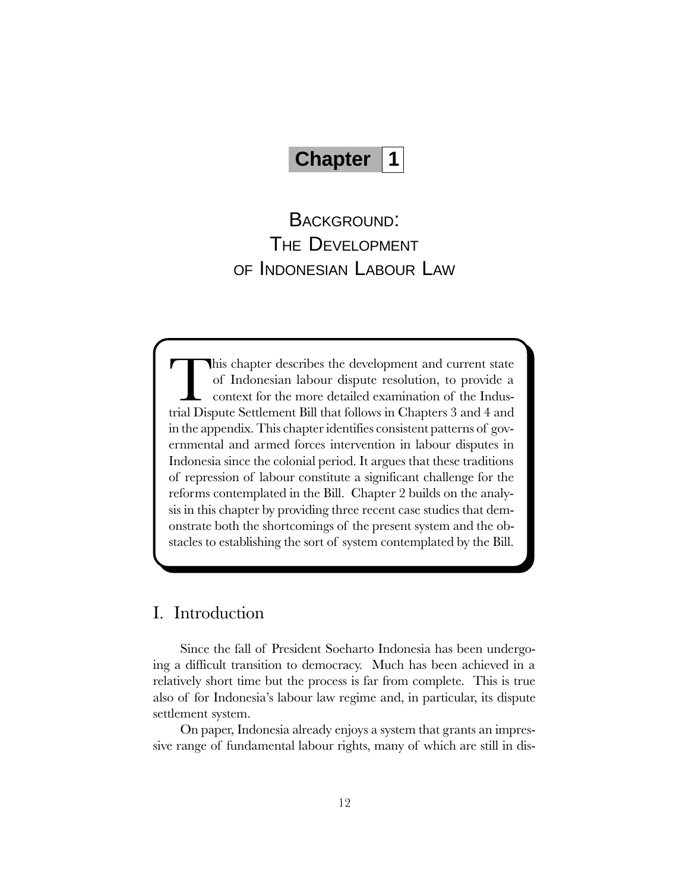# Chapter 1

## Background: The Development of Indonesian Labour Law

This chapter describes the development and current state of Indonesian labour dispute resolution, to provide a context for the more detailed examination of the Industrial Dispute Settlement Bill that follows in Chapters 3 and 4 and in the appendix. This chapter identifies consistent patterns of governmental and armed forces intervention in labour disputes in Indonesia since the colonial period. It argues that these traditions of repression of labour constitute a significant challenge for the reforms contemplated in the Bill. Chapter 2 builds on the analysis in this chapter by providing three recent case studies that demonstrate both the shortcomings of the present system and the obstacles to establishing the sort of system contemplated by the Bill.

## I. Introduction

Since the fall of President Soeharto Indonesia has been undergoing a difficult transition to democracy. Much has been achieved in a relatively short time but the process is far from complete. This is true also of for Indonesia's labour law regime and, in particular, its dispute settlement system.

On paper, Indonesia already enjoys a system that grants an impressive range of fundamental labour rights, many of which are still in dis-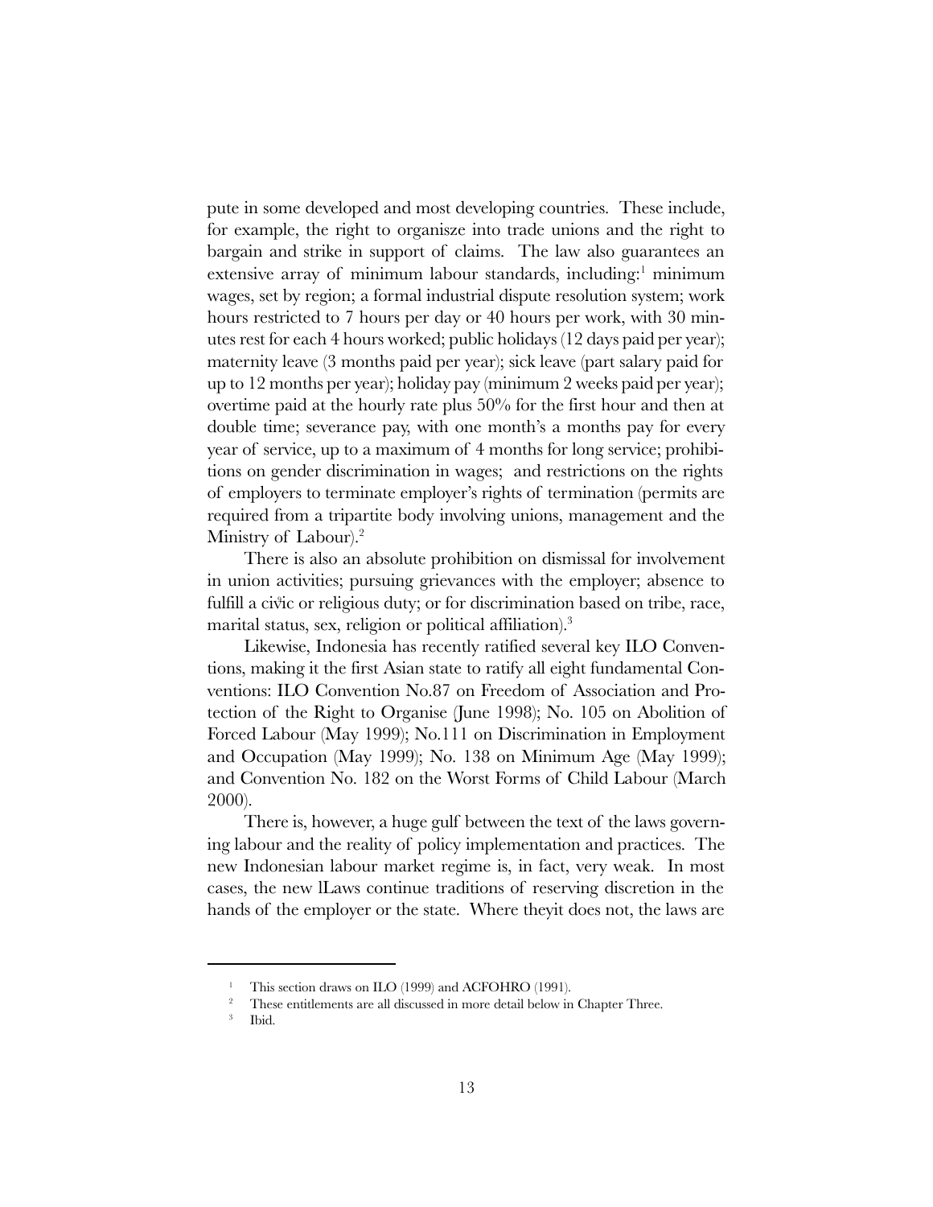pute in some developed and most developing countries. These include, for example, the right to organisze into trade unions and the right to bargain and strike in support of claims. The law also guarantees an extensive array of minimum labour standards, including:[1] minimum wages, set by region; a formal industrial dispute resolution system; work hours restricted to 7 hours per day or 40 hours per work, with 30 minutes rest for each 4 hours worked; public holidays (12 days paid per year); maternity leave (3 months paid per year); sick leave (part salary paid for up to 12 months per year); holiday pay (minimum 2 weeks paid per year); overtime paid at the hourly rate plus 50% for the first hour and then at double time; severance pay, with one month's a months pay for every year of service, up to a maximum of 4 months for long service; prohibitions on gender discrimination in wages; and restrictions on the rights of employers to terminate employer's rights of termination (permits are required from a tripartite body involving unions, management and the Ministry of Labour).[2]

There is also an absolute prohibition on dismissal for involvement in union activities; pursuing grievances with the employer; absence to fulfill a civic or religious duty; or for discrimination based on tribe, race, marital status, sex, religion or political affiliation).[3]

Likewise, Indonesia has recently ratified several key ILO Conventions, making it the first Asian state to ratify all eight fundamental Conventions: ILO Convention No.87 on Freedom of Association and Protection of the Right to Organise (June 1998); No. 105 on Abolition of Forced Labour (May 1999); No.111 on Discrimination in Employment and Occupation (May 1999); No. 138 on Minimum Age (May 1999); and Convention No. 182 on the Worst Forms of Child Labour (March 2000).

There is, however, a huge gulf between the text of the laws governing labour and the reality of policy implementation and practices. The new Indonesian labour market regime is, in fact, very weak. In most cases, the new lLaws continue traditions of reserving discretion in the hands of the employer or the state. Where theyit does not, the laws are

---

[1] This section draws on ILO (1999) and ACFOHRO (1991).

[2] These entitlements are all discussed in more detail below in Chapter Three.

[3] Ibid.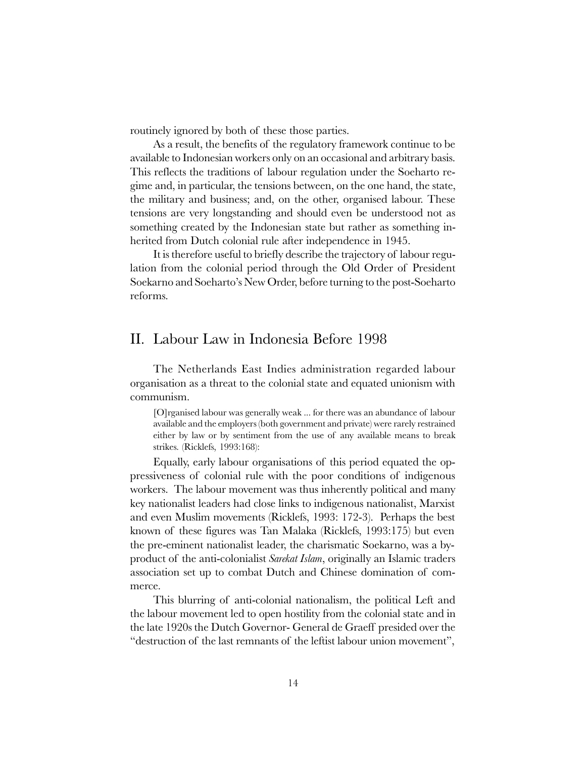routinely ignored by both of these those parties.

As a result, the benefits of the regulatory framework continue to be available to Indonesian workers only on an occasional and arbitrary basis. This reflects the traditions of labour regulation under the Soeharto regime and, in particular, the tensions between, on the one hand, the state, the military and business; and, on the other, organised labour. These tensions are very longstanding and should even be understood not as something created by the Indonesian state but rather as something inherited from Dutch colonial rule after independence in 1945.

It is therefore useful to briefly describe the trajectory of labour regulation from the colonial period through the Old Order of President Soekarno and Soeharto's New Order, before turning to the post-Soeharto reforms.

## II. Labour Law in Indonesia Before 1998

The Netherlands East Indies administration regarded labour organisation as a threat to the colonial state and equated unionism with communism.

> [O]rganised labour was generally weak ... for there was an abundance of labour available and the employers (both government and private) were rarely restrained either by law or by sentiment from the use of any available means to break strikes. (Ricklefs, 1993:168):

Equally, early labour organisations of this period equated the oppressiveness of colonial rule with the poor conditions of indigenous workers. The labour movement was thus inherently political and many key nationalist leaders had close links to indigenous nationalist, Marxist and even Muslim movements (Ricklefs, 1993: 172-3). Perhaps the best known of these figures was Tan Malaka (Ricklefs, 1993:175) but even the pre-eminent nationalist leader, the charismatic Soekarno, was a by-product of the anti-colonialist *Sarekat Islam*, originally an Islamic traders association set up to combat Dutch and Chinese domination of commerce.

This blurring of anti-colonial nationalism, the political Left and the labour movement led to open hostility from the colonial state and in the late 1920s the Dutch Governor- General de Graeff presided over the "destruction of the last remnants of the leftist labour union movement",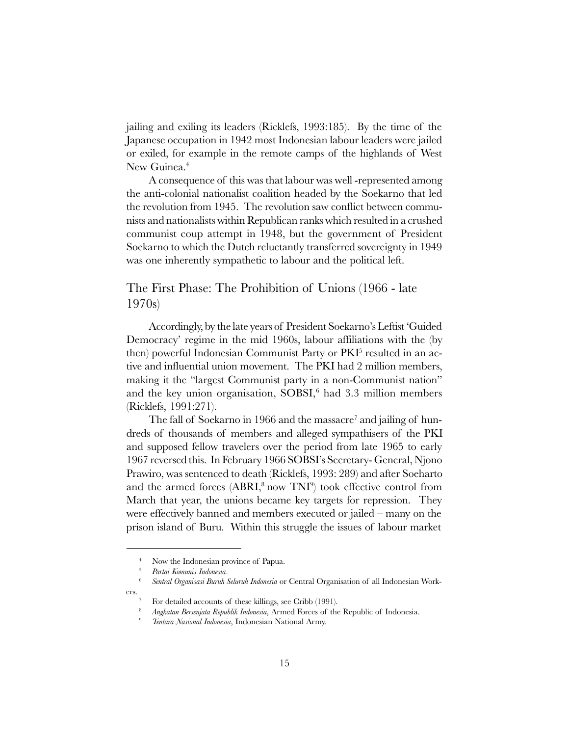jailing and exiling its leaders (Ricklefs, 1993:185). By the time of the Japanese occupation in 1942 most Indonesian labour leaders were jailed or exiled, for example in the remote camps of the highlands of West New Guinea.[4]

A consequence of this was that labour was well -represented among the anti-colonial nationalist coalition headed by the Soekarno that led the revolution from 1945. The revolution saw conflict between communists and nationalists within Republican ranks which resulted in a crushed communist coup attempt in 1948, but the government of President Soekarno to which the Dutch reluctantly transferred sovereignty in 1949 was one inherently sympathetic to labour and the political left.

## The First Phase: The Prohibition of Unions (1966 - late 1970s)

Accordingly, by the late years of President Soekarno's Leftist 'Guided Democracy' regime in the mid 1960s, labour affiliations with the (by then) powerful Indonesian Communist Party or PKI[5] resulted in an active and influential union movement. The PKI had 2 million members, making it the "largest Communist party in a non-Communist nation" and the key union organisation, SOBSI,[6] had 3.3 million members (Ricklefs, 1991:271).

The fall of Soekarno in 1966 and the massacre[7] and jailing of hundreds of thousands of members and alleged sympathisers of the PKI and supposed fellow travelers over the period from late 1965 to early 1967 reversed this. In February 1966 SOBSI's Secretary- General, Njono Prawiro, was sentenced to death (Ricklefs, 1993: 289) and after Soeharto and the armed forces (ABRI,[8] now TNI[9]) took effective control from March that year, the unions became key targets for repression. They were effectively banned and members executed or jailed – many on the prison island of Buru. Within this struggle the issues of labour market

---

[4] Now the Indonesian province of Papua.

[5] *Partai Komunis Indonesia*.

[6] *Sentral Organisasi Buruh Seluruh Indonesia* or Central Organisation of all Indonesian Workers.

[7] For detailed accounts of these killings, see Cribb (1991).

[8] *Angkatan Bersenjata Republik Indonesia*, Armed Forces of the Republic of Indonesia.

[9] *Tentara Nasional Indonesia*, Indonesian National Army.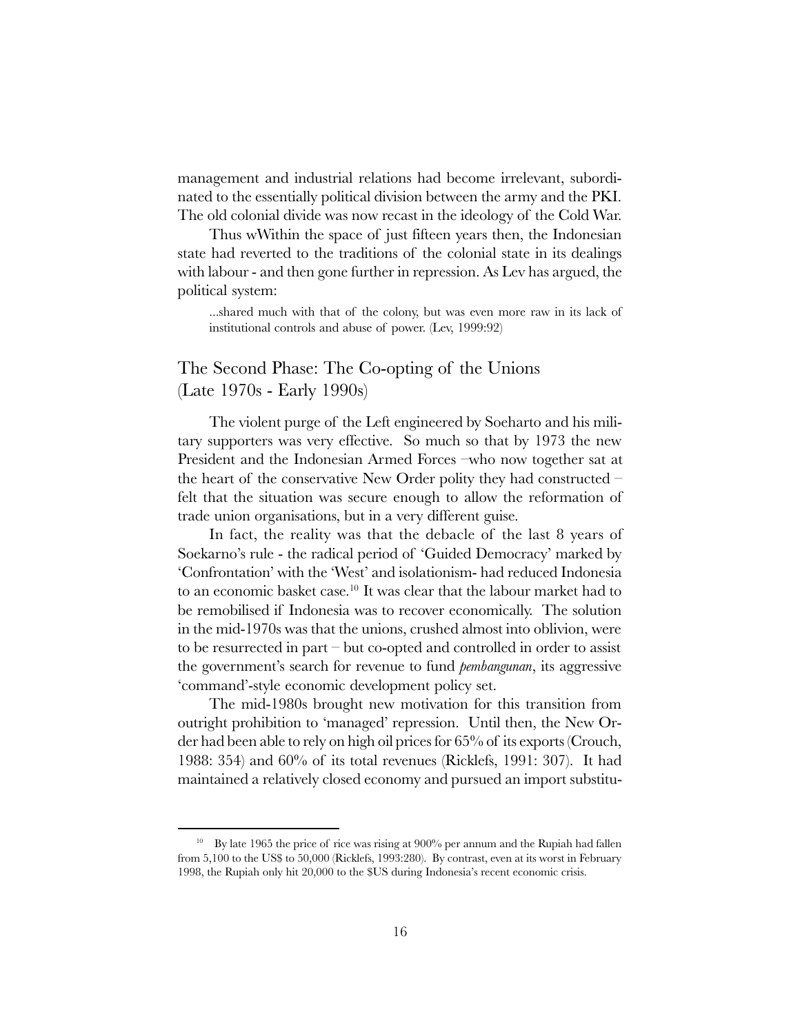management and industrial relations had become irrelevant, subordinated to the essentially political division between the army and the PKI. The old colonial divide was now recast in the ideology of the Cold War.

Thus wWithin the space of just fifteen years then, the Indonesian state had reverted to the traditions of the colonial state in its dealings with labour - and then gone further in repression. As Lev has argued, the political system:

> ...shared much with that of the colony, but was even more raw in its lack of institutional controls and abuse of power. (Lev, 1999:92)

## The Second Phase: The Co-opting of the Unions (Late 1970s - Early 1990s)

The violent purge of the Left engineered by Soeharto and his military supporters was very effective. So much so that by 1973 the new President and the Indonesian Armed Forces –who now together sat at the heart of the conservative New Order polity they had constructed – felt that the situation was secure enough to allow the reformation of trade union organisations, but in a very different guise.

In fact, the reality was that the debacle of the last 8 years of Soekarno's rule - the radical period of 'Guided Democracy' marked by 'Confrontation' with the 'West' and isolationism- had reduced Indonesia to an economic basket case.[10] It was clear that the labour market had to be remobilised if Indonesia was to recover economically. The solution in the mid-1970s was that the unions, crushed almost into oblivion, were to be resurrected in part – but co-opted and controlled in order to assist the government's search for revenue to fund *pembangunan*, its aggressive 'command'-style economic development policy set.

The mid-1980s brought new motivation for this transition from outright prohibition to 'managed' repression. Until then, the New Order had been able to rely on high oil prices for 65% of its exports (Crouch, 1988: 354) and 60% of its total revenues (Ricklefs, 1991: 307). It had maintained a relatively closed economy and pursued an import substitu-

---

[10] By late 1965 the price of rice was rising at 900% per annum and the Rupiah had fallen from 5,100 to the US$ to 50,000 (Ricklefs, 1993:280). By contrast, even at its worst in February 1998, the Rupiah only hit 20,000 to the $US during Indonesia's recent economic crisis.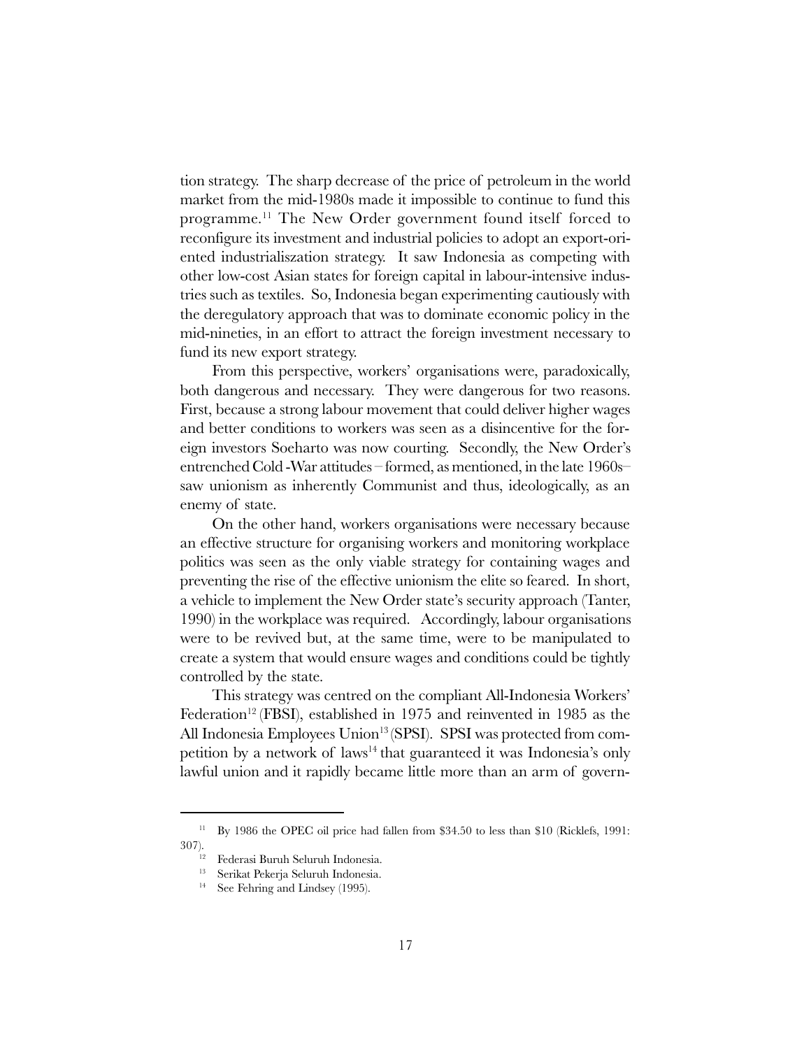tion strategy. The sharp decrease of the price of petroleum in the world market from the mid-1980s made it impossible to continue to fund this programme.[11] The New Order government found itself forced to reconfigure its investment and industrial policies to adopt an export-oriented industrialiszation strategy. It saw Indonesia as competing with other low-cost Asian states for foreign capital in labour-intensive industries such as textiles. So, Indonesia began experimenting cautiously with the deregulatory approach that was to dominate economic policy in the mid-nineties, in an effort to attract the foreign investment necessary to fund its new export strategy.

From this perspective, workers' organisations were, paradoxically, both dangerous and necessary. They were dangerous for two reasons. First, because a strong labour movement that could deliver higher wages and better conditions to workers was seen as a disincentive for the foreign investors Soeharto was now courting. Secondly, the New Order's entrenched Cold -War attitudes – formed, as mentioned, in the late 1960s– saw unionism as inherently Communist and thus, ideologically, as an enemy of state.

On the other hand, workers organisations were necessary because an effective structure for organising workers and monitoring workplace politics was seen as the only viable strategy for containing wages and preventing the rise of the effective unionism the elite so feared. In short, a vehicle to implement the New Order state's security approach (Tanter, 1990) in the workplace was required. Accordingly, labour organisations were to be revived but, at the same time, were to be manipulated to create a system that would ensure wages and conditions could be tightly controlled by the state.

This strategy was centred on the compliant All-Indonesia Workers' Federation[12] (FBSI), established in 1975 and reinvented in 1985 as the All Indonesia Employees Union[13] (SPSI). SPSI was protected from competition by a network of laws[14] that guaranteed it was Indonesia's only lawful union and it rapidly became little more than an arm of govern-

---

[11] By 1986 the OPEC oil price had fallen from $34.50 to less than $10 (Ricklefs, 1991: 307).

[12] Federasi Buruh Seluruh Indonesia.

[13] Serikat Pekerja Seluruh Indonesia.

[14] See Fehring and Lindsey (1995).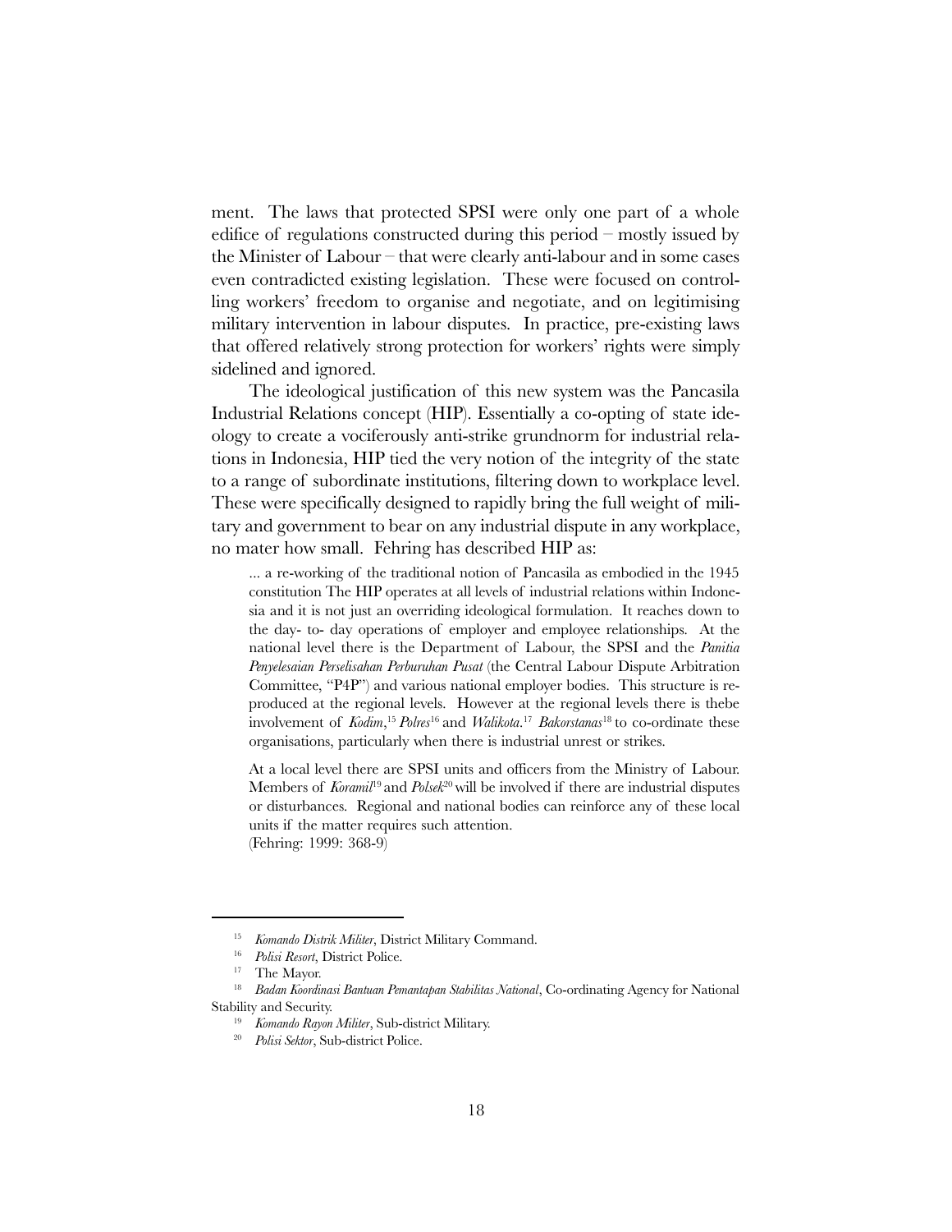ment. The laws that protected SPSI were only one part of a whole edifice of regulations constructed during this period – mostly issued by the Minister of Labour – that were clearly anti-labour and in some cases even contradicted existing legislation. These were focused on controlling workers' freedom to organise and negotiate, and on legitimising military intervention in labour disputes. In practice, pre-existing laws that offered relatively strong protection for workers' rights were simply sidelined and ignored.

The ideological justification of this new system was the Pancasila Industrial Relations concept (HIP). Essentially a co-opting of state ideology to create a vociferously anti-strike grundnorm for industrial relations in Indonesia, HIP tied the very notion of the integrity of the state to a range of subordinate institutions, filtering down to workplace level. These were specifically designed to rapidly bring the full weight of military and government to bear on any industrial dispute in any workplace, no mater how small. Fehring has described HIP as:

> ... a re-working of the traditional notion of Pancasila as embodied in the 1945 constitution The HIP operates at all levels of industrial relations within Indonesia and it is not just an overriding ideological formulation. It reaches down to the day- to- day operations of employer and employee relationships. At the national level there is the Department of Labour, the SPSI and the *Panitia Penyelesaian Perselisahan Perburuhan Pusat* (the Central Labour Dispute Arbitration Committee, "P4P") and various national employer bodies. This structure is reproduced at the regional levels. However at the regional levels there is thebe involvement of *Kodim*,[15] *Polres*[16] and *Walikota*.[17] *Bakorstanas*[18] to co-ordinate these organisations, particularly when there is industrial unrest or strikes.
>
> At a local level there are SPSI units and officers from the Ministry of Labour. Members of *Koramil*[19] and *Polsek*[20] will be involved if there are industrial disputes or disturbances. Regional and national bodies can reinforce any of these local units if the matter requires such attention.
> (Fehring: 1999: 368-9)

---

[15] *Komando Distrik Militer*, District Military Command.

[16] *Polisi Resort*, District Police.

[17] The Mayor.

[18] *Badan Koordinasi Bantuan Pemantapan Stabilitas National*, Co-ordinating Agency for National Stability and Security.

[19] *Komando Rayon Militer*, Sub-district Military.

[20] *Polisi Sektor*, Sub-district Police.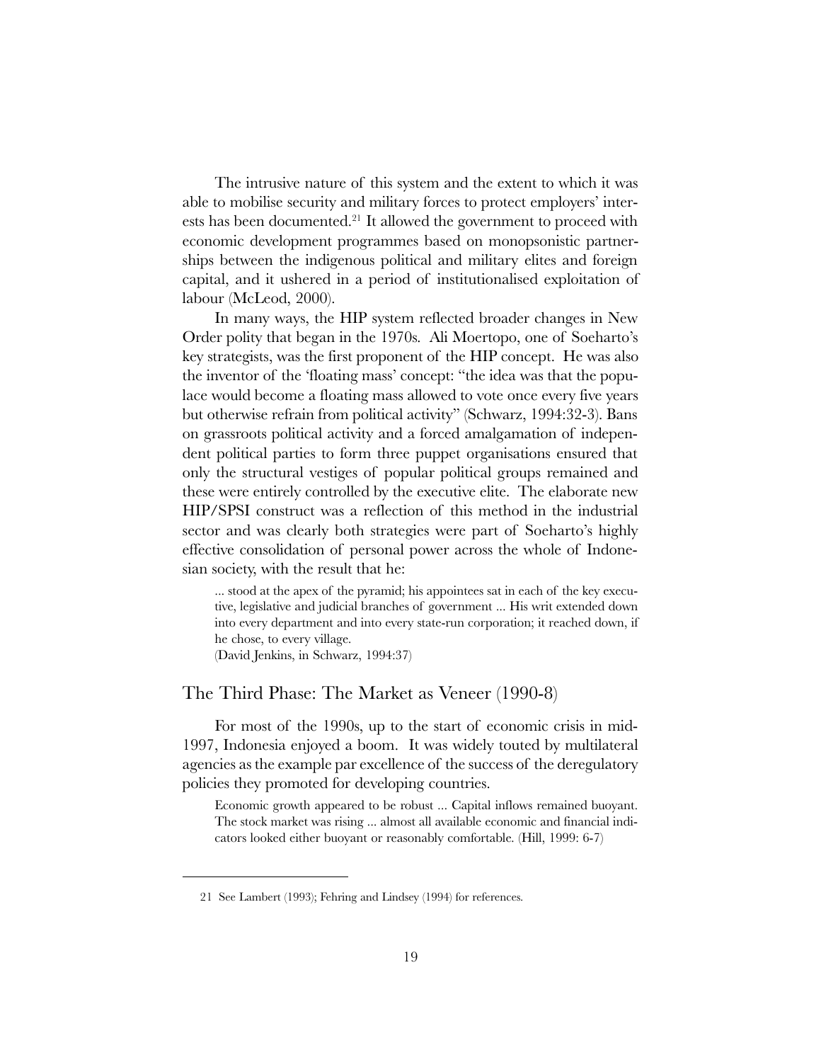The intrusive nature of this system and the extent to which it was able to mobilise security and military forces to protect employers' interests has been documented.[21] It allowed the government to proceed with economic development programmes based on monopsonistic partnerships between the indigenous political and military elites and foreign capital, and it ushered in a period of institutionalised exploitation of labour (McLeod, 2000).

In many ways, the HIP system reflected broader changes in New Order polity that began in the 1970s. Ali Moertopo, one of Soeharto's key strategists, was the first proponent of the HIP concept. He was also the inventor of the 'floating mass' concept: "the idea was that the populace would become a floating mass allowed to vote once every five years but otherwise refrain from political activity" (Schwarz, 1994:32-3). Bans on grassroots political activity and a forced amalgamation of independent political parties to form three puppet organisations ensured that only the structural vestiges of popular political groups remained and these were entirely controlled by the executive elite. The elaborate new HIP/SPSI construct was a reflection of this method in the industrial sector and was clearly both strategies were part of Soeharto's highly effective consolidation of personal power across the whole of Indonesian society, with the result that he:

> ... stood at the apex of the pyramid; his appointees sat in each of the key executive, legislative and judicial branches of government ... His writ extended down into every department and into every state-run corporation; it reached down, if he chose, to every village.
> (David Jenkins, in Schwarz, 1994:37)

## The Third Phase: The Market as Veneer (1990-8)

For most of the 1990s, up to the start of economic crisis in mid-1997, Indonesia enjoyed a boom. It was widely touted by multilateral agencies as the example par excellence of the success of the deregulatory policies they promoted for developing countries.

> Economic growth appeared to be robust ... Capital inflows remained buoyant. The stock market was rising ... almost all available economic and financial indicators looked either buoyant or reasonably comfortable. (Hill, 1999: 6-7)

---

21 See Lambert (1993); Fehring and Lindsey (1994) for references.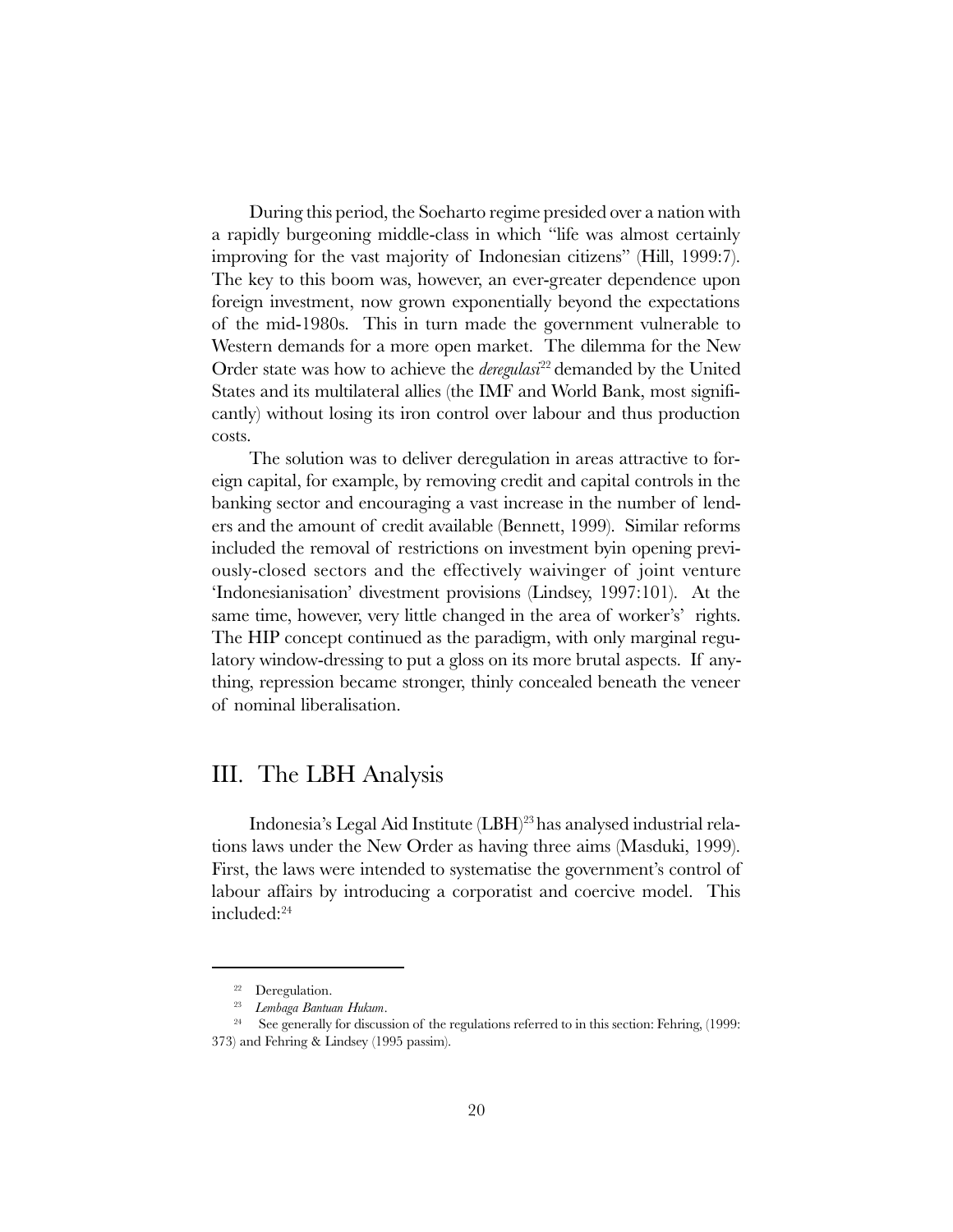During this period, the Soeharto regime presided over a nation with a rapidly burgeoning middle-class in which "life was almost certainly improving for the vast majority of Indonesian citizens" (Hill, 1999:7). The key to this boom was, however, an ever-greater dependence upon foreign investment, now grown exponentially beyond the expectations of the mid-1980s. This in turn made the government vulnerable to Western demands for a more open market. The dilemma for the New Order state was how to achieve the *deregulasi*[22] demanded by the United States and its multilateral allies (the IMF and World Bank, most significantly) without losing its iron control over labour and thus production costs.

The solution was to deliver deregulation in areas attractive to foreign capital, for example, by removing credit and capital controls in the banking sector and encouraging a vast increase in the number of lenders and the amount of credit available (Bennett, 1999). Similar reforms included the removal of restrictions on investment byin opening previously-closed sectors and the effectively waivinger of joint venture 'Indonesianisation' divestment provisions (Lindsey, 1997:101). At the same time, however, very little changed in the area of worker's' rights. The HIP concept continued as the paradigm, with only marginal regulatory window-dressing to put a gloss on its more brutal aspects. If anything, repression became stronger, thinly concealed beneath the veneer of nominal liberalisation.

## III. The LBH Analysis

Indonesia's Legal Aid Institute (LBH)[23] has analysed industrial relations laws under the New Order as having three aims (Masduki, 1999). First, the laws were intended to systematise the government's control of labour affairs by introducing a corporatist and coercive model. This included:[24]

---

[22] Deregulation.

[23] *Lembaga Bantuan Hukum*.

[24] See generally for discussion of the regulations referred to in this section: Fehring, (1999: 373) and Fehring & Lindsey (1995 passim).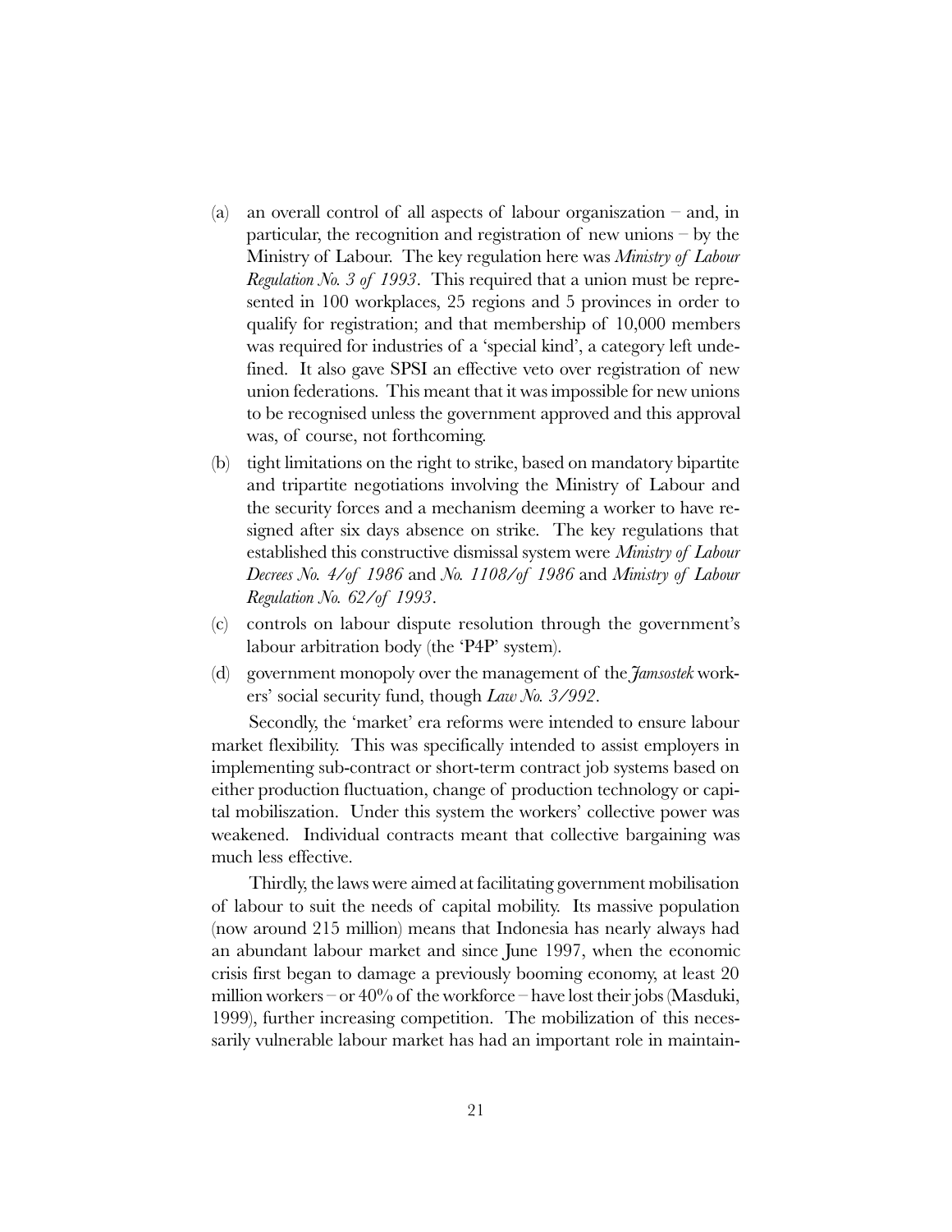(a) an overall control of all aspects of labour organiszation – and, in particular, the recognition and registration of new unions – by the Ministry of Labour. The key regulation here was *Ministry of Labour Regulation No. 3 of 1993*. This required that a union must be represented in 100 workplaces, 25 regions and 5 provinces in order to qualify for registration; and that membership of 10,000 members was required for industries of a 'special kind', a category left undefined. It also gave SPSI an effective veto over registration of new union federations. This meant that it was impossible for new unions to be recognised unless the government approved and this approval was, of course, not forthcoming.

(b) tight limitations on the right to strike, based on mandatory bipartite and tripartite negotiations involving the Ministry of Labour and the security forces and a mechanism deeming a worker to have resigned after six days absence on strike. The key regulations that established this constructive dismissal system were *Ministry of Labour Decrees No. 4/of 1986* and *No. 1108/of 1986* and *Ministry of Labour Regulation No. 62/of 1993*.

(c) controls on labour dispute resolution through the government's labour arbitration body (the 'P4P' system).

(d) government monopoly over the management of the *Jamsostek* workers' social security fund, though *Law No. 3/992*.

Secondly, the 'market' era reforms were intended to ensure labour market flexibility. This was specifically intended to assist employers in implementing sub-contract or short-term contract job systems based on either production fluctuation, change of production technology or capital mobiliszation. Under this system the workers' collective power was weakened. Individual contracts meant that collective bargaining was much less effective.

Thirdly, the laws were aimed at facilitating government mobilisation of labour to suit the needs of capital mobility. Its massive population (now around 215 million) means that Indonesia has nearly always had an abundant labour market and since June 1997, when the economic crisis first began to damage a previously booming economy, at least 20 million workers – or 40% of the workforce – have lost their jobs (Masduki, 1999), further increasing competition. The mobilization of this necessarily vulnerable labour market has had an important role in maintain-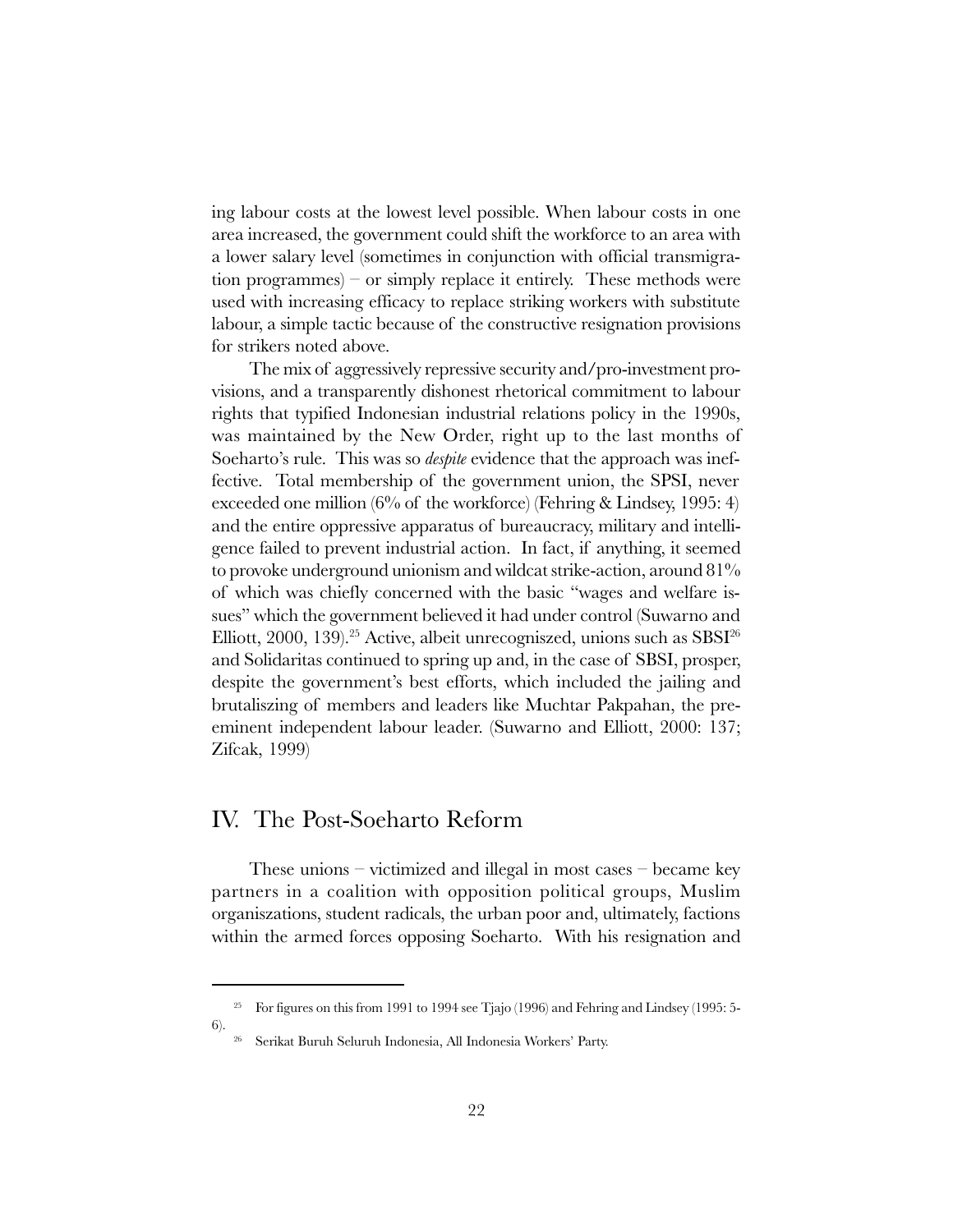ing labour costs at the lowest level possible. When labour costs in one area increased, the government could shift the workforce to an area with a lower salary level (sometimes in conjunction with official transmigration programmes) – or simply replace it entirely. These methods were used with increasing efficacy to replace striking workers with substitute labour, a simple tactic because of the constructive resignation provisions for strikers noted above.

The mix of aggressively repressive security and/pro-investment provisions, and a transparently dishonest rhetorical commitment to labour rights that typified Indonesian industrial relations policy in the 1990s, was maintained by the New Order, right up to the last months of Soeharto's rule. This was so *despite* evidence that the approach was ineffective. Total membership of the government union, the SPSI, never exceeded one million (6% of the workforce) (Fehring & Lindsey, 1995: 4) and the entire oppressive apparatus of bureaucracy, military and intelligence failed to prevent industrial action. In fact, if anything, it seemed to provoke underground unionism and wildcat strike-action, around 81% of which was chiefly concerned with the basic "wages and welfare issues" which the government believed it had under control (Suwarno and Elliott, 2000, 139).[25] Active, albeit unrecogniszed, unions such as SBSI[26] and Solidaritas continued to spring up and, in the case of SBSI, prosper, despite the government's best efforts, which included the jailing and brutaliszing of members and leaders like Muchtar Pakpahan, the preeminent independent labour leader. (Suwarno and Elliott, 2000: 137; Zifcak, 1999)

## IV. The Post-Soeharto Reform

These unions – victimized and illegal in most cases – became key partners in a coalition with opposition political groups, Muslim organiszations, student radicals, the urban poor and, ultimately, factions within the armed forces opposing Soeharto. With his resignation and

---

[25] For figures on this from 1991 to 1994 see Tjajo (1996) and Fehring and Lindsey (1995: 5-6).

[26] Serikat Buruh Seluruh Indonesia, All Indonesia Workers' Party.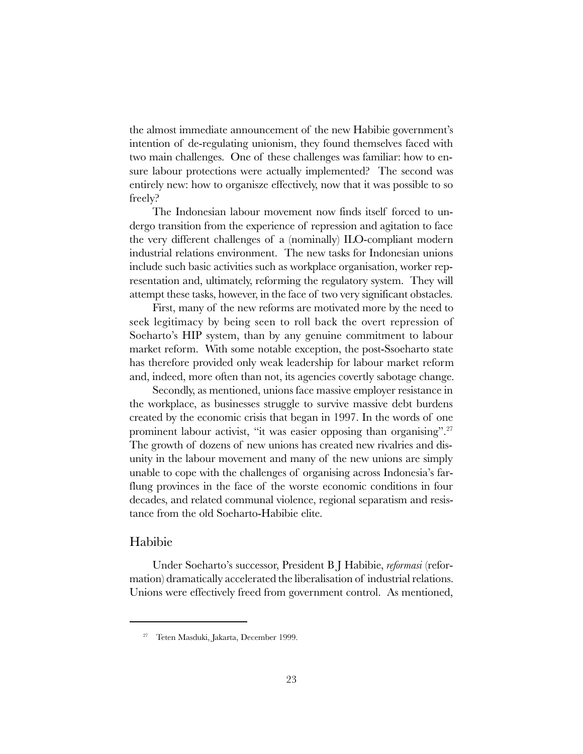the almost immediate announcement of the new Habibie government's intention of de-regulating unionism, they found themselves faced with two main challenges. One of these challenges was familiar: how to ensure labour protections were actually implemented? The second was entirely new: how to organisze effectively, now that it was possible to so freely?

The Indonesian labour movement now finds itself forced to undergo transition from the experience of repression and agitation to face the very different challenges of a (nominally) ILO-compliant modern industrial relations environment. The new tasks for Indonesian unions include such basic activities such as workplace organisation, worker representation and, ultimately, reforming the regulatory system. They will attempt these tasks, however, in the face of two very significant obstacles.

First, many of the new reforms are motivated more by the need to seek legitimacy by being seen to roll back the overt repression of Soeharto's HIP system, than by any genuine commitment to labour market reform. With some notable exception, the post-Ssoeharto state has therefore provided only weak leadership for labour market reform and, indeed, more often than not, its agencies covertly sabotage change.

Secondly, as mentioned, unions face massive employer resistance in the workplace, as businesses struggle to survive massive debt burdens created by the economic crisis that began in 1997. In the words of one prominent labour activist, "it was easier opposing than organising".[27] The growth of dozens of new unions has created new rivalries and disunity in the labour movement and many of the new unions are simply unable to cope with the challenges of organising across Indonesia's far-flung provinces in the face of the worste economic conditions in four decades, and related communal violence, regional separatism and resistance from the old Soeharto-Habibie elite.

## Habibie

Under Soeharto's successor, President B J Habibie, *reformasi* (reformation) dramatically accelerated the liberalisation of industrial relations. Unions were effectively freed from government control. As mentioned,

---

[27] Teten Masduki, Jakarta, December 1999.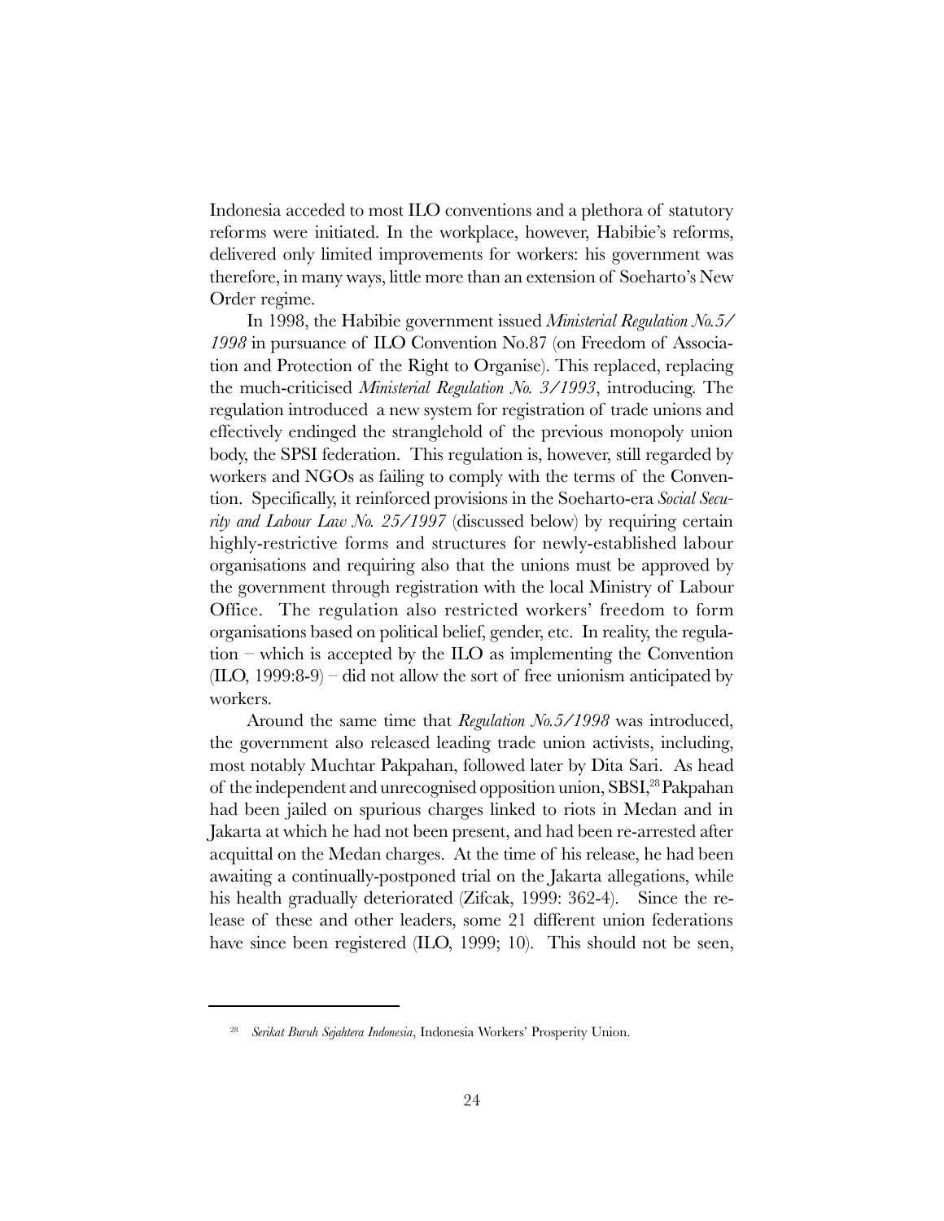Indonesia acceded to most ILO conventions and a plethora of statutory reforms were initiated. In the workplace, however, Habibie's reforms, delivered only limited improvements for workers: his government was therefore, in many ways, little more than an extension of Soeharto's New Order regime.

In 1998, the Habibie government issued *Ministerial Regulation No.5/1998* in pursuance of ILO Convention No.87 (on Freedom of Association and Protection of the Right to Organise). This replaced, replacing the much-criticised *Ministerial Regulation No. 3/1993*, introducing. The regulation introduced a new system for registration of trade unions and effectively endinged the stranglehold of the previous monopoly union body, the SPSI federation. This regulation is, however, still regarded by workers and NGOs as failing to comply with the terms of the Convention. Specifically, it reinforced provisions in the Soeharto-era *Social Security and Labour Law No. 25/1997* (discussed below) by requiring certain highly-restrictive forms and structures for newly-established labour organisations and requiring also that the unions must be approved by the government through registration with the local Ministry of Labour Office. The regulation also restricted workers' freedom to form organisations based on political belief, gender, etc. In reality, the regulation – which is accepted by the ILO as implementing the Convention (ILO, 1999:8-9) – did not allow the sort of free unionism anticipated by workers.

Around the same time that *Regulation No.5/1998* was introduced, the government also released leading trade union activists, including, most notably Muchtar Pakpahan, followed later by Dita Sari. As head of the independent and unrecognised opposition union, SBSI,[28] Pakpahan had been jailed on spurious charges linked to riots in Medan and in Jakarta at which he had not been present, and had been re-arrested after acquittal on the Medan charges. At the time of his release, he had been awaiting a continually-postponed trial on the Jakarta allegations, while his health gradually deteriorated (Zifcak, 1999: 362-4). Since the release of these and other leaders, some 21 different union federations have since been registered (ILO, 1999; 10). This should not be seen,

[28] *Serikat Buruh Sejahtera Indonesia*, Indonesia Workers' Prosperity Union.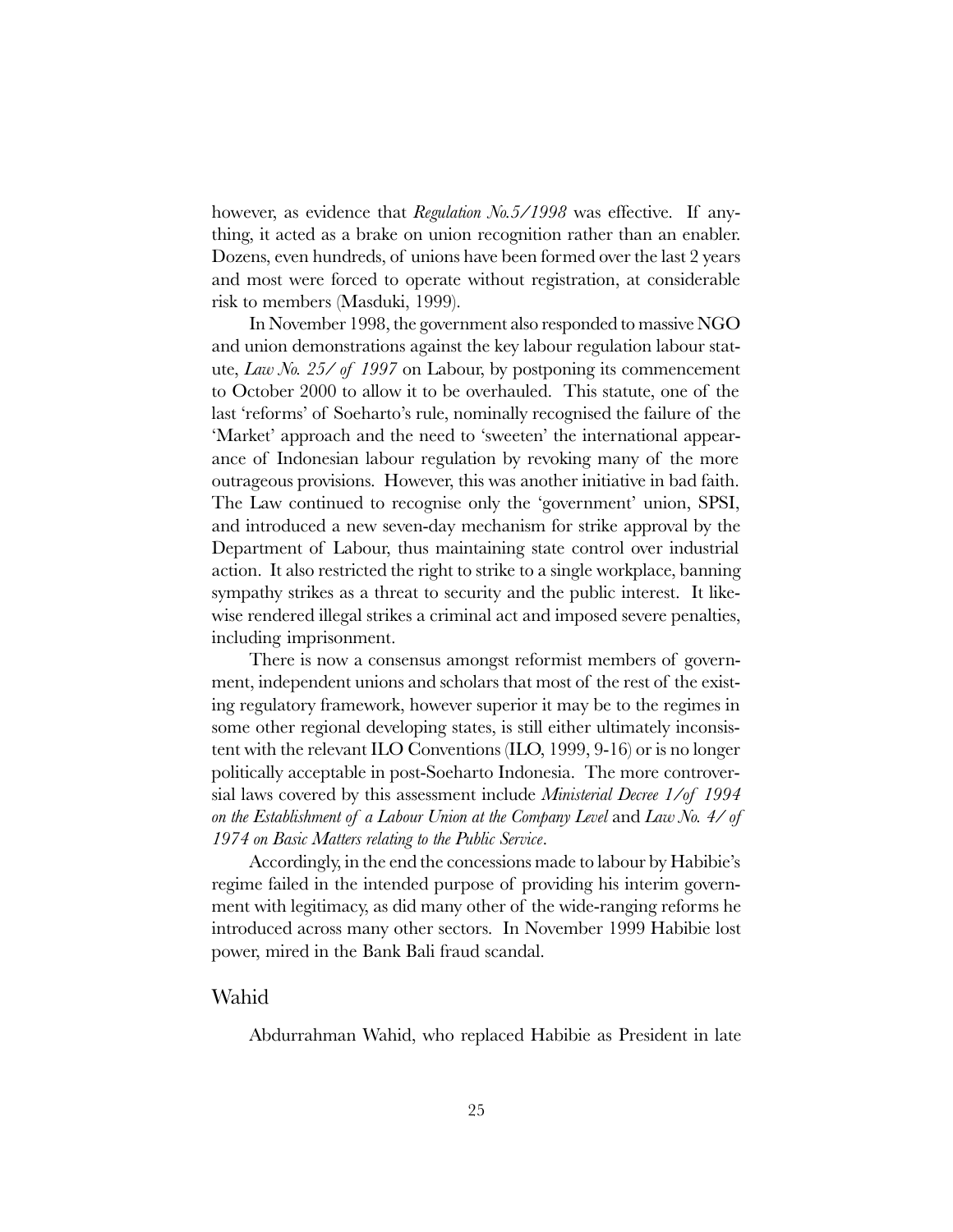however, as evidence that *Regulation No.5/1998* was effective. If anything, it acted as a brake on union recognition rather than an enabler. Dozens, even hundreds, of unions have been formed over the last 2 years and most were forced to operate without registration, at considerable risk to members (Masduki, 1999).

In November 1998, the government also responded to massive NGO and union demonstrations against the key labour regulation labour statute, *Law No. 25/ of 1997* on Labour, by postponing its commencement to October 2000 to allow it to be overhauled. This statute, one of the last 'reforms' of Soeharto's rule, nominally recognised the failure of the 'Market' approach and the need to 'sweeten' the international appearance of Indonesian labour regulation by revoking many of the more outrageous provisions. However, this was another initiative in bad faith. The Law continued to recognise only the 'government' union, SPSI, and introduced a new seven-day mechanism for strike approval by the Department of Labour, thus maintaining state control over industrial action. It also restricted the right to strike to a single workplace, banning sympathy strikes as a threat to security and the public interest. It likewise rendered illegal strikes a criminal act and imposed severe penalties, including imprisonment.

There is now a consensus amongst reformist members of government, independent unions and scholars that most of the rest of the existing regulatory framework, however superior it may be to the regimes in some other regional developing states, is still either ultimately inconsistent with the relevant ILO Conventions (ILO, 1999, 9-16) or is no longer politically acceptable in post-Soeharto Indonesia. The more controversial laws covered by this assessment include *Ministerial Decree 1/of 1994 on the Establishment of a Labour Union at the Company Level* and *Law No. 4/ of 1974 on Basic Matters relating to the Public Service*.

Accordingly, in the end the concessions made to labour by Habibie's regime failed in the intended purpose of providing his interim government with legitimacy, as did many other of the wide-ranging reforms he introduced across many other sectors. In November 1999 Habibie lost power, mired in the Bank Bali fraud scandal.

## Wahid

Abdurrahman Wahid, who replaced Habibie as President in late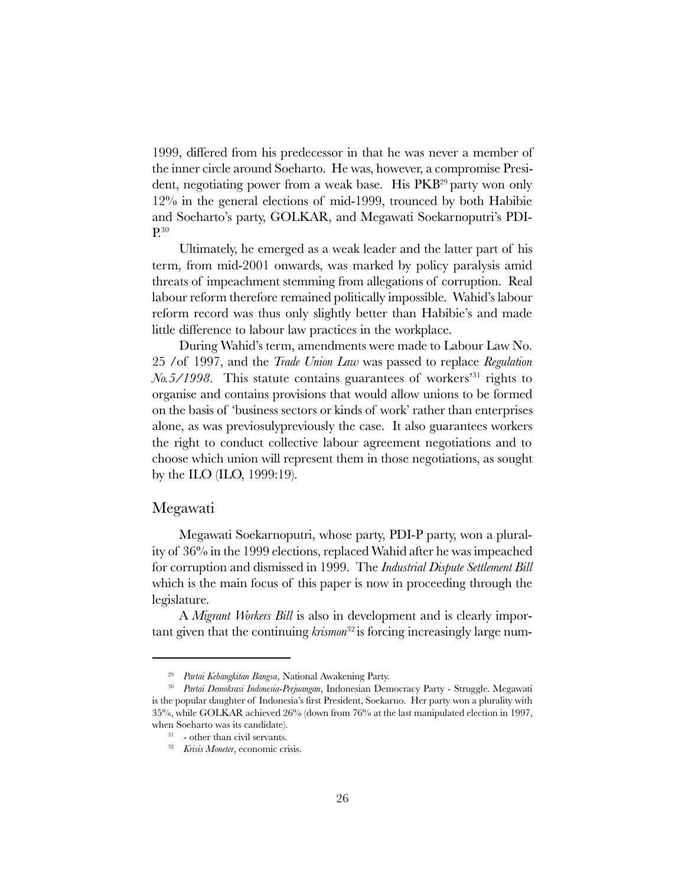1999, differed from his predecessor in that he was never a member of the inner circle around Soeharto. He was, however, a compromise President, negotiating power from a weak base. His PKB[29] party won only 12% in the general elections of mid-1999, trounced by both Habibie and Soeharto's party, GOLKAR, and Megawati Soekarnoputri's PDI-P.[30]

Ultimately, he emerged as a weak leader and the latter part of his term, from mid-2001 onwards, was marked by policy paralysis amid threats of impeachment stemming from allegations of corruption. Real labour reform therefore remained politically impossible. Wahid's labour reform record was thus only slightly better than Habibie's and made little difference to labour law practices in the workplace.

During Wahid's term, amendments were made to Labour Law No. 25 /of 1997, and the *Trade Union Law* was passed to replace *Regulation No.5/1998*. This statute contains guarantees of workers'[31] rights to organise and contains provisions that would allow unions to be formed on the basis of 'business sectors or kinds of work' rather than enterprises alone, as was previosulypreviously the case. It also guarantees workers the right to conduct collective labour agreement negotiations and to choose which union will represent them in those negotiations, as sought by the ILO (ILO, 1999:19).

## Megawati

Megawati Soekarnoputri, whose party, PDI-P party, won a plurality of 36% in the 1999 elections, replaced Wahid after he was impeached for corruption and dismissed in 1999. The *Industrial Dispute Settlement Bill* which is the main focus of this paper is now in proceeding through the legislature.

A *Migrant Workers Bill* is also in development and is clearly important given that the continuing *krismon*[32] is forcing increasingly large num-

---

[29] *Partai Kebangkitan Bangsa*, National Awakening Party.

[30] *Partai Demokrasi Indonesia-Perjuangan*, Indonesian Democracy Party - Struggle. Megawati is the popular daughter of Indonesia's first President, Soekarno. Her party won a plurality with 35%, while GOLKAR achieved 26% (down from 76% at the last manipulated election in 1997, when Soeharto was its candidate).

[31] - other than civil servants.

[32] *Krisis Moneter*, economic crisis.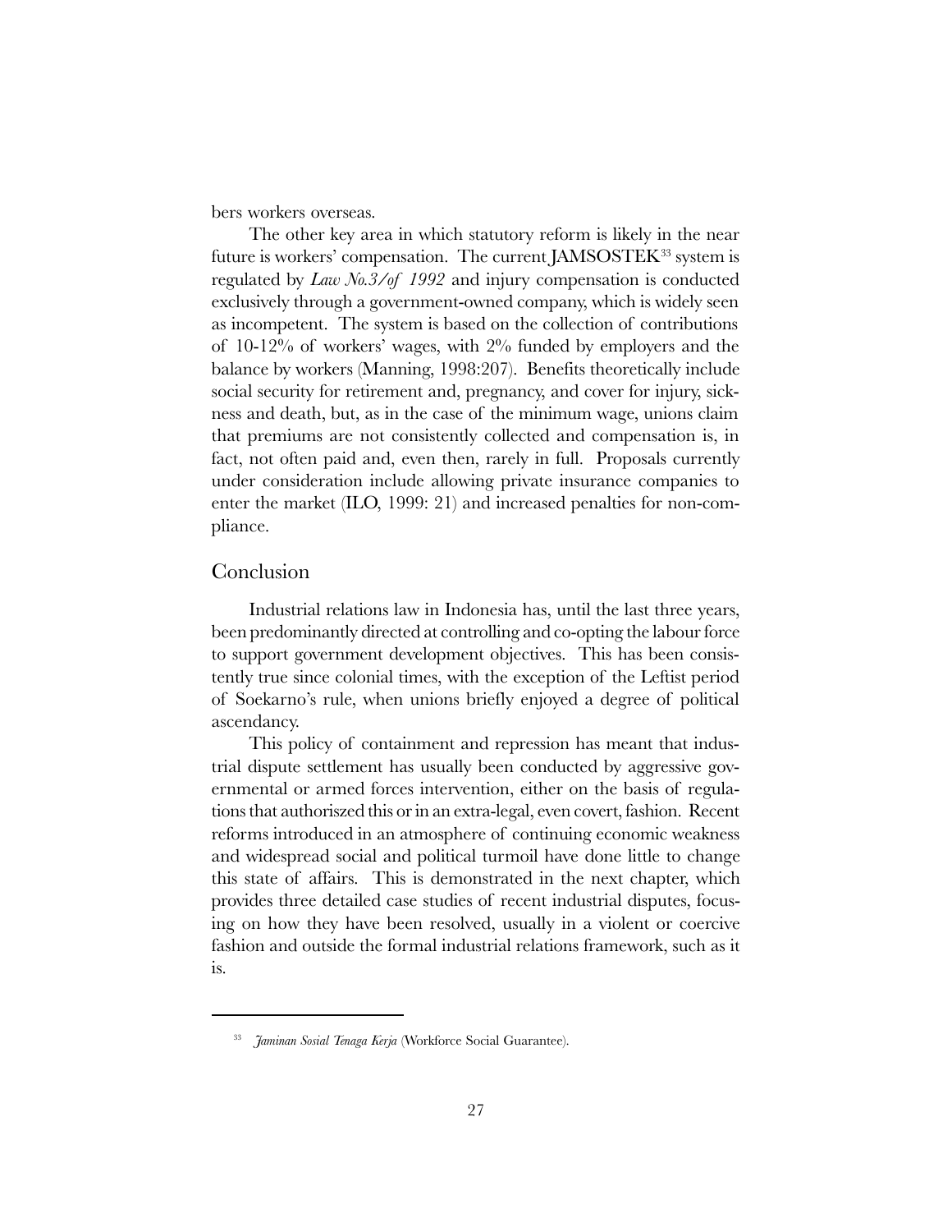bers workers overseas.

The other key area in which statutory reform is likely in the near future is workers' compensation. The current JAMSOSTEK[33] system is regulated by *Law No.3/of 1992* and injury compensation is conducted exclusively through a government-owned company, which is widely seen as incompetent. The system is based on the collection of contributions of 10-12% of workers' wages, with 2% funded by employers and the balance by workers (Manning, 1998:207). Benefits theoretically include social security for retirement and, pregnancy, and cover for injury, sickness and death, but, as in the case of the minimum wage, unions claim that premiums are not consistently collected and compensation is, in fact, not often paid and, even then, rarely in full. Proposals currently under consideration include allowing private insurance companies to enter the market (ILO, 1999: 21) and increased penalties for non-compliance.

## Conclusion

Industrial relations law in Indonesia has, until the last three years, been predominantly directed at controlling and co-opting the labour force to support government development objectives. This has been consistently true since colonial times, with the exception of the Leftist period of Soekarno's rule, when unions briefly enjoyed a degree of political ascendancy.

This policy of containment and repression has meant that industrial dispute settlement has usually been conducted by aggressive governmental or armed forces intervention, either on the basis of regulations that authoriszed this or in an extra-legal, even covert, fashion. Recent reforms introduced in an atmosphere of continuing economic weakness and widespread social and political turmoil have done little to change this state of affairs. This is demonstrated in the next chapter, which provides three detailed case studies of recent industrial disputes, focusing on how they have been resolved, usually in a violent or coercive fashion and outside the formal industrial relations framework, such as it is.

---

[33] *Jaminan Sosial Tenaga Kerja* (Workforce Social Guarantee).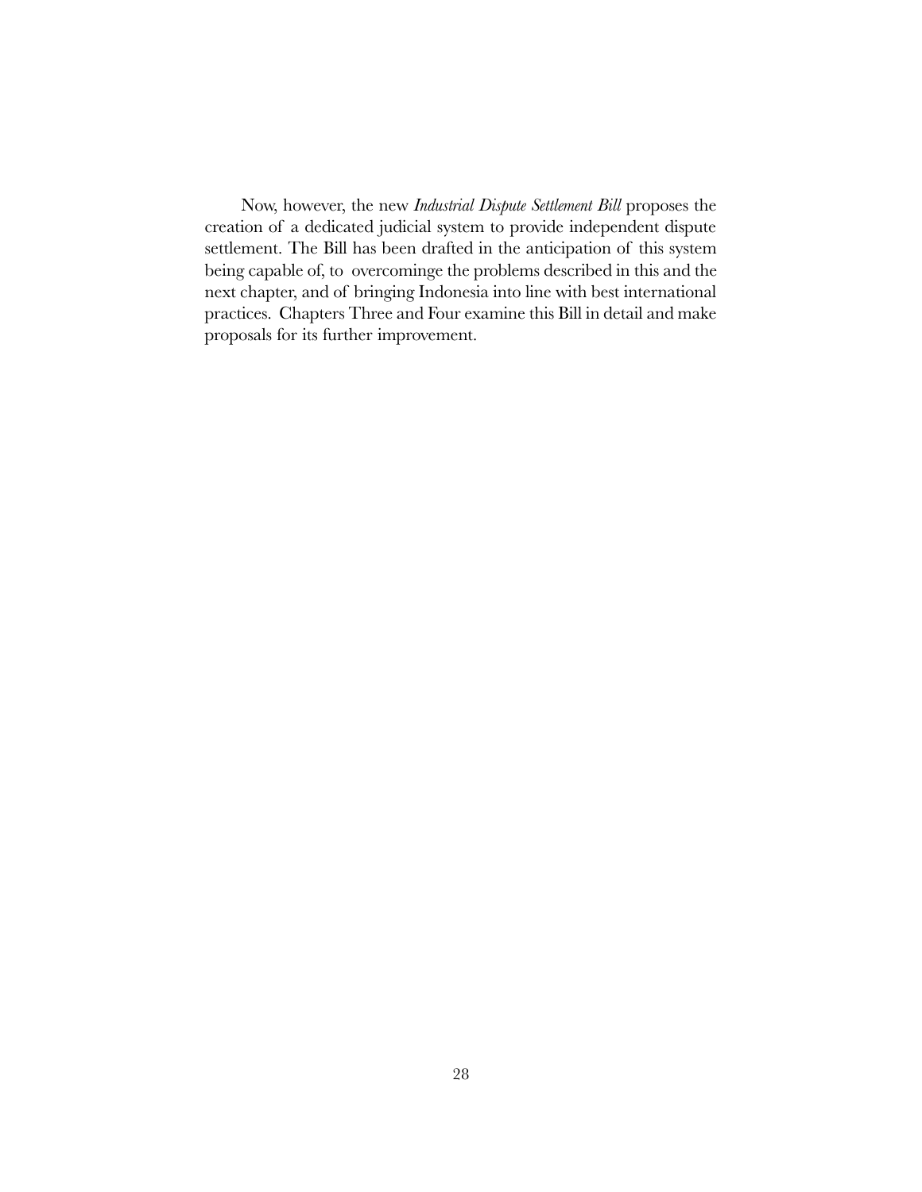Now, however, the new *Industrial Dispute Settlement Bill* proposes the creation of a dedicated judicial system to provide independent dispute settlement. The Bill has been drafted in the anticipation of this system being capable of, to overcominge the problems described in this and the next chapter, and of bringing Indonesia into line with best international practices. Chapters Three and Four examine this Bill in detail and make proposals for its further improvement.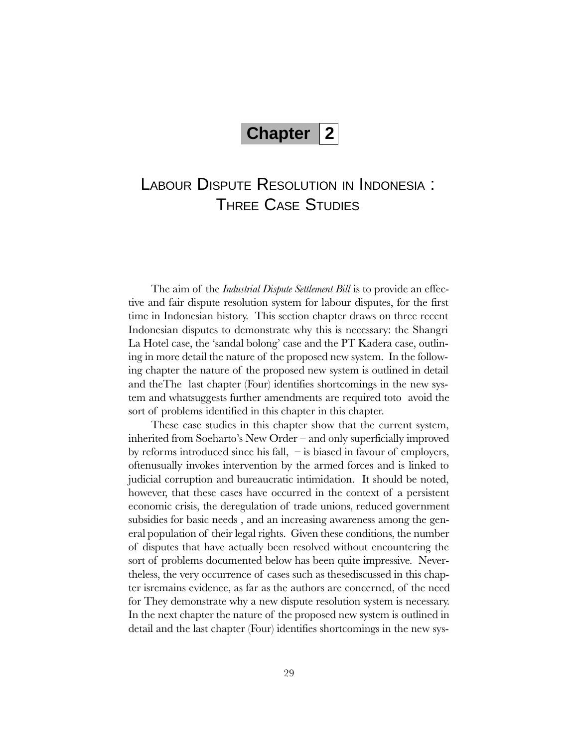# Chapter 2

## Labour Dispute Resolution in Indonesia : Three Case Studies

The aim of the *Industrial Dispute Settlement Bill* is to provide an effective and fair dispute resolution system for labour disputes, for the first time in Indonesian history. This section chapter draws on three recent Indonesian disputes to demonstrate why this is necessary: the Shangri La Hotel case, the 'sandal bolong' case and the PT Kadera case, outlining in more detail the nature of the proposed new system. In the following chapter the nature of the proposed new system is outlined in detail and theThe last chapter (Four) identifies shortcomings in the new system and whatsuggests further amendments are required toto avoid the sort of problems identified in this chapter in this chapter.

These case studies in this chapter show that the current system, inherited from Soeharto's New Order – and only superficially improved by reforms introduced since his fall, – is biased in favour of employers, oftenusually invokes intervention by the armed forces and is linked to judicial corruption and bureaucratic intimidation. It should be noted, however, that these cases have occurred in the context of a persistent economic crisis, the deregulation of trade unions, reduced government subsidies for basic needs , and an increasing awareness among the general population of their legal rights. Given these conditions, the number of disputes that have actually been resolved without encountering the sort of problems documented below has been quite impressive. Nevertheless, the very occurrence of cases such as thesediscussed in this chapter isremains evidence, as far as the authors are concerned, of the need for They demonstrate why a new dispute resolution system is necessary. In the next chapter the nature of the proposed new system is outlined in detail and the last chapter (Four) identifies shortcomings in the new sys-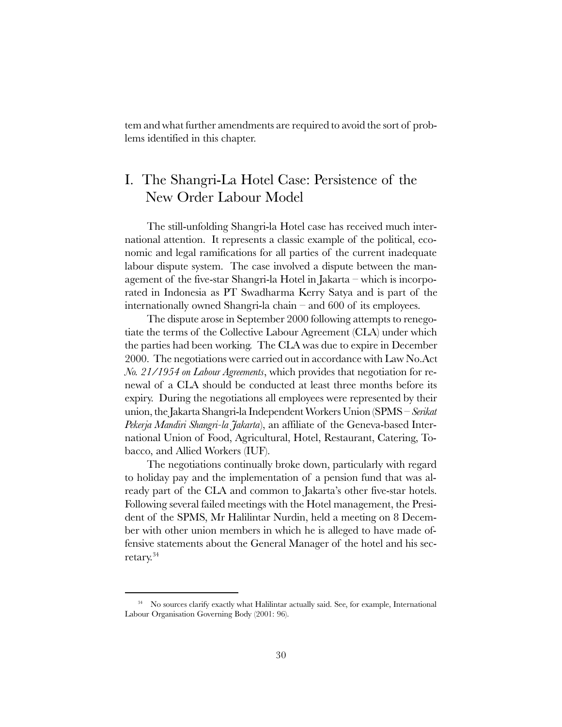tem and what further amendments are required to avoid the sort of problems identified in this chapter.

## I. The Shangri-La Hotel Case: Persistence of the New Order Labour Model

The still-unfolding Shangri-la Hotel case has received much international attention. It represents a classic example of the political, economic and legal ramifications for all parties of the current inadequate labour dispute system. The case involved a dispute between the management of the five-star Shangri-la Hotel in Jakarta – which is incorporated in Indonesia as PT Swadharma Kerry Satya and is part of the internationally owned Shangri-la chain – and 600 of its employees.

The dispute arose in September 2000 following attempts to renegotiate the terms of the Collective Labour Agreement (CLA) under which the parties had been working. The CLA was due to expire in December 2000. The negotiations were carried out in accordance with Law No.Act *No. 21/1954 on Labour Agreements*, which provides that negotiation for renewal of a CLA should be conducted at least three months before its expiry. During the negotiations all employees were represented by their union, the Jakarta Shangri-la Independent Workers Union (SPMS – *Serikat Pekerja Mandiri Shangri-la Jakarta*), an affiliate of the Geneva-based International Union of Food, Agricultural, Hotel, Restaurant, Catering, Tobacco, and Allied Workers (IUF).

The negotiations continually broke down, particularly with regard to holiday pay and the implementation of a pension fund that was already part of the CLA and common to Jakarta's other five-star hotels. Following several failed meetings with the Hotel management, the President of the SPMS, Mr Halilintar Nurdin, held a meeting on 8 December with other union members in which he is alleged to have made offensive statements about the General Manager of the hotel and his secretary.[34]

[34] No sources clarify exactly what Halilintar actually said. See, for example, International Labour Organisation Governing Body (2001: 96).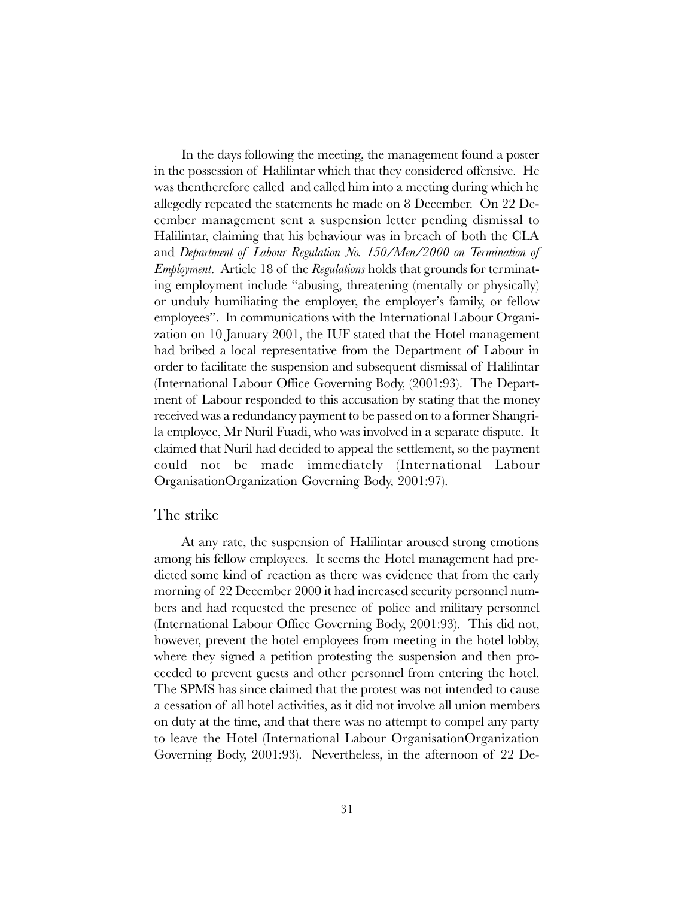In the days following the meeting, the management found a poster in the possession of Halilintar which that they considered offensive. He was thentherefore called and called him into a meeting during which he allegedly repeated the statements he made on 8 December. On 22 December management sent a suspension letter pending dismissal to Halilintar, claiming that his behaviour was in breach of both the CLA and *Department of Labour Regulation No. 150/Men/2000 on Termination of Employment*. Article 18 of the *Regulations* holds that grounds for terminating employment include "abusing, threatening (mentally or physically) or unduly humiliating the employer, the employer's family, or fellow employees". In communications with the International Labour Organization on 10 January 2001, the IUF stated that the Hotel management had bribed a local representative from the Department of Labour in order to facilitate the suspension and subsequent dismissal of Halilintar (International Labour Office Governing Body, (2001:93). The Department of Labour responded to this accusation by stating that the money received was a redundancy payment to be passed on to a former Shangri-la employee, Mr Nuril Fuadi, who was involved in a separate dispute. It claimed that Nuril had decided to appeal the settlement, so the payment could not be made immediately (International Labour OrganisationOrganization Governing Body, 2001:97).

## The strike

At any rate, the suspension of Halilintar aroused strong emotions among his fellow employees. It seems the Hotel management had predicted some kind of reaction as there was evidence that from the early morning of 22 December 2000 it had increased security personnel numbers and had requested the presence of police and military personnel (International Labour Office Governing Body, 2001:93). This did not, however, prevent the hotel employees from meeting in the hotel lobby, where they signed a petition protesting the suspension and then proceeded to prevent guests and other personnel from entering the hotel. The SPMS has since claimed that the protest was not intended to cause a cessation of all hotel activities, as it did not involve all union members on duty at the time, and that there was no attempt to compel any party to leave the Hotel (International Labour OrganisationOrganization Governing Body, 2001:93). Nevertheless, in the afternoon of 22 De-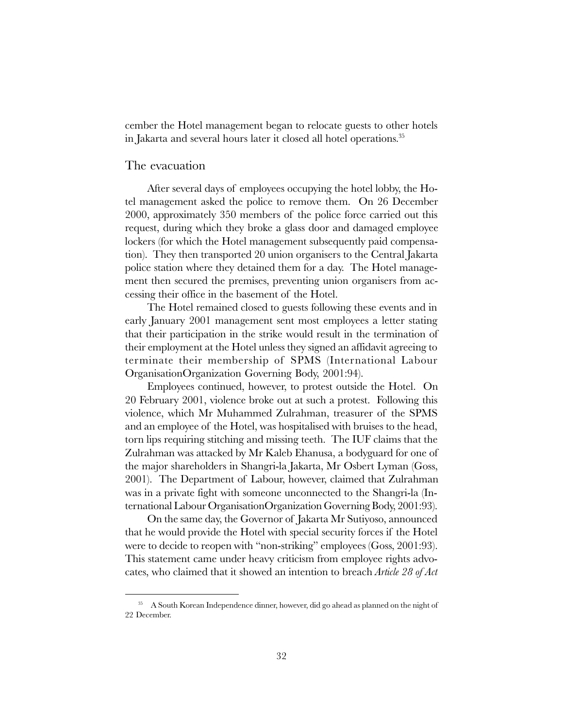cember the Hotel management began to relocate guests to other hotels in Jakarta and several hours later it closed all hotel operations.[35]

## The evacuation

After several days of employees occupying the hotel lobby, the Hotel management asked the police to remove them. On 26 December 2000, approximately 350 members of the police force carried out this request, during which they broke a glass door and damaged employee lockers (for which the Hotel management subsequently paid compensation). They then transported 20 union organisers to the Central Jakarta police station where they detained them for a day. The Hotel management then secured the premises, preventing union organisers from accessing their office in the basement of the Hotel.

The Hotel remained closed to guests following these events and in early January 2001 management sent most employees a letter stating that their participation in the strike would result in the termination of their employment at the Hotel unless they signed an affidavit agreeing to terminate their membership of SPMS (International Labour OrganisationOrganization Governing Body, 2001:94).

Employees continued, however, to protest outside the Hotel. On 20 February 2001, violence broke out at such a protest. Following this violence, which Mr Muhammed Zulrahman, treasurer of the SPMS and an employee of the Hotel, was hospitalised with bruises to the head, torn lips requiring stitching and missing teeth. The IUF claims that the Zulrahman was attacked by Mr Kaleb Ehanusa, a bodyguard for one of the major shareholders in Shangri-la Jakarta, Mr Osbert Lyman (Goss, 2001). The Department of Labour, however, claimed that Zulrahman was in a private fight with someone unconnected to the Shangri-la (International Labour OrganisationOrganization Governing Body, 2001:93).

On the same day, the Governor of Jakarta Mr Sutiyoso, announced that he would provide the Hotel with special security forces if the Hotel were to decide to reopen with "non-striking" employees (Goss, 2001:93). This statement came under heavy criticism from employee rights advocates, who claimed that it showed an intention to breach *Article 28 of Act*

---

[35] A South Korean Independence dinner, however, did go ahead as planned on the night of 22 December.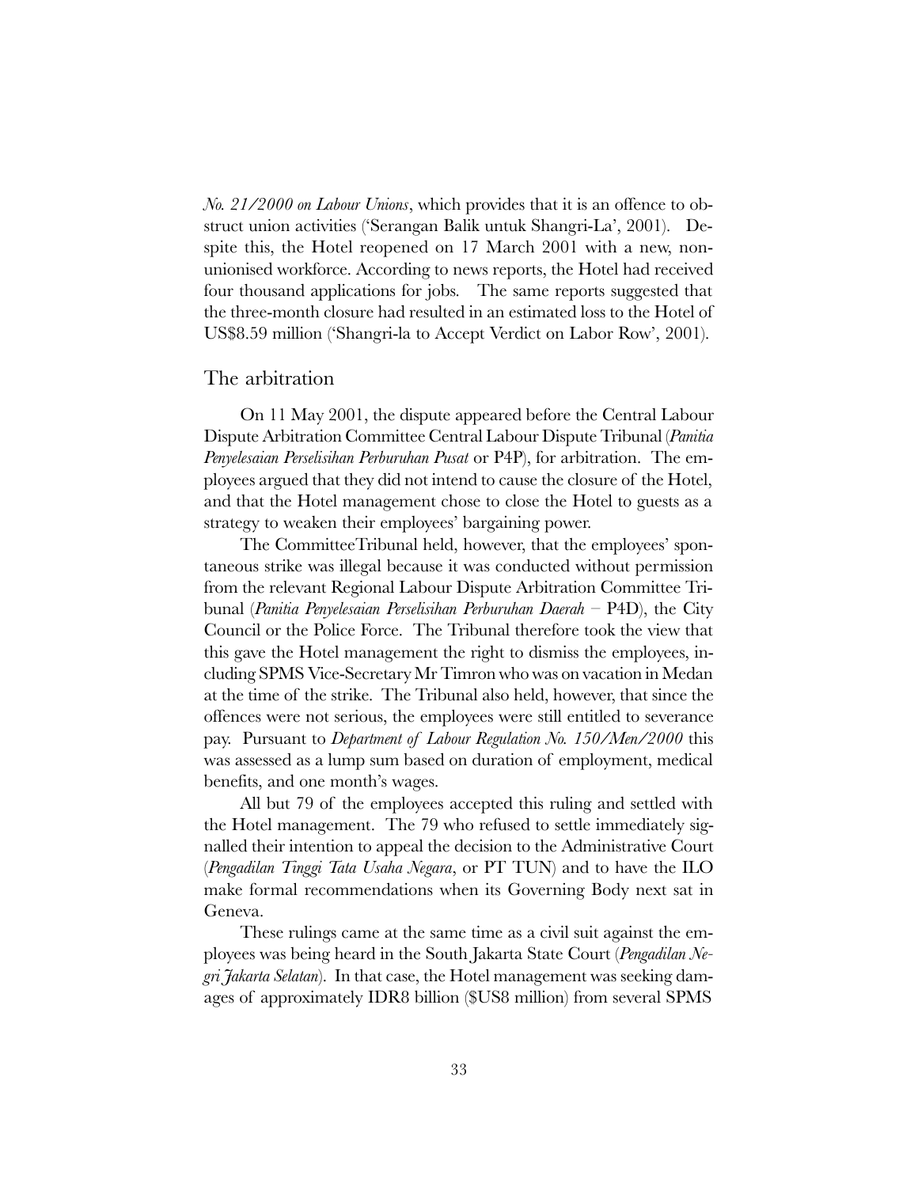*No. 21/2000 on Labour Unions*, which provides that it is an offence to obstruct union activities ('Serangan Balik untuk Shangri-La', 2001). Despite this, the Hotel reopened on 17 March 2001 with a new, non-unionised workforce. According to news reports, the Hotel had received four thousand applications for jobs. The same reports suggested that the three-month closure had resulted in an estimated loss to the Hotel of US$8.59 million ('Shangri-la to Accept Verdict on Labor Row', 2001).

## The arbitration

On 11 May 2001, the dispute appeared before the Central Labour Dispute Arbitration Committee Central Labour Dispute Tribunal (*Panitia Penyelesaian Perselisihan Perburuhan Pusat* or P4P), for arbitration. The employees argued that they did not intend to cause the closure of the Hotel, and that the Hotel management chose to close the Hotel to guests as a strategy to weaken their employees' bargaining power.

The CommitteeTribunal held, however, that the employees' spontaneous strike was illegal because it was conducted without permission from the relevant Regional Labour Dispute Arbitration Committee Tribunal (*Panitia Penyelesaian Perselisihan Perburuhan Daerah* – P4D), the City Council or the Police Force. The Tribunal therefore took the view that this gave the Hotel management the right to dismiss the employees, including SPMS Vice-Secretary Mr Timron who was on vacation in Medan at the time of the strike. The Tribunal also held, however, that since the offences were not serious, the employees were still entitled to severance pay. Pursuant to *Department of Labour Regulation No. 150/Men/2000* this was assessed as a lump sum based on duration of employment, medical benefits, and one month's wages.

All but 79 of the employees accepted this ruling and settled with the Hotel management. The 79 who refused to settle immediately signalled their intention to appeal the decision to the Administrative Court (*Pengadilan Tinggi Tata Usaha Negara*, or PT TUN) and to have the ILO make formal recommendations when its Governing Body next sat in Geneva.

These rulings came at the same time as a civil suit against the employees was being heard in the South Jakarta State Court (*Pengadilan Negri Jakarta Selatan*). In that case, the Hotel management was seeking damages of approximately IDR8 billion ($US8 million) from several SPMS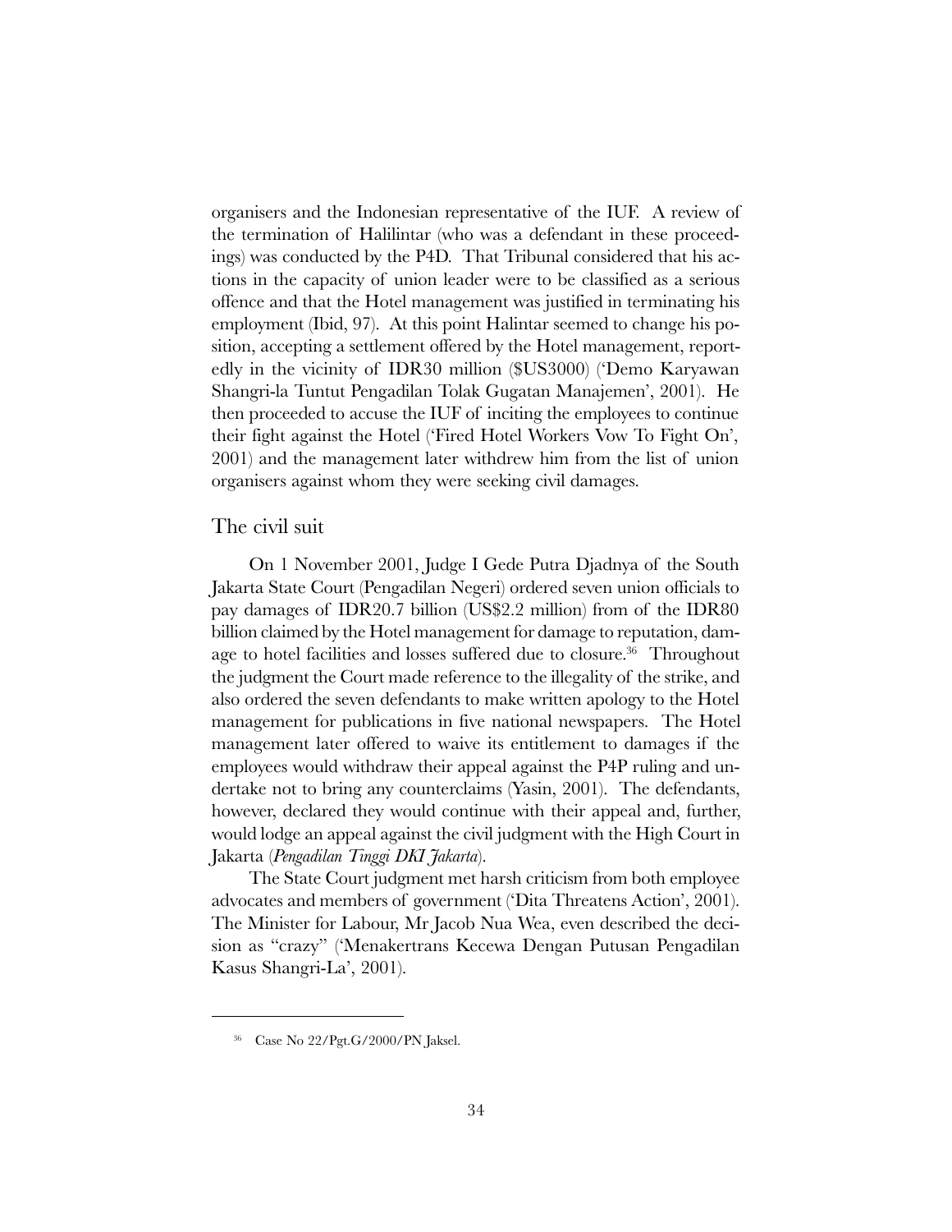organisers and the Indonesian representative of the IUF. A review of the termination of Halilintar (who was a defendant in these proceedings) was conducted by the P4D. That Tribunal considered that his actions in the capacity of union leader were to be classified as a serious offence and that the Hotel management was justified in terminating his employment (Ibid, 97). At this point Halintar seemed to change his position, accepting a settlement offered by the Hotel management, reportedly in the vicinity of IDR30 million ($US3000) ('Demo Karyawan Shangri-la Tuntut Pengadilan Tolak Gugatan Manajemen', 2001). He then proceeded to accuse the IUF of inciting the employees to continue their fight against the Hotel ('Fired Hotel Workers Vow To Fight On', 2001) and the management later withdrew him from the list of union organisers against whom they were seeking civil damages.

## The civil suit

On 1 November 2001, Judge I Gede Putra Djadnya of the South Jakarta State Court (Pengadilan Negeri) ordered seven union officials to pay damages of IDR20.7 billion (US$2.2 million) from of the IDR80 billion claimed by the Hotel management for damage to reputation, damage to hotel facilities and losses suffered due to closure.[36] Throughout the judgment the Court made reference to the illegality of the strike, and also ordered the seven defendants to make written apology to the Hotel management for publications in five national newspapers. The Hotel management later offered to waive its entitlement to damages if the employees would withdraw their appeal against the P4P ruling and undertake not to bring any counterclaims (Yasin, 2001). The defendants, however, declared they would continue with their appeal and, further, would lodge an appeal against the civil judgment with the High Court in Jakarta (*Pengadilan Tinggi DKI Jakarta*).

The State Court judgment met harsh criticism from both employee advocates and members of government ('Dita Threatens Action', 2001). The Minister for Labour, Mr Jacob Nua Wea, even described the decision as "crazy" ('Menakertrans Kecewa Dengan Putusan Pengadilan Kasus Shangri-La', 2001).

---

[36] Case No 22/Pgt.G/2000/PN Jaksel.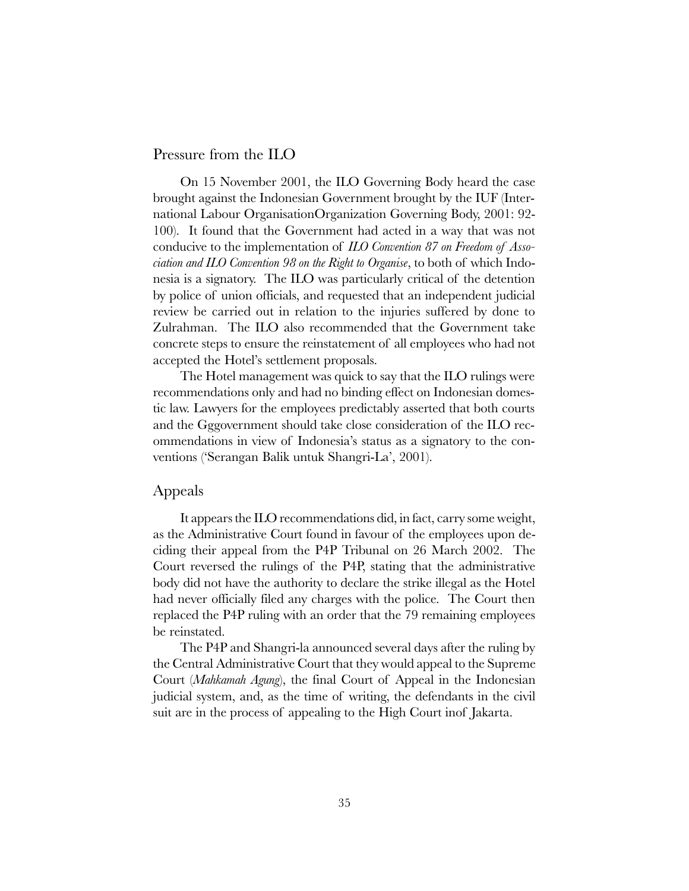## Pressure from the ILO

On 15 November 2001, the ILO Governing Body heard the case brought against the Indonesian Government brought by the IUF (International Labour OrganisationOrganization Governing Body, 2001: 92-100). It found that the Government had acted in a way that was not conducive to the implementation of *ILO Convention 87 on Freedom of Association and ILO Convention 98 on the Right to Organise*, to both of which Indonesia is a signatory. The ILO was particularly critical of the detention by police of union officials, and requested that an independent judicial review be carried out in relation to the injuries suffered by done to Zulrahman. The ILO also recommended that the Government take concrete steps to ensure the reinstatement of all employees who had not accepted the Hotel's settlement proposals.

The Hotel management was quick to say that the ILO rulings were recommendations only and had no binding effect on Indonesian domestic law. Lawyers for the employees predictably asserted that both courts and the Gggovernment should take close consideration of the ILO recommendations in view of Indonesia's status as a signatory to the conventions ('Serangan Balik untuk Shangri-La', 2001).

## Appeals

It appears the ILO recommendations did, in fact, carry some weight, as the Administrative Court found in favour of the employees upon deciding their appeal from the P4P Tribunal on 26 March 2002. The Court reversed the rulings of the P4P, stating that the administrative body did not have the authority to declare the strike illegal as the Hotel had never officially filed any charges with the police. The Court then replaced the P4P ruling with an order that the 79 remaining employees be reinstated.

The P4P and Shangri-la announced several days after the ruling by the Central Administrative Court that they would appeal to the Supreme Court (*Mahkamah Agung*), the final Court of Appeal in the Indonesian judicial system, and, as the time of writing, the defendants in the civil suit are in the process of appealing to the High Court inof Jakarta.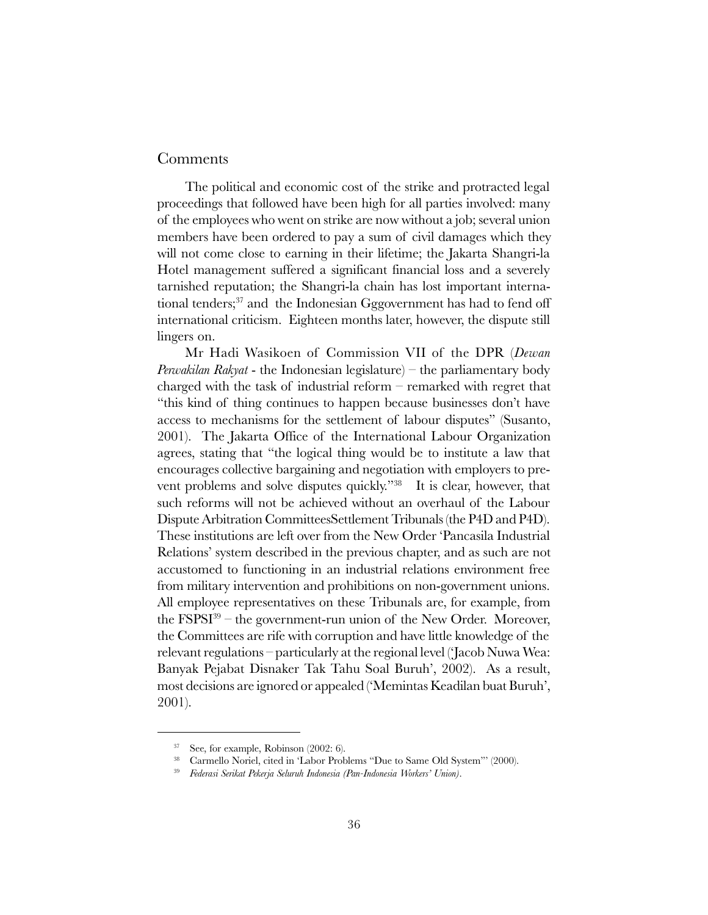## Comments

The political and economic cost of the strike and protracted legal proceedings that followed have been high for all parties involved: many of the employees who went on strike are now without a job; several union members have been ordered to pay a sum of civil damages which they will not come close to earning in their lifetime; the Jakarta Shangri-la Hotel management suffered a significant financial loss and a severely tarnished reputation; the Shangri-la chain has lost important international tenders;[37] and the Indonesian Gggovernment has had to fend off international criticism. Eighteen months later, however, the dispute still lingers on.

Mr Hadi Wasikoen of Commission VII of the DPR (*Dewan Perwakilan Rakyat* - the Indonesian legislature) – the parliamentary body charged with the task of industrial reform – remarked with regret that "this kind of thing continues to happen because businesses don't have access to mechanisms for the settlement of labour disputes" (Susanto, 2001). The Jakarta Office of the International Labour Organization agrees, stating that "the logical thing would be to institute a law that encourages collective bargaining and negotiation with employers to prevent problems and solve disputes quickly."[38] It is clear, however, that such reforms will not be achieved without an overhaul of the Labour Dispute Arbitration CommitteesSettlement Tribunals (the P4D and P4D). These institutions are left over from the New Order 'Pancasila Industrial Relations' system described in the previous chapter, and as such are not accustomed to functioning in an industrial relations environment free from military intervention and prohibitions on non-government unions. All employee representatives on these Tribunals are, for example, from the FSPSI[39] – the government-run union of the New Order. Moreover, the Committees are rife with corruption and have little knowledge of the relevant regulations – particularly at the regional level ('Jacob Nuwa Wea: Banyak Pejabat Disnaker Tak Tahu Soal Buruh', 2002). As a result, most decisions are ignored or appealed ('Memintas Keadilan buat Buruh', 2001).

---

[37] See, for example, Robinson (2002: 6).

[38] Carmello Noriel, cited in 'Labor Problems "Due to Same Old System"' (2000).

[39] *Federasi Serikat Pekerja Seluruh Indonesia (Pan-Indonesia Workers' Union).*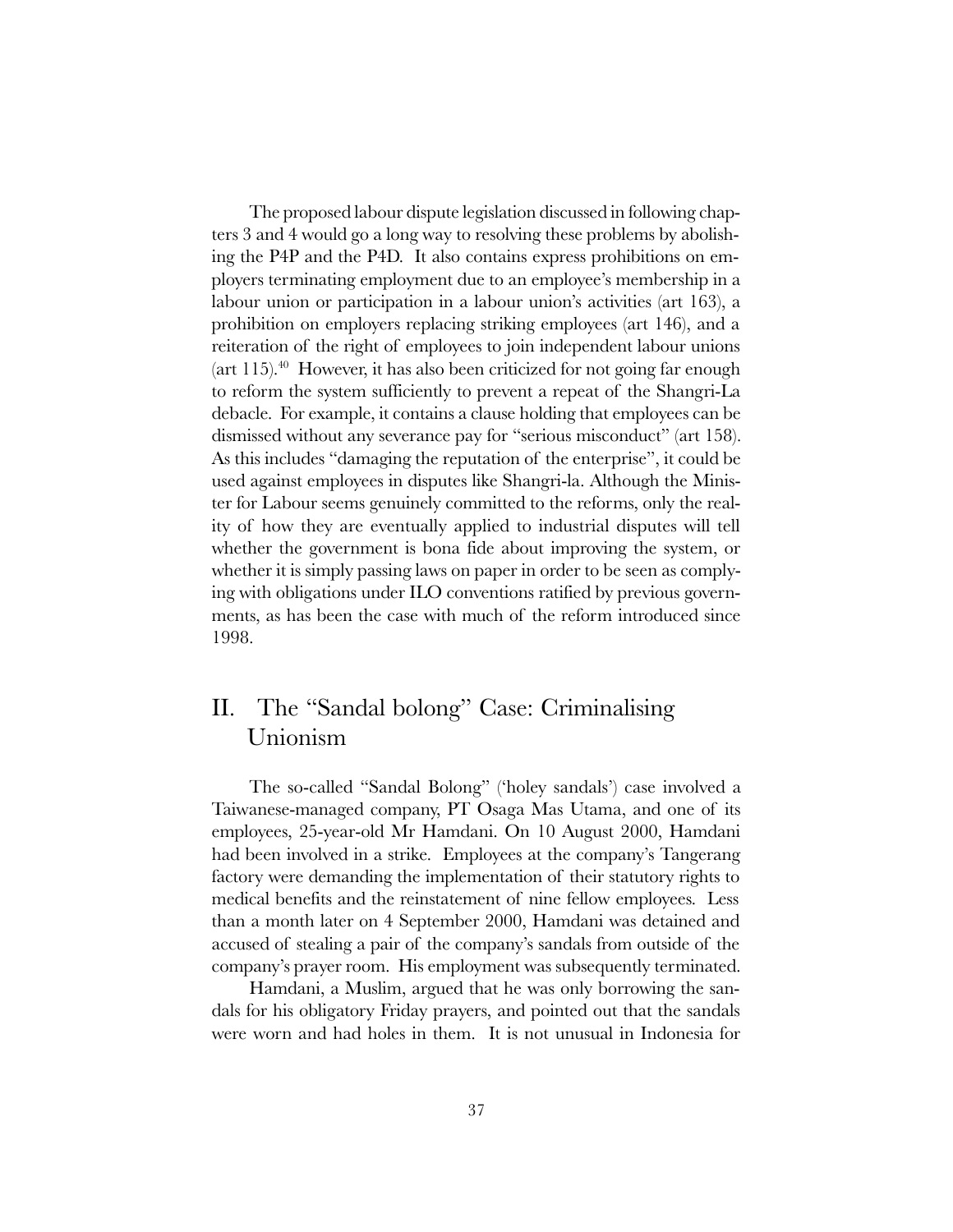The proposed labour dispute legislation discussed in following chapters 3 and 4 would go a long way to resolving these problems by abolishing the P4P and the P4D. It also contains express prohibitions on employers terminating employment due to an employee's membership in a labour union or participation in a labour union's activities (art 163), a prohibition on employers replacing striking employees (art 146), and a reiteration of the right of employees to join independent labour unions (art 115).[40] However, it has also been criticized for not going far enough to reform the system sufficiently to prevent a repeat of the Shangri-La debacle. For example, it contains a clause holding that employees can be dismissed without any severance pay for "serious misconduct" (art 158). As this includes "damaging the reputation of the enterprise", it could be used against employees in disputes like Shangri-la. Although the Minister for Labour seems genuinely committed to the reforms, only the reality of how they are eventually applied to industrial disputes will tell whether the government is bona fide about improving the system, or whether it is simply passing laws on paper in order to be seen as complying with obligations under ILO conventions ratified by previous governments, as has been the case with much of the reform introduced since 1998.

## II. The "Sandal bolong" Case: Criminalising Unionism

The so-called "Sandal Bolong" ('holey sandals') case involved a Taiwanese-managed company, PT Osaga Mas Utama, and one of its employees, 25-year-old Mr Hamdani. On 10 August 2000, Hamdani had been involved in a strike. Employees at the company's Tangerang factory were demanding the implementation of their statutory rights to medical benefits and the reinstatement of nine fellow employees. Less than a month later on 4 September 2000, Hamdani was detained and accused of stealing a pair of the company's sandals from outside of the company's prayer room. His employment was subsequently terminated.

Hamdani, a Muslim, argued that he was only borrowing the sandals for his obligatory Friday prayers, and pointed out that the sandals were worn and had holes in them. It is not unusual in Indonesia for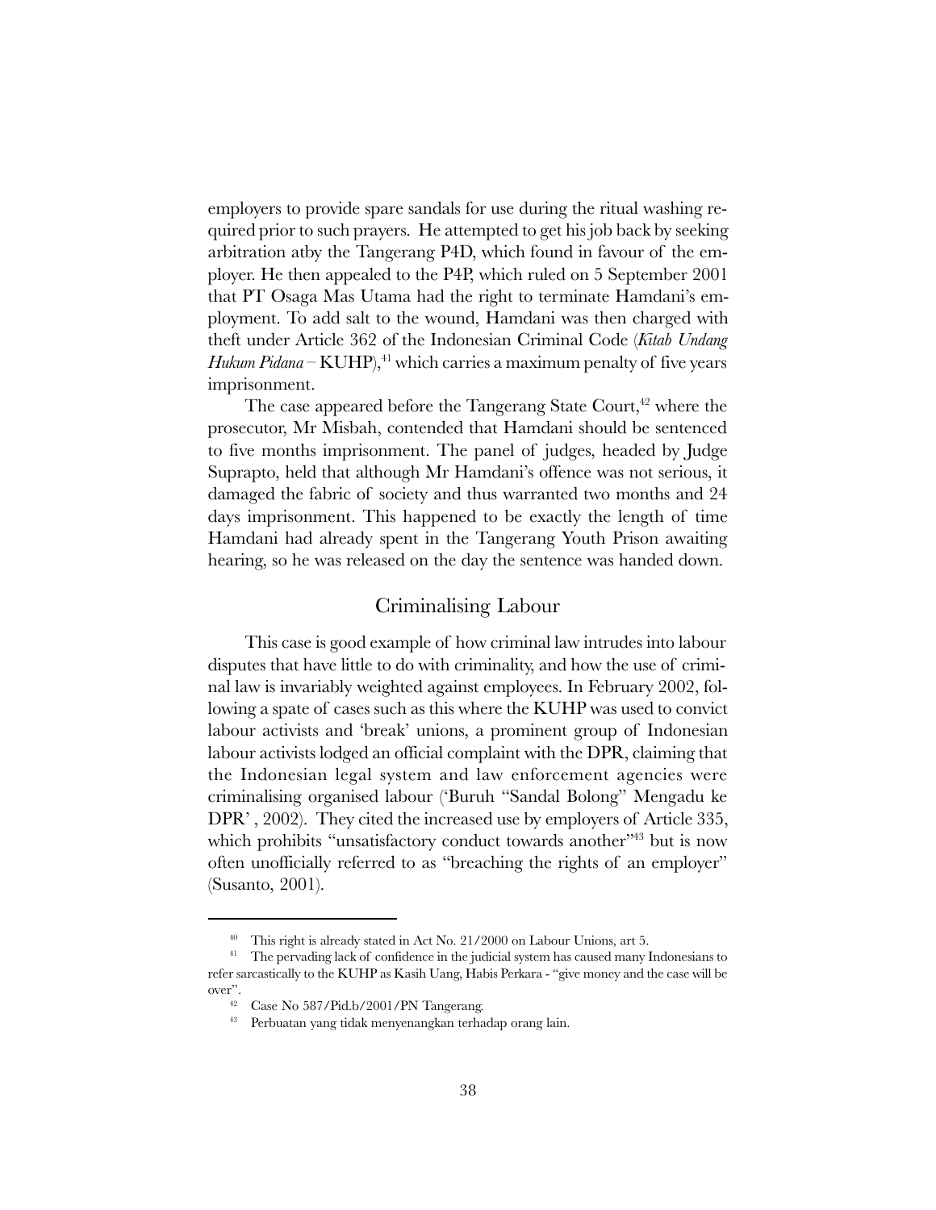employers to provide spare sandals for use during the ritual washing required prior to such prayers. He attempted to get his job back by seeking arbitration atby the Tangerang P4D, which found in favour of the employer. He then appealed to the P4P, which ruled on 5 September 2001 that PT Osaga Mas Utama had the right to terminate Hamdani's employment. To add salt to the wound, Hamdani was then charged with theft under Article 362 of the Indonesian Criminal Code (*Kitab Undang Hukum Pidana* – KUHP),[41] which carries a maximum penalty of five years imprisonment.

The case appeared before the Tangerang State Court,[42] where the prosecutor, Mr Misbah, contended that Hamdani should be sentenced to five months imprisonment. The panel of judges, headed by Judge Suprapto, held that although Mr Hamdani's offence was not serious, it damaged the fabric of society and thus warranted two months and 24 days imprisonment. This happened to be exactly the length of time Hamdani had already spent in the Tangerang Youth Prison awaiting hearing, so he was released on the day the sentence was handed down.

## Criminalising Labour

This case is good example of how criminal law intrudes into labour disputes that have little to do with criminality, and how the use of criminal law is invariably weighted against employees. In February 2002, following a spate of cases such as this where the KUHP was used to convict labour activists and 'break' unions, a prominent group of Indonesian labour activists lodged an official complaint with the DPR, claiming that the Indonesian legal system and law enforcement agencies were criminalising organised labour ('Buruh "Sandal Bolong" Mengadu ke DPR' , 2002). They cited the increased use by employers of Article 335, which prohibits "unsatisfactory conduct towards another"[43] but is now often unofficially referred to as "breaching the rights of an employer" (Susanto, 2001).

---

[40] This right is already stated in Act No. 21/2000 on Labour Unions, art 5.

[41] The pervading lack of confidence in the judicial system has caused many Indonesians to refer sarcastically to the KUHP as Kasih Uang, Habis Perkara - "give money and the case will be over".

[42] Case No 587/Pid.b/2001/PN Tangerang.

[43] Perbuatan yang tidak menyenangkan terhadap orang lain.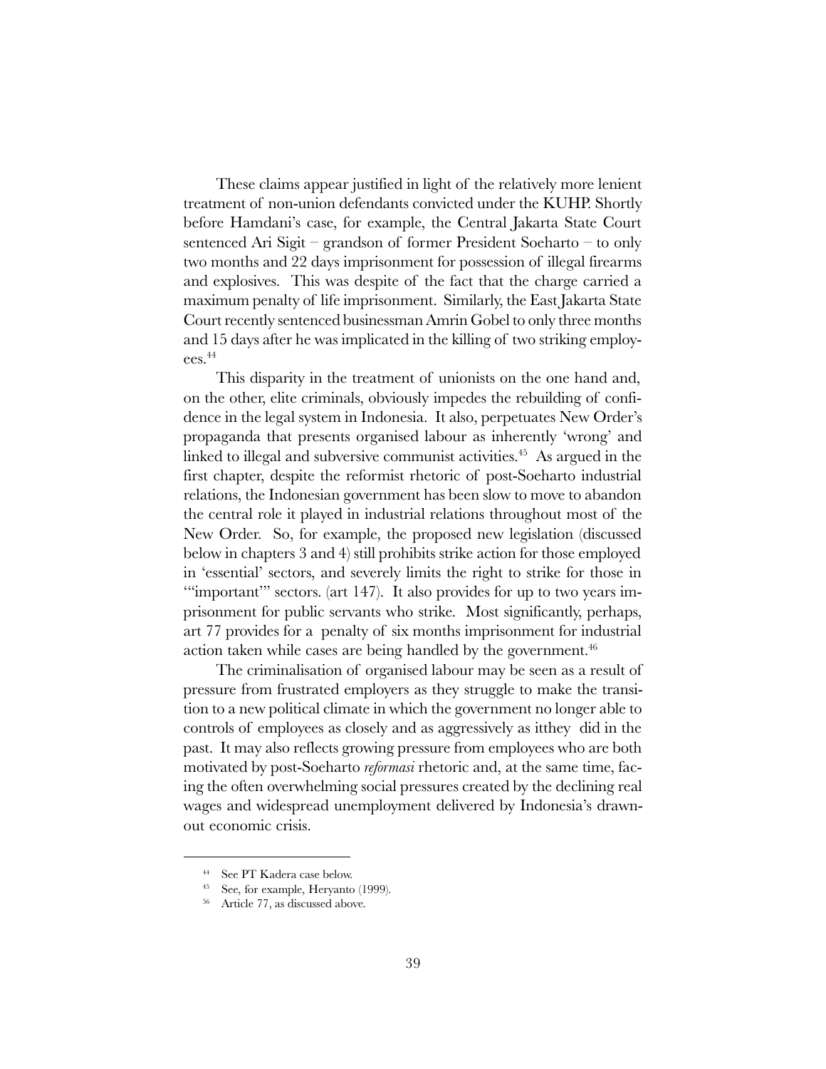These claims appear justified in light of the relatively more lenient treatment of non-union defendants convicted under the KUHP. Shortly before Hamdani's case, for example, the Central Jakarta State Court sentenced Ari Sigit – grandson of former President Soeharto – to only two months and 22 days imprisonment for possession of illegal firearms and explosives. This was despite of the fact that the charge carried a maximum penalty of life imprisonment. Similarly, the East Jakarta State Court recently sentenced businessman Amrin Gobel to only three months and 15 days after he was implicated in the killing of two striking employees.[44]

This disparity in the treatment of unionists on the one hand and, on the other, elite criminals, obviously impedes the rebuilding of confidence in the legal system in Indonesia. It also, perpetuates New Order's propaganda that presents organised labour as inherently 'wrong' and linked to illegal and subversive communist activities.[45] As argued in the first chapter, despite the reformist rhetoric of post-Soeharto industrial relations, the Indonesian government has been slow to move to abandon the central role it played in industrial relations throughout most of the New Order. So, for example, the proposed new legislation (discussed below in chapters 3 and 4) still prohibits strike action for those employed in 'essential' sectors, and severely limits the right to strike for those in '"important"' sectors. (art 147). It also provides for up to two years imprisonment for public servants who strike. Most significantly, perhaps, art 77 provides for a penalty of six months imprisonment for industrial action taken while cases are being handled by the government.[46]

The criminalisation of organised labour may be seen as a result of pressure from frustrated employers as they struggle to make the transition to a new political climate in which the government no longer able to controls of employees as closely and as aggressively as itthey did in the past. It may also reflects growing pressure from employees who are both motivated by post-Soeharto *reformasi* rhetoric and, at the same time, facing the often overwhelming social pressures created by the declining real wages and widespread unemployment delivered by Indonesia's drawn-out economic crisis.

---

[44] See PT Kadera case below.

[45] See, for example, Heryanto (1999).

[56] Article 77, as discussed above.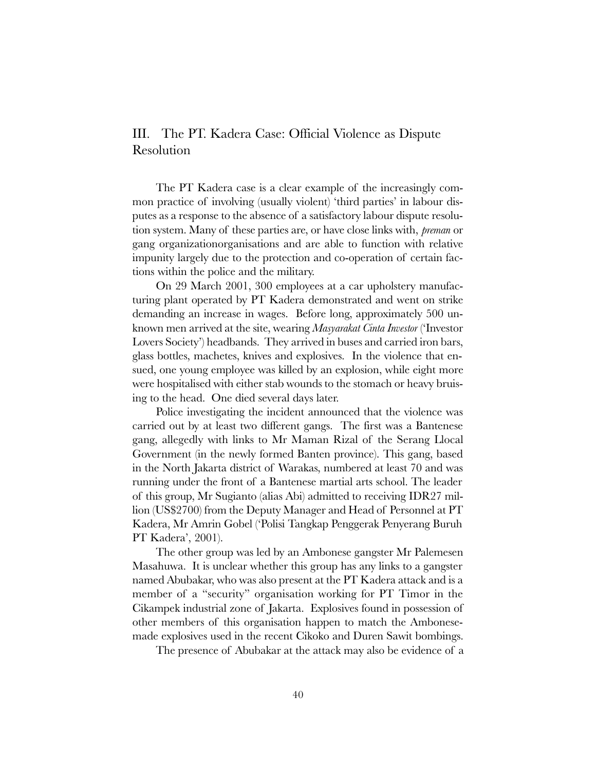## III. The PT. Kadera Case: Official Violence as Dispute Resolution

The PT Kadera case is a clear example of the increasingly common practice of involving (usually violent) 'third parties' in labour disputes as a response to the absence of a satisfactory labour dispute resolution system. Many of these parties are, or have close links with, *preman* or gang organizationorganisations and are able to function with relative impunity largely due to the protection and co-operation of certain factions within the police and the military.

On 29 March 2001, 300 employees at a car upholstery manufacturing plant operated by PT Kadera demonstrated and went on strike demanding an increase in wages. Before long, approximately 500 unknown men arrived at the site, wearing *Masyarakat Cinta Investor* ('Investor Lovers Society') headbands. They arrived in buses and carried iron bars, glass bottles, machetes, knives and explosives. In the violence that ensued, one young employee was killed by an explosion, while eight more were hospitalised with either stab wounds to the stomach or heavy bruising to the head. One died several days later.

Police investigating the incident announced that the violence was carried out by at least two different gangs. The first was a Bantenese gang, allegedly with links to Mr Maman Rizal of the Serang Llocal Government (in the newly formed Banten province). This gang, based in the North Jakarta district of Warakas, numbered at least 70 and was running under the front of a Bantenese martial arts school. The leader of this group, Mr Sugianto (alias Abi) admitted to receiving IDR27 million (US$2700) from the Deputy Manager and Head of Personnel at PT Kadera, Mr Amrin Gobel ('Polisi Tangkap Penggerak Penyerang Buruh PT Kadera', 2001).

The other group was led by an Ambonese gangster Mr Palemesen Masahuwa. It is unclear whether this group has any links to a gangster named Abubakar, who was also present at the PT Kadera attack and is a member of a "security" organisation working for PT Timor in the Cikampek industrial zone of Jakarta. Explosives found in possession of other members of this organisation happen to match the Ambonese-made explosives used in the recent Cikoko and Duren Sawit bombings.

The presence of Abubakar at the attack may also be evidence of a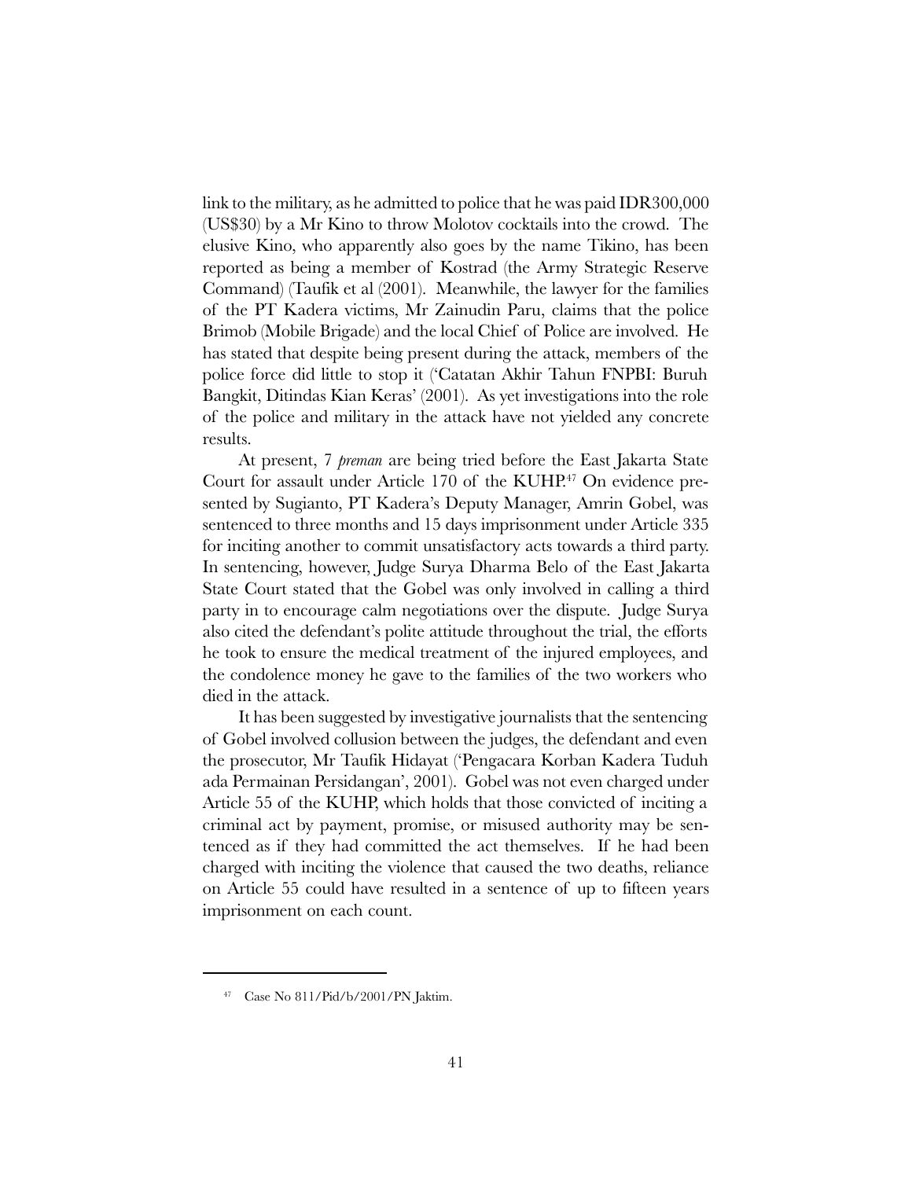link to the military, as he admitted to police that he was paid IDR300,000 (US$30) by a Mr Kino to throw Molotov cocktails into the crowd. The elusive Kino, who apparently also goes by the name Tikino, has been reported as being a member of Kostrad (the Army Strategic Reserve Command) (Taufik et al (2001). Meanwhile, the lawyer for the families of the PT Kadera victims, Mr Zainudin Paru, claims that the police Brimob (Mobile Brigade) and the local Chief of Police are involved. He has stated that despite being present during the attack, members of the police force did little to stop it ('Catatan Akhir Tahun FNPBI: Buruh Bangkit, Ditindas Kian Keras' (2001). As yet investigations into the role of the police and military in the attack have not yielded any concrete results.

At present, 7 *preman* are being tried before the East Jakarta State Court for assault under Article 170 of the KUHP.[47] On evidence presented by Sugianto, PT Kadera's Deputy Manager, Amrin Gobel, was sentenced to three months and 15 days imprisonment under Article 335 for inciting another to commit unsatisfactory acts towards a third party. In sentencing, however, Judge Surya Dharma Belo of the East Jakarta State Court stated that the Gobel was only involved in calling a third party in to encourage calm negotiations over the dispute. Judge Surya also cited the defendant's polite attitude throughout the trial, the efforts he took to ensure the medical treatment of the injured employees, and the condolence money he gave to the families of the two workers who died in the attack.

It has been suggested by investigative journalists that the sentencing of Gobel involved collusion between the judges, the defendant and even the prosecutor, Mr Taufik Hidayat ('Pengacara Korban Kadera Tuduh ada Permainan Persidangan', 2001). Gobel was not even charged under Article 55 of the KUHP, which holds that those convicted of inciting a criminal act by payment, promise, or misused authority may be sentenced as if they had committed the act themselves. If he had been charged with inciting the violence that caused the two deaths, reliance on Article 55 could have resulted in a sentence of up to fifteen years imprisonment on each count.

---

[47] Case No 811/Pid/b/2001/PN Jaktim.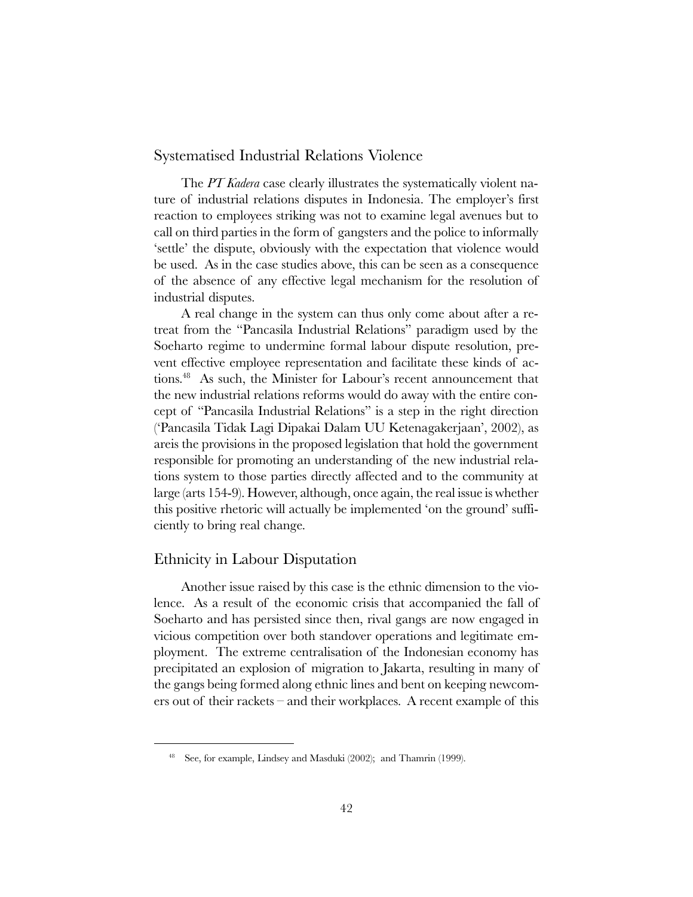## Systematised Industrial Relations Violence

The *PT Kadera* case clearly illustrates the systematically violent nature of industrial relations disputes in Indonesia. The employer's first reaction to employees striking was not to examine legal avenues but to call on third parties in the form of gangsters and the police to informally 'settle' the dispute, obviously with the expectation that violence would be used. As in the case studies above, this can be seen as a consequence of the absence of any effective legal mechanism for the resolution of industrial disputes.

A real change in the system can thus only come about after a retreat from the "Pancasila Industrial Relations" paradigm used by the Soeharto regime to undermine formal labour dispute resolution, prevent effective employee representation and facilitate these kinds of actions.[48] As such, the Minister for Labour's recent announcement that the new industrial relations reforms would do away with the entire concept of "Pancasila Industrial Relations" is a step in the right direction ('Pancasila Tidak Lagi Dipakai Dalam UU Ketenagakerjaan', 2002), as areis the provisions in the proposed legislation that hold the government responsible for promoting an understanding of the new industrial relations system to those parties directly affected and to the community at large (arts 154-9). However, although, once again, the real issue is whether this positive rhetoric will actually be implemented 'on the ground' sufficiently to bring real change.

## Ethnicity in Labour Disputation

Another issue raised by this case is the ethnic dimension to the violence. As a result of the economic crisis that accompanied the fall of Soeharto and has persisted since then, rival gangs are now engaged in vicious competition over both standover operations and legitimate employment. The extreme centralisation of the Indonesian economy has precipitated an explosion of migration to Jakarta, resulting in many of the gangs being formed along ethnic lines and bent on keeping newcomers out of their rackets – and their workplaces. A recent example of this

---

[48] See, for example, Lindsey and Masduki (2002); and Thamrin (1999).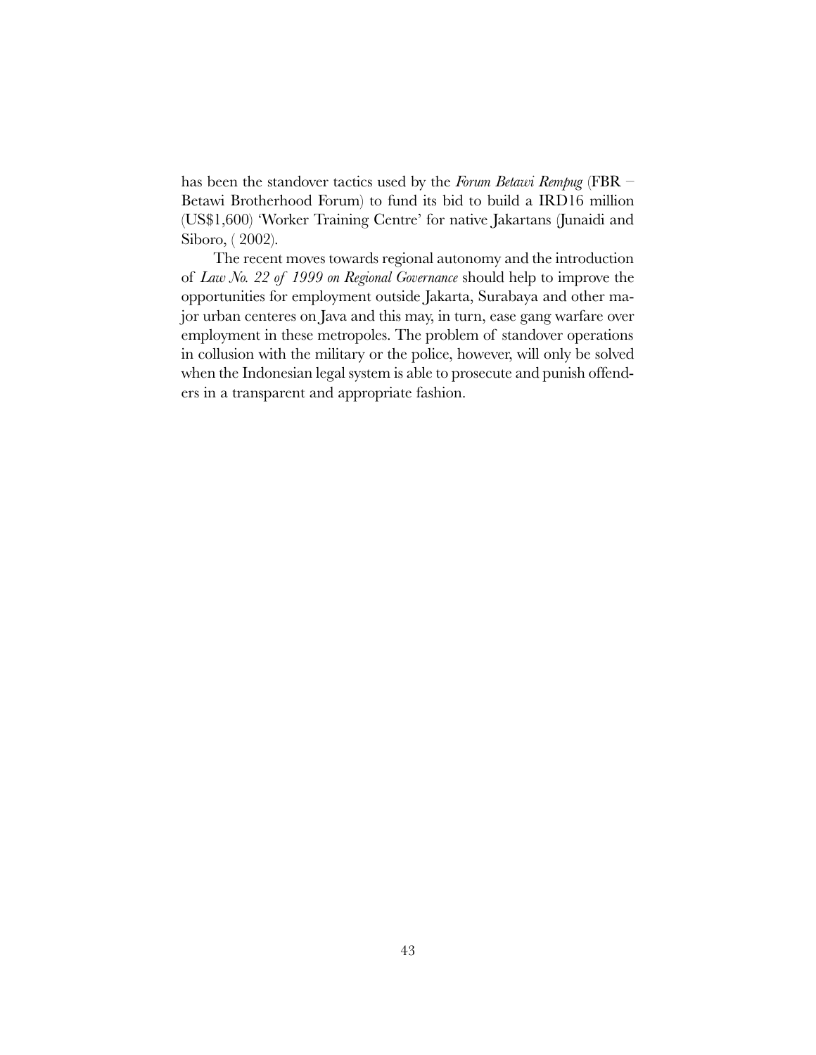has been the standover tactics used by the *Forum Betawi Rempug* (FBR – Betawi Brotherhood Forum) to fund its bid to build a IRD16 million (US$1,600) 'Worker Training Centre' for native Jakartans (Junaidi and Siboro, ( 2002).

The recent moves towards regional autonomy and the introduction of *Law No. 22 of 1999 on Regional Governance* should help to improve the opportunities for employment outside Jakarta, Surabaya and other major urban centeres on Java and this may, in turn, ease gang warfare over employment in these metropoles. The problem of standover operations in collusion with the military or the police, however, will only be solved when the Indonesian legal system is able to prosecute and punish offenders in a transparent and appropriate fashion.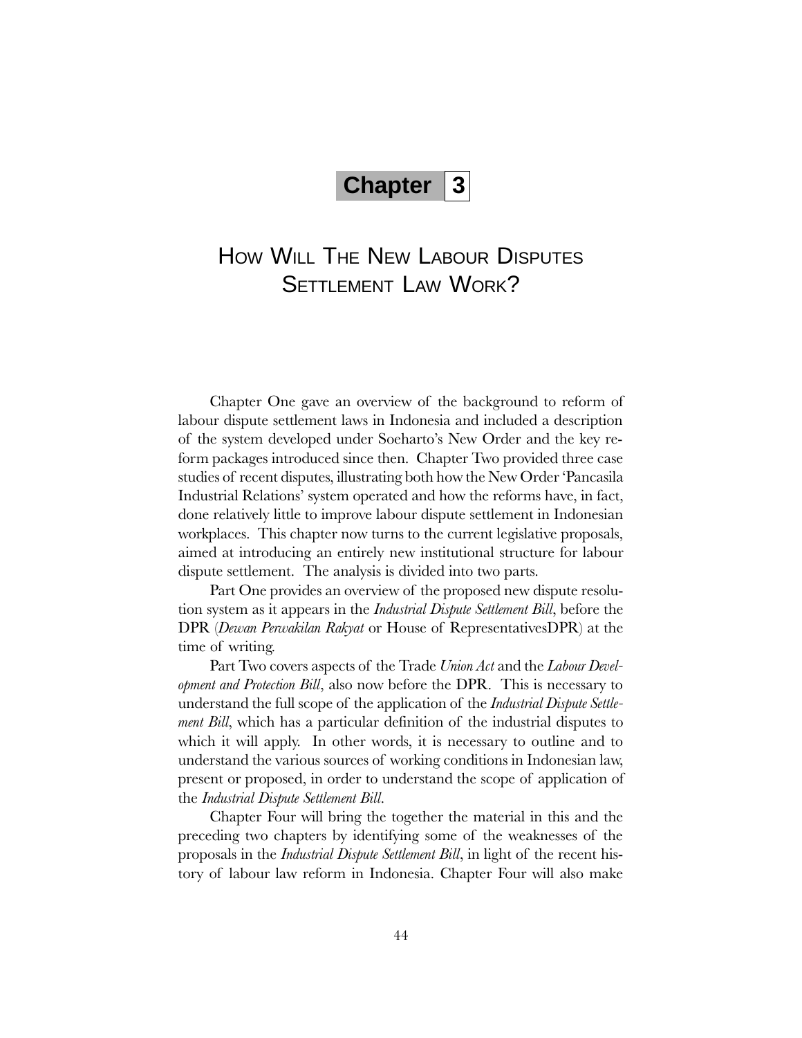# Chapter 3

## How Will The New Labour Disputes Settlement Law Work?

Chapter One gave an overview of the background to reform of labour dispute settlement laws in Indonesia and included a description of the system developed under Soeharto's New Order and the key reform packages introduced since then. Chapter Two provided three case studies of recent disputes, illustrating both how the New Order 'Pancasila Industrial Relations' system operated and how the reforms have, in fact, done relatively little to improve labour dispute settlement in Indonesian workplaces. This chapter now turns to the current legislative proposals, aimed at introducing an entirely new institutional structure for labour dispute settlement. The analysis is divided into two parts.

Part One provides an overview of the proposed new dispute resolution system as it appears in the *Industrial Dispute Settlement Bill*, before the DPR (*Dewan Perwakilan Rakyat* or House of RepresentativesDPR) at the time of writing.

Part Two covers aspects of the Trade *Union Act* and the *Labour Development and Protection Bill*, also now before the DPR. This is necessary to understand the full scope of the application of the *Industrial Dispute Settlement Bill*, which has a particular definition of the industrial disputes to which it will apply. In other words, it is necessary to outline and to understand the various sources of working conditions in Indonesian law, present or proposed, in order to understand the scope of application of the *Industrial Dispute Settlement Bill*.

Chapter Four will bring the together the material in this and the preceding two chapters by identifying some of the weaknesses of the proposals in the *Industrial Dispute Settlement Bill*, in light of the recent history of labour law reform in Indonesia. Chapter Four will also make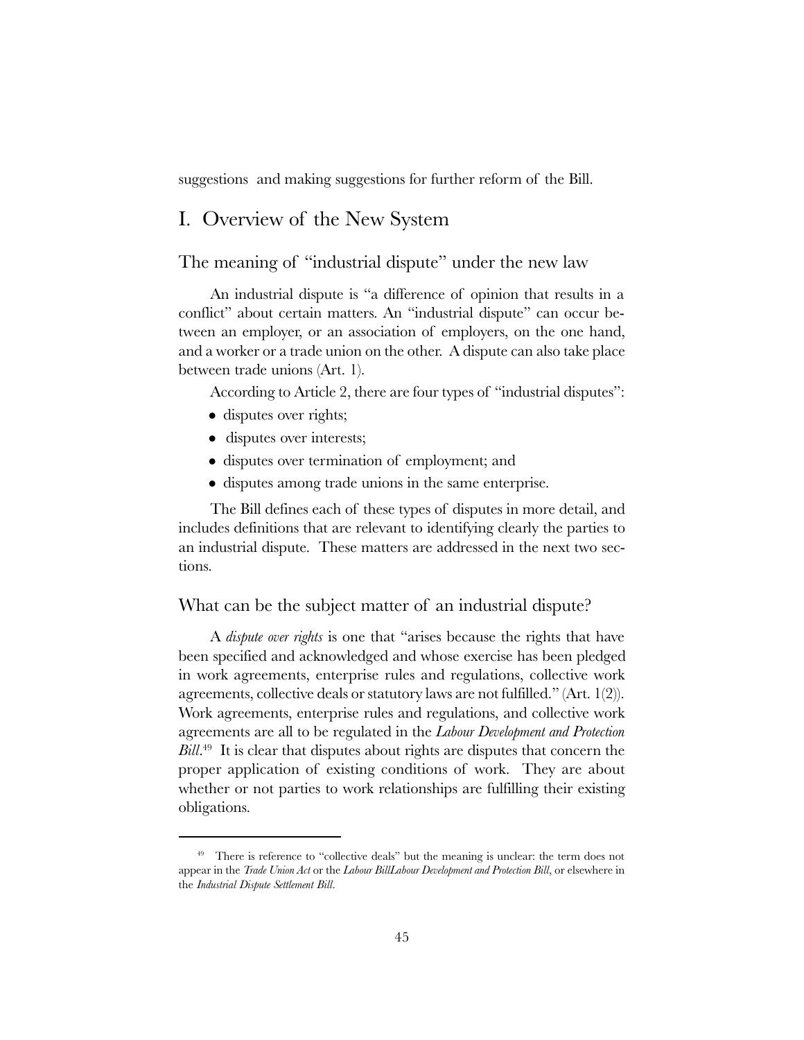suggestions  and making suggestions for further reform of the Bill.

# I. Overview of the New System

## The meaning of "industrial dispute" under the new law

An industrial dispute is "a difference of opinion that results in a conflict" about certain matters. An "industrial dispute" can occur between an employer, or an association of employers, on the one hand, and a worker or a trade union on the other. A dispute can also take place between trade unions (Art. 1).

According to Article 2, there are four types of "industrial disputes":

- disputes over rights;
- disputes over interests;
- disputes over termination of employment; and
- disputes among trade unions in the same enterprise.

The Bill defines each of these types of disputes in more detail, and includes definitions that are relevant to identifying clearly the parties to an industrial dispute. These matters are addressed in the next two sections.

## What can be the subject matter of an industrial dispute?

A *dispute over rights* is one that "arises because the rights that have been specified and acknowledged and whose exercise has been pledged in work agreements, enterprise rules and regulations, collective work agreements, collective deals or statutory laws are not fulfilled." (Art. 1(2)). Work agreements, enterprise rules and regulations, and collective work agreements are all to be regulated in the *Labour Development and Protection Bill*.[49] It is clear that disputes about rights are disputes that concern the proper application of existing conditions of work. They are about whether or not parties to work relationships are fulfilling their existing obligations.

[49] There is reference to "collective deals" but the meaning is unclear: the term does not appear in the *Trade Union Act* or the *Labour BillLabour Development and Protection Bill*, or elsewhere in the *Industrial Dispute Settlement Bill*.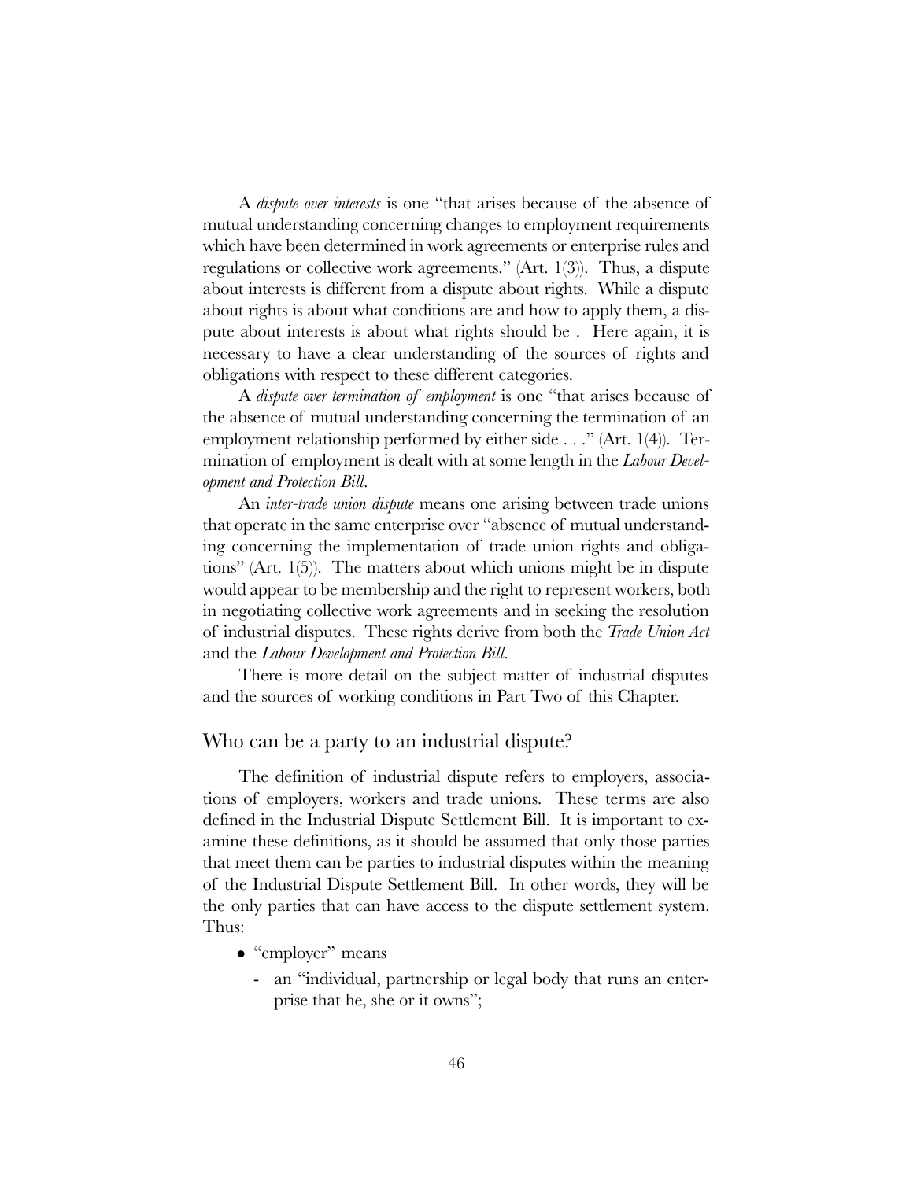A *dispute over interests* is one "that arises because of the absence of mutual understanding concerning changes to employment requirements which have been determined in work agreements or enterprise rules and regulations or collective work agreements." (Art. 1(3)). Thus, a dispute about interests is different from a dispute about rights. While a dispute about rights is about what conditions are and how to apply them, a dispute about interests is about what rights should be . Here again, it is necessary to have a clear understanding of the sources of rights and obligations with respect to these different categories.

A *dispute over termination of employment* is one "that arises because of the absence of mutual understanding concerning the termination of an employment relationship performed by either side . . ." (Art. 1(4)). Termination of employment is dealt with at some length in the *Labour Development and Protection Bill*.

An *inter-trade union dispute* means one arising between trade unions that operate in the same enterprise over "absence of mutual understanding concerning the implementation of trade union rights and obligations" (Art. 1(5)). The matters about which unions might be in dispute would appear to be membership and the right to represent workers, both in negotiating collective work agreements and in seeking the resolution of industrial disputes. These rights derive from both the *Trade Union Act* and the *Labour Development and Protection Bill*.

There is more detail on the subject matter of industrial disputes and the sources of working conditions in Part Two of this Chapter.

## Who can be a party to an industrial dispute?

The definition of industrial dispute refers to employers, associations of employers, workers and trade unions. These terms are also defined in the Industrial Dispute Settlement Bill. It is important to examine these definitions, as it should be assumed that only those parties that meet them can be parties to industrial disputes within the meaning of the Industrial Dispute Settlement Bill. In other words, they will be the only parties that can have access to the dispute settlement system. Thus:

- "employer" means
  - an "individual, partnership or legal body that runs an enterprise that he, she or it owns";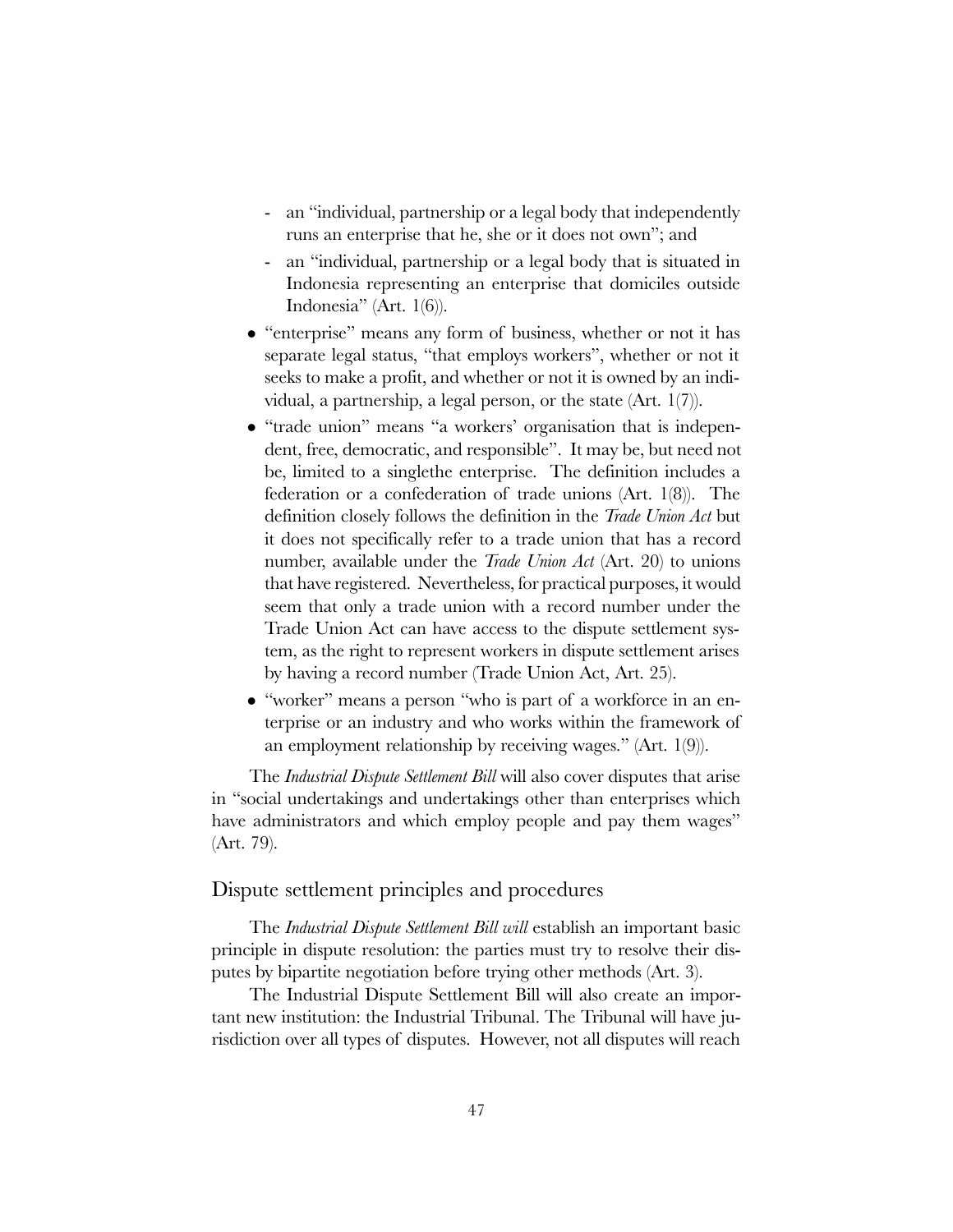- an "individual, partnership or a legal body that independently runs an enterprise that he, she or it does not own"; and
  - an "individual, partnership or a legal body that is situated in Indonesia representing an enterprise that domiciles outside Indonesia" (Art. 1(6)).
- "enterprise" means any form of business, whether or not it has separate legal status, "that employs workers", whether or not it seeks to make a profit, and whether or not it is owned by an individual, a partnership, a legal person, or the state (Art. 1(7)).
- "trade union" means "a workers' organisation that is independent, free, democratic, and responsible". It may be, but need not be, limited to a singlethe enterprise. The definition includes a federation or a confederation of trade unions (Art. 1(8)). The definition closely follows the definition in the *Trade Union Act* but it does not specifically refer to a trade union that has a record number, available under the *Trade Union Act* (Art. 20) to unions that have registered. Nevertheless, for practical purposes, it would seem that only a trade union with a record number under the Trade Union Act can have access to the dispute settlement system, as the right to represent workers in dispute settlement arises by having a record number (Trade Union Act, Art. 25).
- "worker" means a person "who is part of a workforce in an enterprise or an industry and who works within the framework of an employment relationship by receiving wages." (Art. 1(9)).

The *Industrial Dispute Settlement Bill* will also cover disputes that arise in "social undertakings and undertakings other than enterprises which have administrators and which employ people and pay them wages" (Art. 79).

## Dispute settlement principles and procedures

The *Industrial Dispute Settlement Bill will* establish an important basic principle in dispute resolution: the parties must try to resolve their disputes by bipartite negotiation before trying other methods (Art. 3).

The Industrial Dispute Settlement Bill will also create an important new institution: the Industrial Tribunal. The Tribunal will have jurisdiction over all types of disputes. However, not all disputes will reach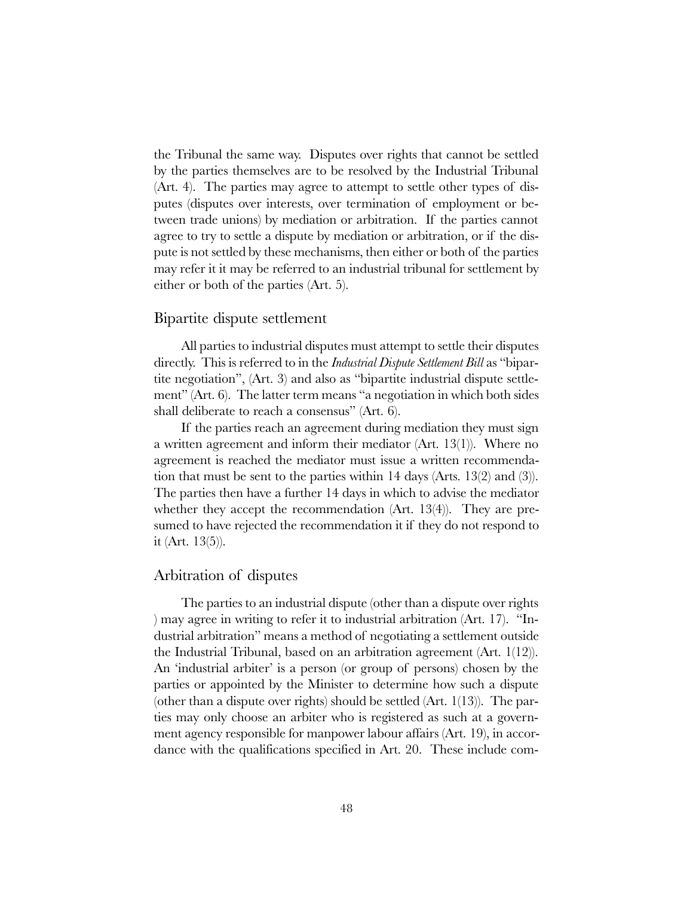the Tribunal the same way. Disputes over rights that cannot be settled by the parties themselves are to be resolved by the Industrial Tribunal (Art. 4). The parties may agree to attempt to settle other types of disputes (disputes over interests, over termination of employment or between trade unions) by mediation or arbitration. If the parties cannot agree to try to settle a dispute by mediation or arbitration, or if the dispute is not settled by these mechanisms, then either or both of the parties may refer it it may be referred to an industrial tribunal for settlement by either or both of the parties (Art. 5).

## Bipartite dispute settlement

All parties to industrial disputes must attempt to settle their disputes directly. This is referred to in the *Industrial Dispute Settlement Bill* as "bipartite negotiation", (Art. 3) and also as "bipartite industrial dispute settlement" (Art. 6). The latter term means "a negotiation in which both sides shall deliberate to reach a consensus" (Art. 6).

If the parties reach an agreement during mediation they must sign a written agreement and inform their mediator (Art. 13(1)). Where no agreement is reached the mediator must issue a written recommendation that must be sent to the parties within 14 days (Arts. 13(2) and (3)). The parties then have a further 14 days in which to advise the mediator whether they accept the recommendation (Art. 13(4)). They are presumed to have rejected the recommendation it if they do not respond to it (Art. 13(5)).

## Arbitration of disputes

The parties to an industrial dispute (other than a dispute over rights ) may agree in writing to refer it to industrial arbitration (Art. 17). "Industrial arbitration" means a method of negotiating a settlement outside the Industrial Tribunal, based on an arbitration agreement (Art. 1(12)). An 'industrial arbiter' is a person (or group of persons) chosen by the parties or appointed by the Minister to determine how such a dispute (other than a dispute over rights) should be settled (Art. 1(13)). The parties may only choose an arbiter who is registered as such at a government agency responsible for manpower labour affairs (Art. 19), in accordance with the qualifications specified in Art. 20. These include com-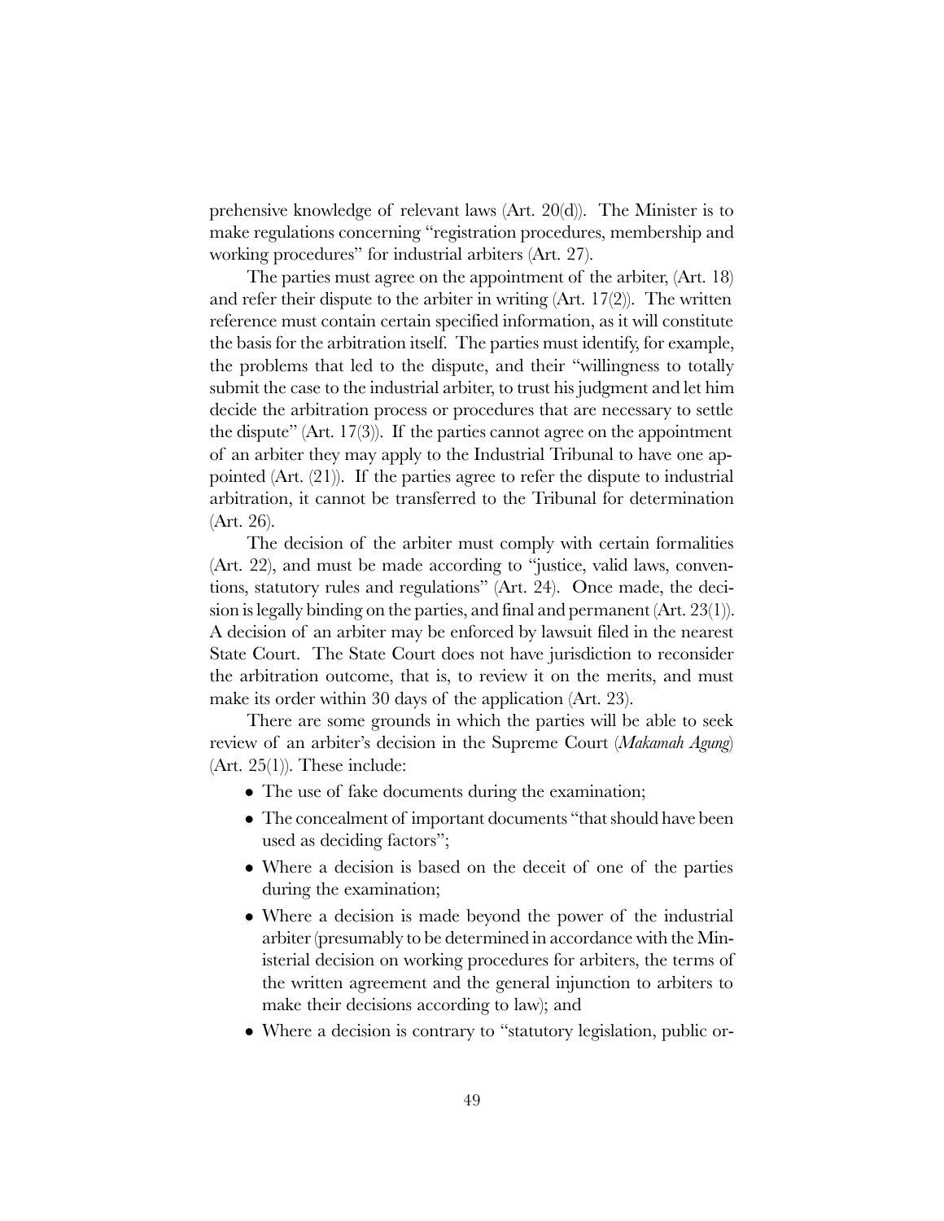prehensive knowledge of relevant laws (Art. 20(d)). The Minister is to make regulations concerning "registration procedures, membership and working procedures" for industrial arbiters (Art. 27).

The parties must agree on the appointment of the arbiter, (Art. 18) and refer their dispute to the arbiter in writing (Art. 17(2)). The written reference must contain certain specified information, as it will constitute the basis for the arbitration itself. The parties must identify, for example, the problems that led to the dispute, and their "willingness to totally submit the case to the industrial arbiter, to trust his judgment and let him decide the arbitration process or procedures that are necessary to settle the dispute" (Art. 17(3)). If the parties cannot agree on the appointment of an arbiter they may apply to the Industrial Tribunal to have one appointed (Art. (21)). If the parties agree to refer the dispute to industrial arbitration, it cannot be transferred to the Tribunal for determination (Art. 26).

The decision of the arbiter must comply with certain formalities (Art. 22), and must be made according to "justice, valid laws, conventions, statutory rules and regulations" (Art. 24). Once made, the decision is legally binding on the parties, and final and permanent (Art. 23(1)). A decision of an arbiter may be enforced by lawsuit filed in the nearest State Court. The State Court does not have jurisdiction to reconsider the arbitration outcome, that is, to review it on the merits, and must make its order within 30 days of the application (Art. 23).

There are some grounds in which the parties will be able to seek review of an arbiter's decision in the Supreme Court (*Makamah Agung*) (Art. 25(1)). These include:

- The use of fake documents during the examination;
- The concealment of important documents "that should have been used as deciding factors";
- Where a decision is based on the deceit of one of the parties during the examination;
- Where a decision is made beyond the power of the industrial arbiter (presumably to be determined in accordance with the Ministerial decision on working procedures for arbiters, the terms of the written agreement and the general injunction to arbiters to make their decisions according to law); and
- Where a decision is contrary to "statutory legislation, public or-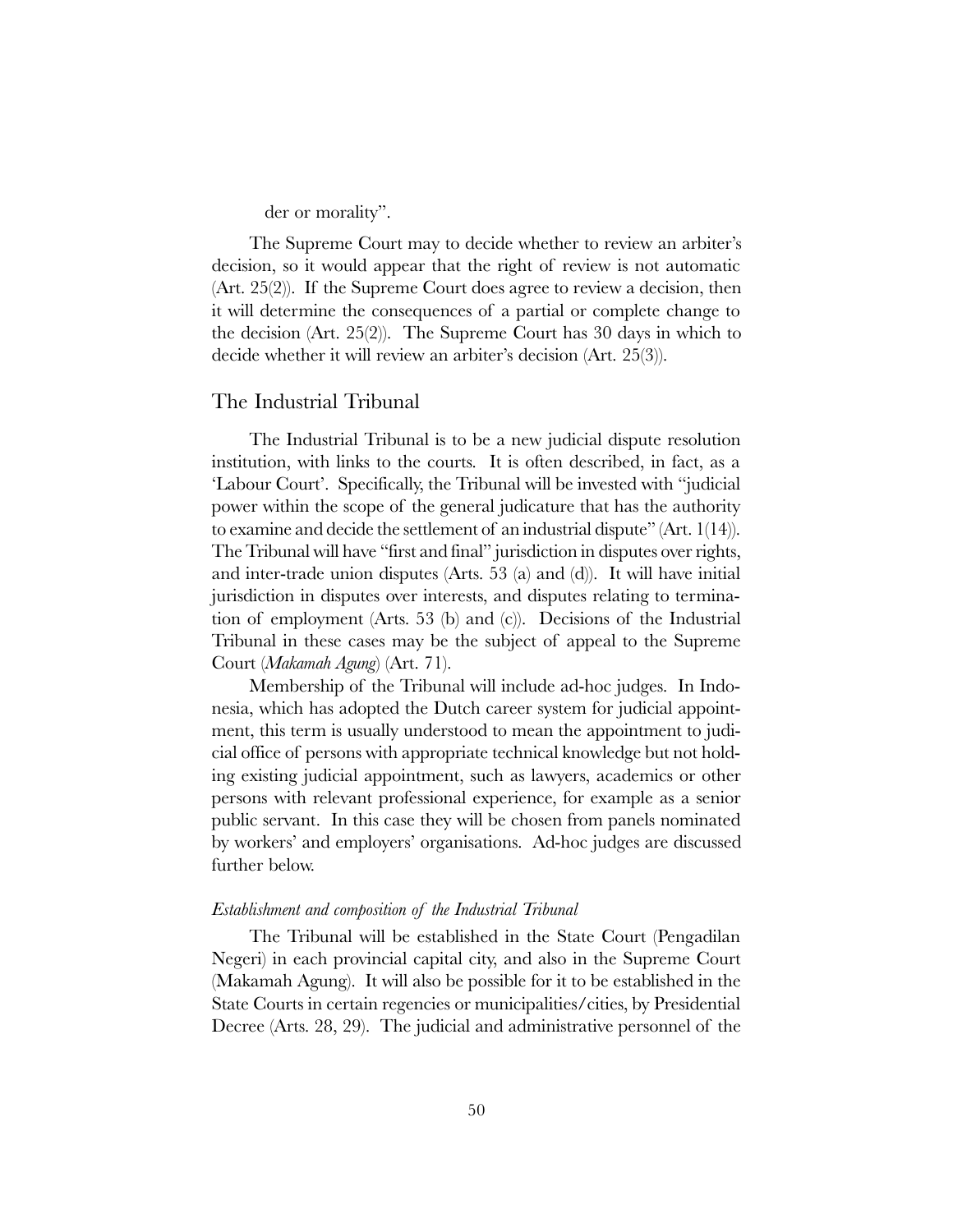der or morality".

The Supreme Court may to decide whether to review an arbiter's decision, so it would appear that the right of review is not automatic (Art. 25(2)). If the Supreme Court does agree to review a decision, then it will determine the consequences of a partial or complete change to the decision (Art. 25(2)). The Supreme Court has 30 days in which to decide whether it will review an arbiter's decision (Art. 25(3)).

## The Industrial Tribunal

The Industrial Tribunal is to be a new judicial dispute resolution institution, with links to the courts. It is often described, in fact, as a 'Labour Court'. Specifically, the Tribunal will be invested with "judicial power within the scope of the general judicature that has the authority to examine and decide the settlement of an industrial dispute" (Art. 1(14)). The Tribunal will have "first and final" jurisdiction in disputes over rights, and inter-trade union disputes (Arts. 53 (a) and (d)). It will have initial jurisdiction in disputes over interests, and disputes relating to termination of employment (Arts. 53 (b) and (c)). Decisions of the Industrial Tribunal in these cases may be the subject of appeal to the Supreme Court (*Makamah Agung*) (Art. 71).

Membership of the Tribunal will include ad-hoc judges. In Indonesia, which has adopted the Dutch career system for judicial appointment, this term is usually understood to mean the appointment to judicial office of persons with appropriate technical knowledge but not holding existing judicial appointment, such as lawyers, academics or other persons with relevant professional experience, for example as a senior public servant. In this case they will be chosen from panels nominated by workers' and employers' organisations. Ad-hoc judges are discussed further below.

### *Establishment and composition of the Industrial Tribunal*

The Tribunal will be established in the State Court (Pengadilan Negeri) in each provincial capital city, and also in the Supreme Court (Makamah Agung). It will also be possible for it to be established in the State Courts in certain regencies or municipalities/cities, by Presidential Decree (Arts. 28, 29). The judicial and administrative personnel of the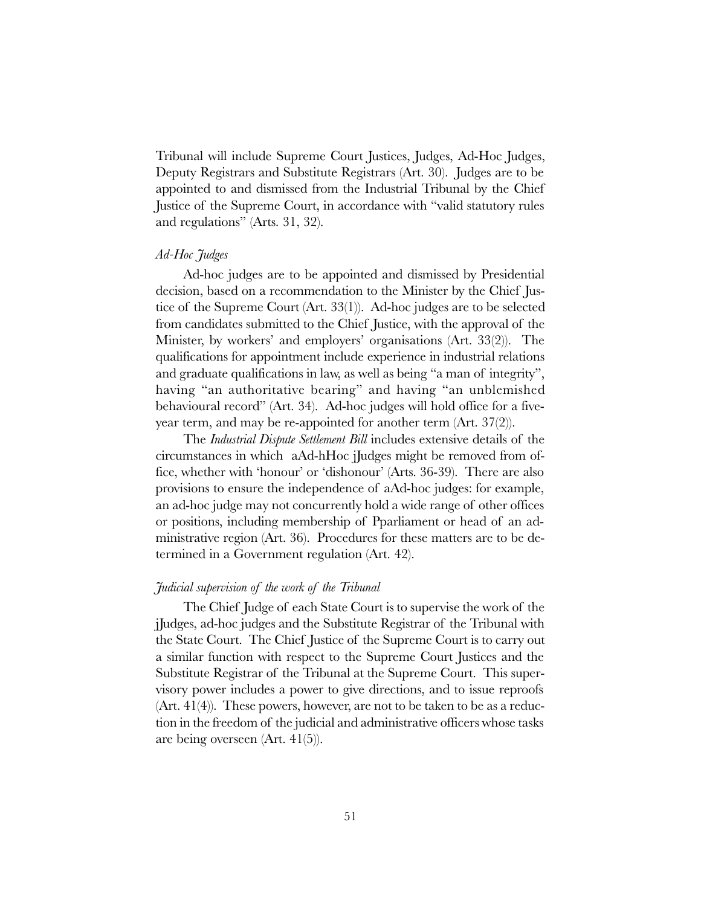Tribunal will include Supreme Court Justices, Judges, Ad-Hoc Judges, Deputy Registrars and Substitute Registrars (Art. 30). Judges are to be appointed to and dismissed from the Industrial Tribunal by the Chief Justice of the Supreme Court, in accordance with "valid statutory rules and regulations" (Arts. 31, 32).

*Ad-Hoc Judges*

Ad-hoc judges are to be appointed and dismissed by Presidential decision, based on a recommendation to the Minister by the Chief Justice of the Supreme Court (Art. 33(1)). Ad-hoc judges are to be selected from candidates submitted to the Chief Justice, with the approval of the Minister, by workers' and employers' organisations (Art. 33(2)). The qualifications for appointment include experience in industrial relations and graduate qualifications in law, as well as being "a man of integrity", having "an authoritative bearing" and having "an unblemished behavioural record" (Art. 34). Ad-hoc judges will hold office for a five-year term, and may be re-appointed for another term (Art. 37(2)).

The *Industrial Dispute Settlement Bill* includes extensive details of the circumstances in which aAd-hHoc jJudges might be removed from office, whether with 'honour' or 'dishonour' (Arts. 36-39). There are also provisions to ensure the independence of aAd-hoc judges: for example, an ad-hoc judge may not concurrently hold a wide range of other offices or positions, including membership of Pparliament or head of an administrative region (Art. 36). Procedures for these matters are to be determined in a Government regulation (Art. 42).

*Judicial supervision of the work of the Tribunal*

The Chief Judge of each State Court is to supervise the work of the jJudges, ad-hoc judges and the Substitute Registrar of the Tribunal with the State Court. The Chief Justice of the Supreme Court is to carry out a similar function with respect to the Supreme Court Justices and the Substitute Registrar of the Tribunal at the Supreme Court. This supervisory power includes a power to give directions, and to issue reproofs (Art. 41(4)). These powers, however, are not to be taken to be as a reduction in the freedom of the judicial and administrative officers whose tasks are being overseen (Art. 41(5)).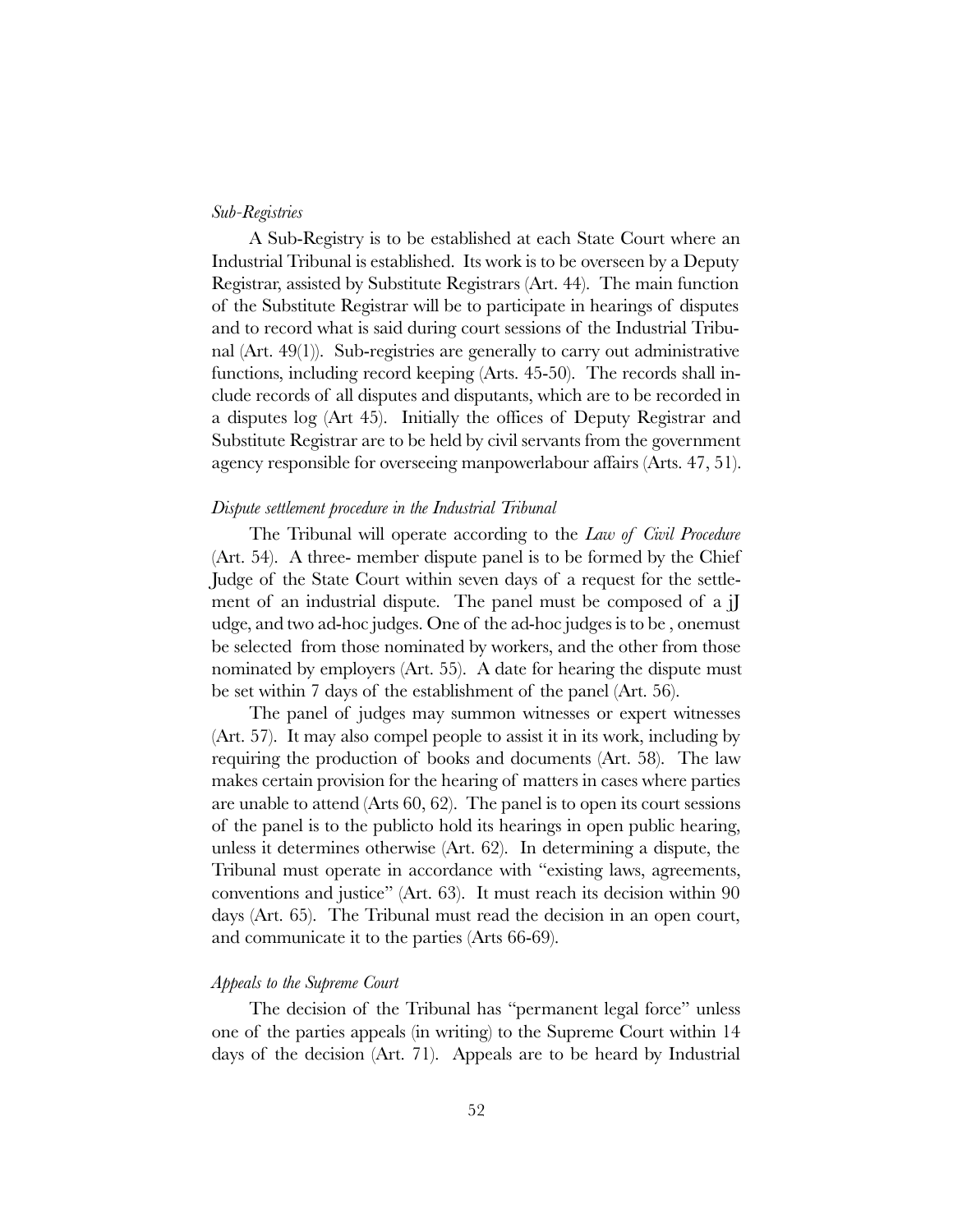*Sub-Registries*

A Sub-Registry is to be established at each State Court where an Industrial Tribunal is established. Its work is to be overseen by a Deputy Registrar, assisted by Substitute Registrars (Art. 44). The main function of the Substitute Registrar will be to participate in hearings of disputes and to record what is said during court sessions of the Industrial Tribunal (Art. 49(1)). Sub-registries are generally to carry out administrative functions, including record keeping (Arts. 45-50). The records shall include records of all disputes and disputants, which are to be recorded in a disputes log (Art 45). Initially the offices of Deputy Registrar and Substitute Registrar are to be held by civil servants from the government agency responsible for overseeing manpowerlabour affairs (Arts. 47, 51).

*Dispute settlement procedure in the Industrial Tribunal*

The Tribunal will operate according to the *Law of Civil Procedure* (Art. 54). A three- member dispute panel is to be formed by the Chief Judge of the State Court within seven days of a request for the settlement of an industrial dispute. The panel must be composed of a jJ udge, and two ad-hoc judges. One of the ad-hoc judges is to be , onemust be selected from those nominated by workers, and the other from those nominated by employers (Art. 55). A date for hearing the dispute must be set within 7 days of the establishment of the panel (Art. 56).

The panel of judges may summon witnesses or expert witnesses (Art. 57). It may also compel people to assist it in its work, including by requiring the production of books and documents (Art. 58). The law makes certain provision for the hearing of matters in cases where parties are unable to attend (Arts 60, 62). The panel is to open its court sessions of the panel is to the publicto hold its hearings in open public hearing, unless it determines otherwise (Art. 62). In determining a dispute, the Tribunal must operate in accordance with "existing laws, agreements, conventions and justice" (Art. 63). It must reach its decision within 90 days (Art. 65). The Tribunal must read the decision in an open court, and communicate it to the parties (Arts 66-69).

*Appeals to the Supreme Court*

The decision of the Tribunal has "permanent legal force" unless one of the parties appeals (in writing) to the Supreme Court within 14 days of the decision (Art. 71). Appeals are to be heard by Industrial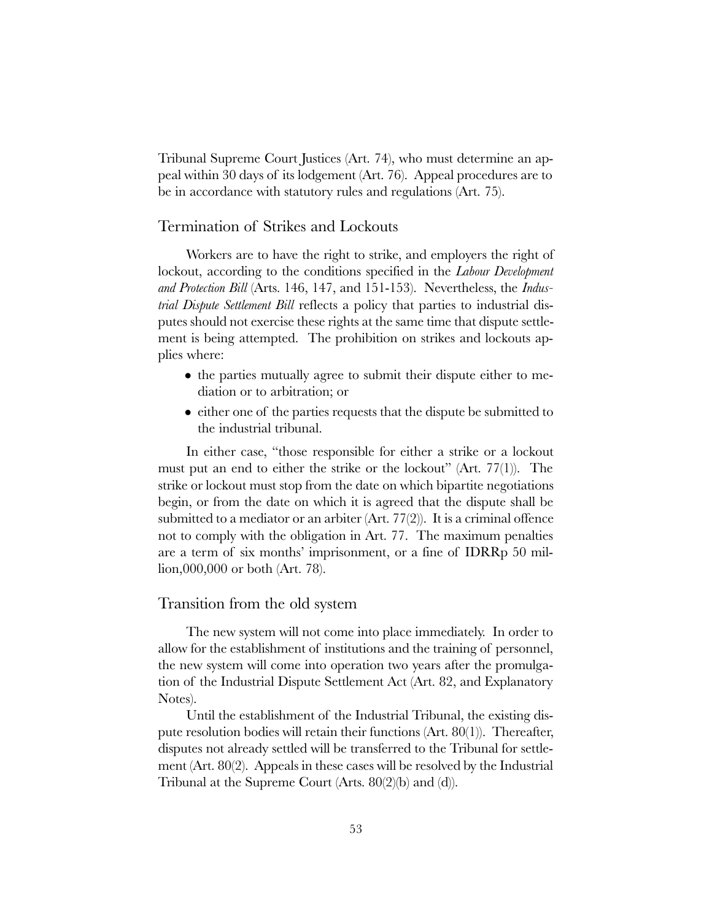Tribunal Supreme Court Justices (Art. 74), who must determine an appeal within 30 days of its lodgement (Art. 76). Appeal procedures are to be in accordance with statutory rules and regulations (Art. 75).

## Termination of Strikes and Lockouts

Workers are to have the right to strike, and employers the right of lockout, according to the conditions specified in the *Labour Development and Protection Bill* (Arts. 146, 147, and 151-153). Nevertheless, the *Industrial Dispute Settlement Bill* reflects a policy that parties to industrial disputes should not exercise these rights at the same time that dispute settlement is being attempted. The prohibition on strikes and lockouts applies where:

- the parties mutually agree to submit their dispute either to mediation or to arbitration; or
- either one of the parties requests that the dispute be submitted to the industrial tribunal.

In either case, "those responsible for either a strike or a lockout must put an end to either the strike or the lockout" (Art. 77(1)). The strike or lockout must stop from the date on which bipartite negotiations begin, or from the date on which it is agreed that the dispute shall be submitted to a mediator or an arbiter (Art. 77(2)). It is a criminal offence not to comply with the obligation in Art. 77. The maximum penalties are a term of six months' imprisonment, or a fine of IDRRp 50 million,000,000 or both (Art. 78).

## Transition from the old system

The new system will not come into place immediately. In order to allow for the establishment of institutions and the training of personnel, the new system will come into operation two years after the promulgation of the Industrial Dispute Settlement Act (Art. 82, and Explanatory Notes).

Until the establishment of the Industrial Tribunal, the existing dispute resolution bodies will retain their functions (Art. 80(1)). Thereafter, disputes not already settled will be transferred to the Tribunal for settlement (Art. 80(2). Appeals in these cases will be resolved by the Industrial Tribunal at the Supreme Court (Arts. 80(2)(b) and (d)).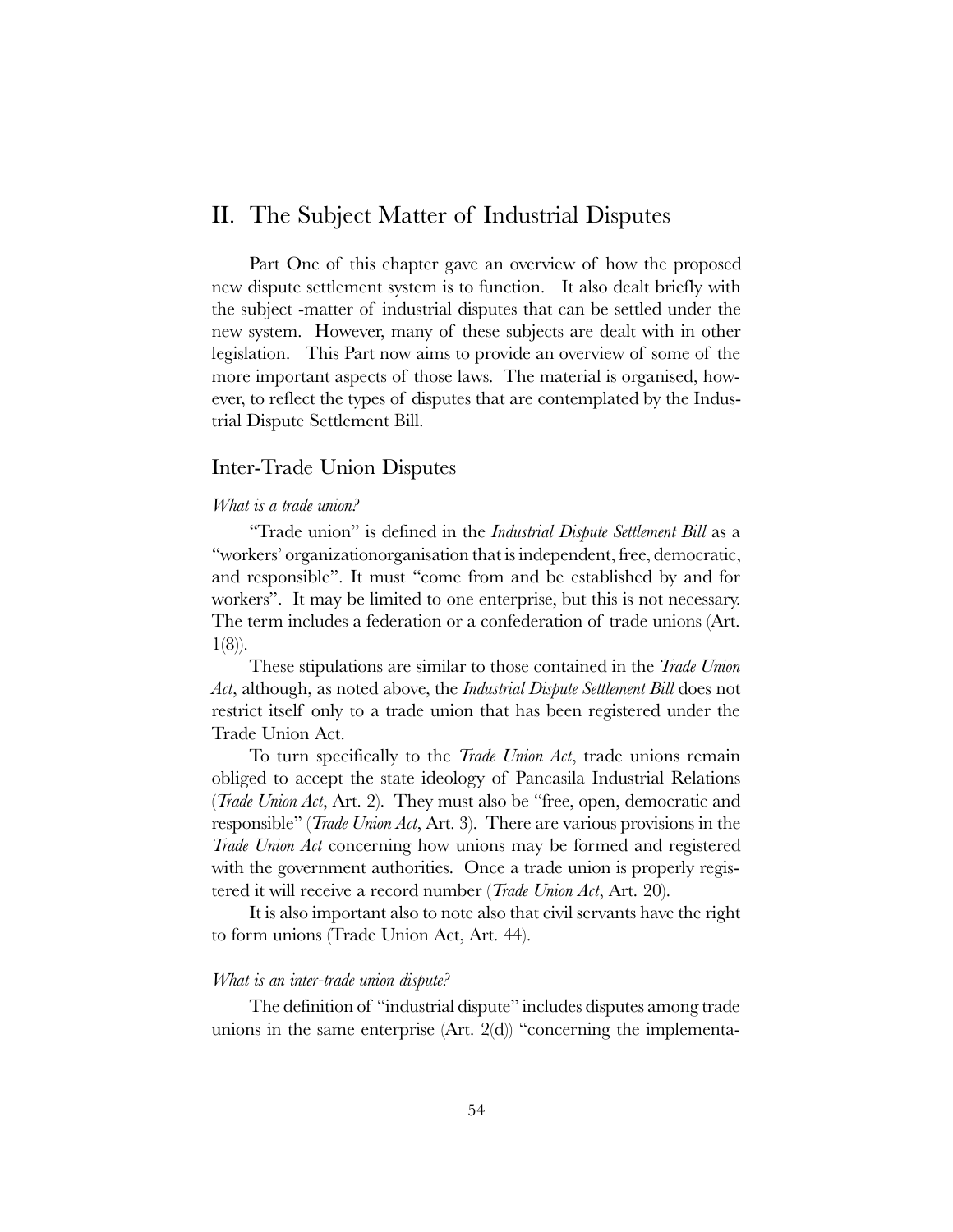## II. The Subject Matter of Industrial Disputes

Part One of this chapter gave an overview of how the proposed new dispute settlement system is to function. It also dealt briefly with the subject -matter of industrial disputes that can be settled under the new system. However, many of these subjects are dealt with in other legislation. This Part now aims to provide an overview of some of the more important aspects of those laws. The material is organised, however, to reflect the types of disputes that are contemplated by the Industrial Dispute Settlement Bill.

### Inter-Trade Union Disputes

*What is a trade union?*

"Trade union" is defined in the *Industrial Dispute Settlement Bill* as a "workers' organizationorganisation that is independent, free, democratic, and responsible". It must "come from and be established by and for workers". It may be limited to one enterprise, but this is not necessary. The term includes a federation or a confederation of trade unions (Art. 1(8)).

These stipulations are similar to those contained in the *Trade Union Act*, although, as noted above, the *Industrial Dispute Settlement Bill* does not restrict itself only to a trade union that has been registered under the Trade Union Act.

To turn specifically to the *Trade Union Act*, trade unions remain obliged to accept the state ideology of Pancasila Industrial Relations (*Trade Union Act*, Art. 2). They must also be "free, open, democratic and responsible" (*Trade Union Act*, Art. 3). There are various provisions in the *Trade Union Act* concerning how unions may be formed and registered with the government authorities. Once a trade union is properly registered it will receive a record number (*Trade Union Act*, Art. 20).

It is also important also to note also that civil servants have the right to form unions (Trade Union Act, Art. 44).

*What is an inter-trade union dispute?*

The definition of "industrial dispute" includes disputes among trade unions in the same enterprise (Art. 2(d)) "concerning the implementa-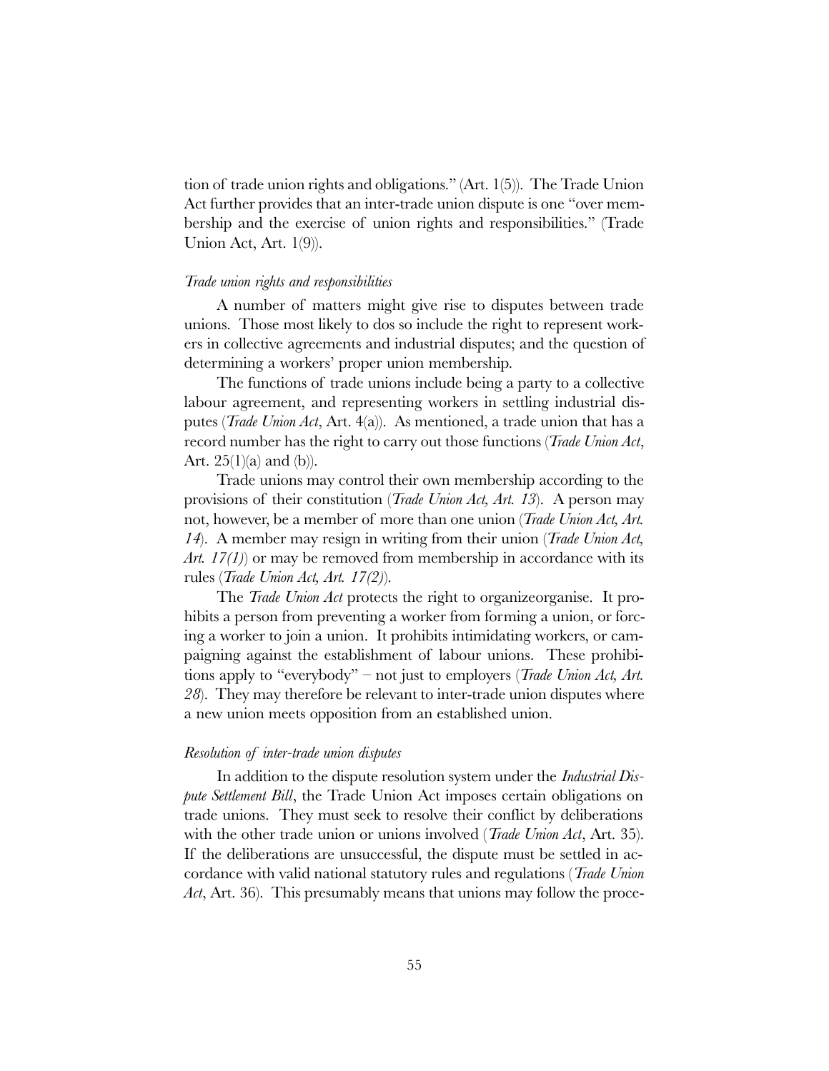tion of trade union rights and obligations." (Art. 1(5)). The Trade Union Act further provides that an inter-trade union dispute is one "over membership and the exercise of union rights and responsibilities." (Trade Union Act, Art. 1(9)).

### *Trade union rights and responsibilities*

A number of matters might give rise to disputes between trade unions. Those most likely to dos so include the right to represent workers in collective agreements and industrial disputes; and the question of determining a workers' proper union membership.

The functions of trade unions include being a party to a collective labour agreement, and representing workers in settling industrial disputes (*Trade Union Act*, Art. 4(a)). As mentioned, a trade union that has a record number has the right to carry out those functions (*Trade Union Act*, Art. 25(1)(a) and (b)).

Trade unions may control their own membership according to the provisions of their constitution (*Trade Union Act, Art. 13*). A person may not, however, be a member of more than one union (*Trade Union Act, Art. 14*). A member may resign in writing from their union (*Trade Union Act, Art. 17(1)*) or may be removed from membership in accordance with its rules (*Trade Union Act, Art. 17(2)*).

The *Trade Union Act* protects the right to organizeorganise. It prohibits a person from preventing a worker from forming a union, or forcing a worker to join a union. It prohibits intimidating workers, or campaigning against the establishment of labour unions. These prohibitions apply to "everybody" – not just to employers (*Trade Union Act, Art. 28*). They may therefore be relevant to inter-trade union disputes where a new union meets opposition from an established union.

### *Resolution of inter-trade union disputes*

In addition to the dispute resolution system under the *Industrial Dispute Settlement Bill*, the Trade Union Act imposes certain obligations on trade unions. They must seek to resolve their conflict by deliberations with the other trade union or unions involved (*Trade Union Act*, Art. 35). If the deliberations are unsuccessful, the dispute must be settled in accordance with valid national statutory rules and regulations (*Trade Union Act*, Art. 36). This presumably means that unions may follow the proce-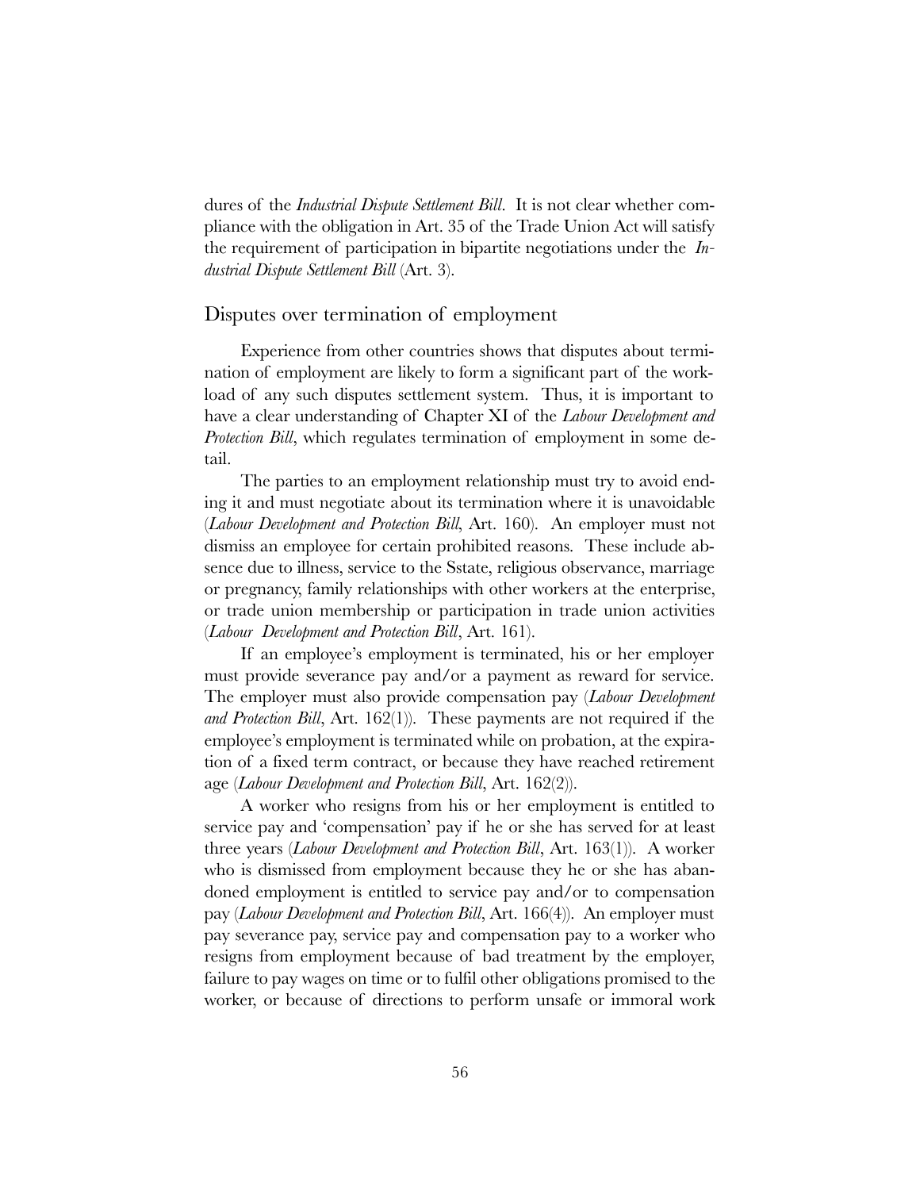dures of the *Industrial Dispute Settlement Bill*. It is not clear whether compliance with the obligation in Art. 35 of the Trade Union Act will satisfy the requirement of participation in bipartite negotiations under the *Industrial Dispute Settlement Bill* (Art. 3).

## Disputes over termination of employment

Experience from other countries shows that disputes about termination of employment are likely to form a significant part of the workload of any such disputes settlement system. Thus, it is important to have a clear understanding of Chapter XI of the *Labour Development and Protection Bill*, which regulates termination of employment in some detail.

The parties to an employment relationship must try to avoid ending it and must negotiate about its termination where it is unavoidable (*Labour Development and Protection Bill*, Art. 160). An employer must not dismiss an employee for certain prohibited reasons. These include absence due to illness, service to the Sstate, religious observance, marriage or pregnancy, family relationships with other workers at the enterprise, or trade union membership or participation in trade union activities (*Labour Development and Protection Bill*, Art. 161).

If an employee's employment is terminated, his or her employer must provide severance pay and/or a payment as reward for service. The employer must also provide compensation pay (*Labour Development and Protection Bill*, Art. 162(1)). These payments are not required if the employee's employment is terminated while on probation, at the expiration of a fixed term contract, or because they have reached retirement age (*Labour Development and Protection Bill*, Art. 162(2)).

A worker who resigns from his or her employment is entitled to service pay and 'compensation' pay if he or she has served for at least three years (*Labour Development and Protection Bill*, Art. 163(1)). A worker who is dismissed from employment because they he or she has abandoned employment is entitled to service pay and/or to compensation pay (*Labour Development and Protection Bill*, Art. 166(4)). An employer must pay severance pay, service pay and compensation pay to a worker who resigns from employment because of bad treatment by the employer, failure to pay wages on time or to fulfil other obligations promised to the worker, or because of directions to perform unsafe or immoral work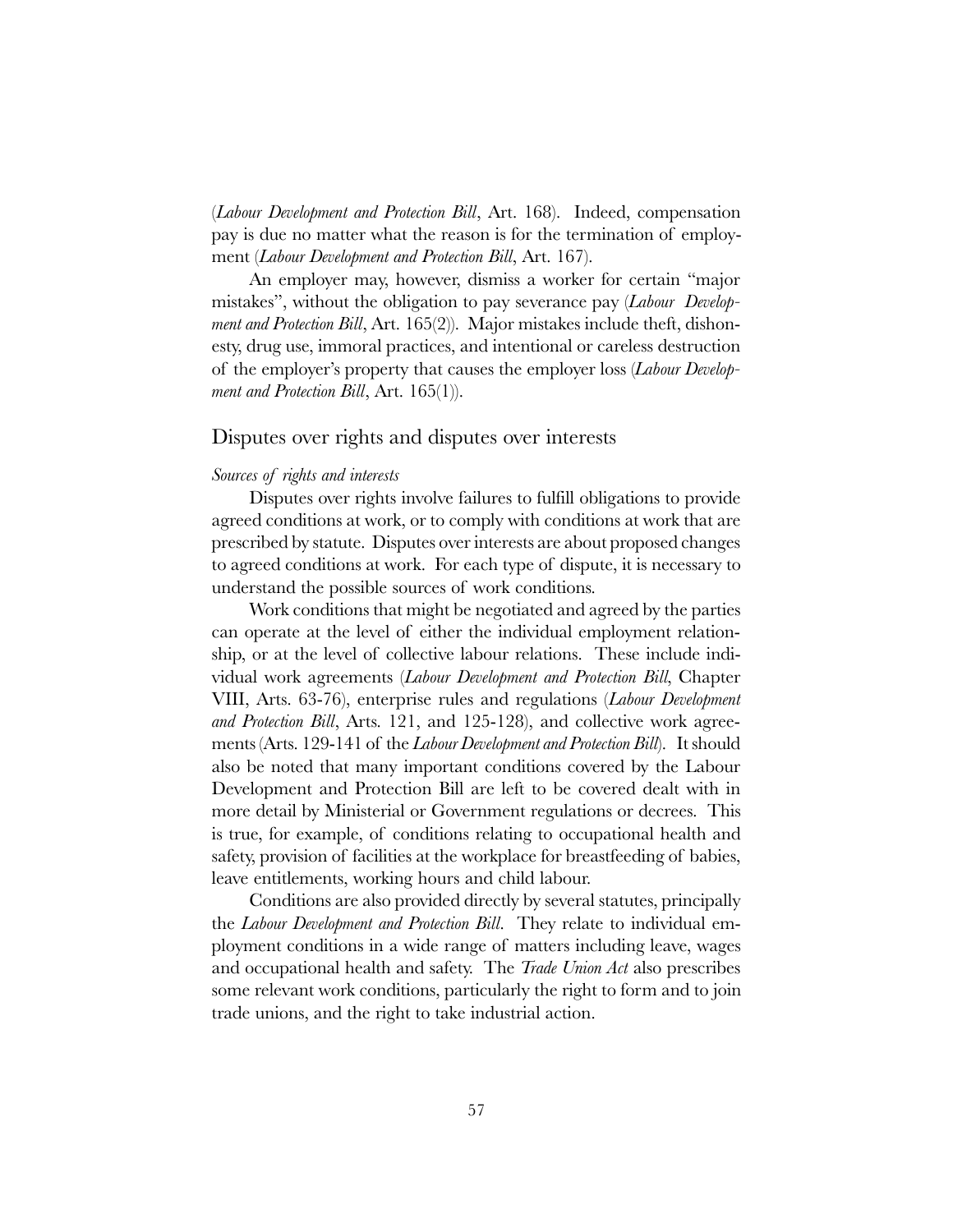(*Labour Development and Protection Bill*, Art. 168). Indeed, compensation pay is due no matter what the reason is for the termination of employment (*Labour Development and Protection Bill*, Art. 167).

An employer may, however, dismiss a worker for certain "major mistakes", without the obligation to pay severance pay (*Labour Development and Protection Bill*, Art. 165(2)). Major mistakes include theft, dishonesty, drug use, immoral practices, and intentional or careless destruction of the employer's property that causes the employer loss (*Labour Development and Protection Bill*, Art. 165(1)).

## Disputes over rights and disputes over interests

### *Sources of rights and interests*

Disputes over rights involve failures to fulfill obligations to provide agreed conditions at work, or to comply with conditions at work that are prescribed by statute. Disputes over interests are about proposed changes to agreed conditions at work. For each type of dispute, it is necessary to understand the possible sources of work conditions.

Work conditions that might be negotiated and agreed by the parties can operate at the level of either the individual employment relationship, or at the level of collective labour relations. These include individual work agreements (*Labour Development and Protection Bill*, Chapter VIII, Arts. 63-76), enterprise rules and regulations (*Labour Development and Protection Bill*, Arts. 121, and 125-128), and collective work agreements (Arts. 129-141 of the *Labour Development and Protection Bill*). It should also be noted that many important conditions covered by the Labour Development and Protection Bill are left to be covered dealt with in more detail by Ministerial or Government regulations or decrees. This is true, for example, of conditions relating to occupational health and safety, provision of facilities at the workplace for breastfeeding of babies, leave entitlements, working hours and child labour.

Conditions are also provided directly by several statutes, principally the *Labour Development and Protection Bill*. They relate to individual employment conditions in a wide range of matters including leave, wages and occupational health and safety. The *Trade Union Act* also prescribes some relevant work conditions, particularly the right to form and to join trade unions, and the right to take industrial action.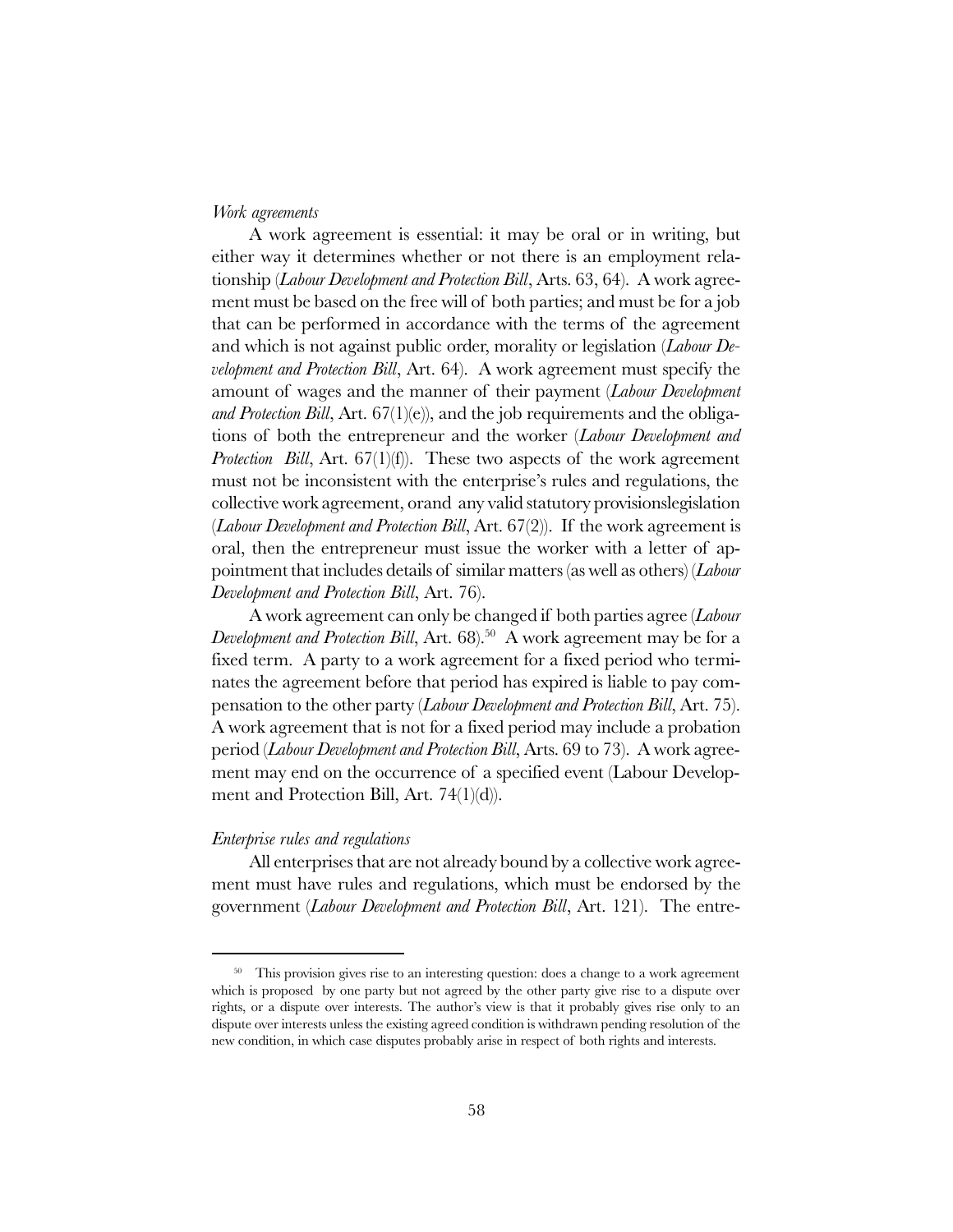*Work agreements*

A work agreement is essential: it may be oral or in writing, but either way it determines whether or not there is an employment relationship (*Labour Development and Protection Bill*, Arts. 63, 64). A work agreement must be based on the free will of both parties; and must be for a job that can be performed in accordance with the terms of the agreement and which is not against public order, morality or legislation (*Labour Development and Protection Bill*, Art. 64). A work agreement must specify the amount of wages and the manner of their payment (*Labour Development and Protection Bill*, Art. 67(1)(e)), and the job requirements and the obligations of both the entrepreneur and the worker (*Labour Development and Protection Bill*, Art. 67(1)(f)). These two aspects of the work agreement must not be inconsistent with the enterprise's rules and regulations, the collective work agreement, orand any valid statutory provisionslegislation (*Labour Development and Protection Bill*, Art. 67(2)). If the work agreement is oral, then the entrepreneur must issue the worker with a letter of appointment that includes details of similar matters (as well as others) (*Labour Development and Protection Bill*, Art. 76).

A work agreement can only be changed if both parties agree (*Labour Development and Protection Bill*, Art. 68).[50] A work agreement may be for a fixed term. A party to a work agreement for a fixed period who terminates the agreement before that period has expired is liable to pay compensation to the other party (*Labour Development and Protection Bill*, Art. 75). A work agreement that is not for a fixed period may include a probation period (*Labour Development and Protection Bill*, Arts. 69 to 73). A work agreement may end on the occurrence of a specified event (Labour Development and Protection Bill, Art. 74(1)(d)).

*Enterprise rules and regulations*

All enterprises that are not already bound by a collective work agreement must have rules and regulations, which must be endorsed by the government (*Labour Development and Protection Bill*, Art. 121). The entre-

[50] This provision gives rise to an interesting question: does a change to a work agreement which is proposed by one party but not agreed by the other party give rise to a dispute over rights, or a dispute over interests. The author's view is that it probably gives rise only to an dispute over interests unless the existing agreed condition is withdrawn pending resolution of the new condition, in which case disputes probably arise in respect of both rights and interests.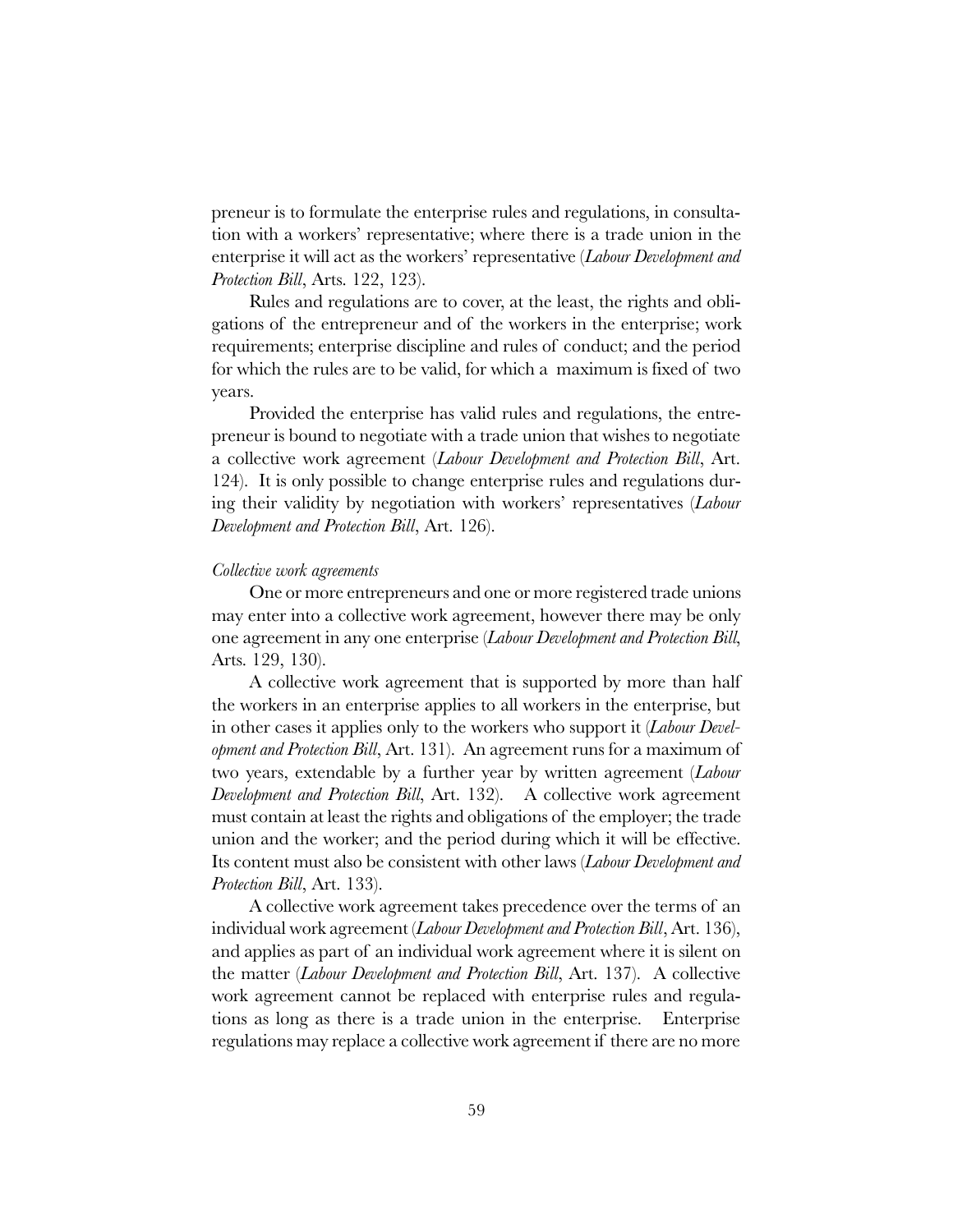preneur is to formulate the enterprise rules and regulations, in consultation with a workers' representative; where there is a trade union in the enterprise it will act as the workers' representative (*Labour Development and Protection Bill*, Arts. 122, 123).

Rules and regulations are to cover, at the least, the rights and obligations of the entrepreneur and of the workers in the enterprise; work requirements; enterprise discipline and rules of conduct; and the period for which the rules are to be valid, for which a maximum is fixed of two years.

Provided the enterprise has valid rules and regulations, the entrepreneur is bound to negotiate with a trade union that wishes to negotiate a collective work agreement (*Labour Development and Protection Bill*, Art. 124). It is only possible to change enterprise rules and regulations during their validity by negotiation with workers' representatives (*Labour Development and Protection Bill*, Art. 126).

*Collective work agreements*

One or more entrepreneurs and one or more registered trade unions may enter into a collective work agreement, however there may be only one agreement in any one enterprise (*Labour Development and Protection Bill*, Arts. 129, 130).

A collective work agreement that is supported by more than half the workers in an enterprise applies to all workers in the enterprise, but in other cases it applies only to the workers who support it (*Labour Development and Protection Bill*, Art. 131). An agreement runs for a maximum of two years, extendable by a further year by written agreement (*Labour Development and Protection Bill*, Art. 132). A collective work agreement must contain at least the rights and obligations of the employer; the trade union and the worker; and the period during which it will be effective. Its content must also be consistent with other laws (*Labour Development and Protection Bill*, Art. 133).

A collective work agreement takes precedence over the terms of an individual work agreement (*Labour Development and Protection Bill*, Art. 136), and applies as part of an individual work agreement where it is silent on the matter (*Labour Development and Protection Bill*, Art. 137). A collective work agreement cannot be replaced with enterprise rules and regulations as long as there is a trade union in the enterprise. Enterprise regulations may replace a collective work agreement if there are no more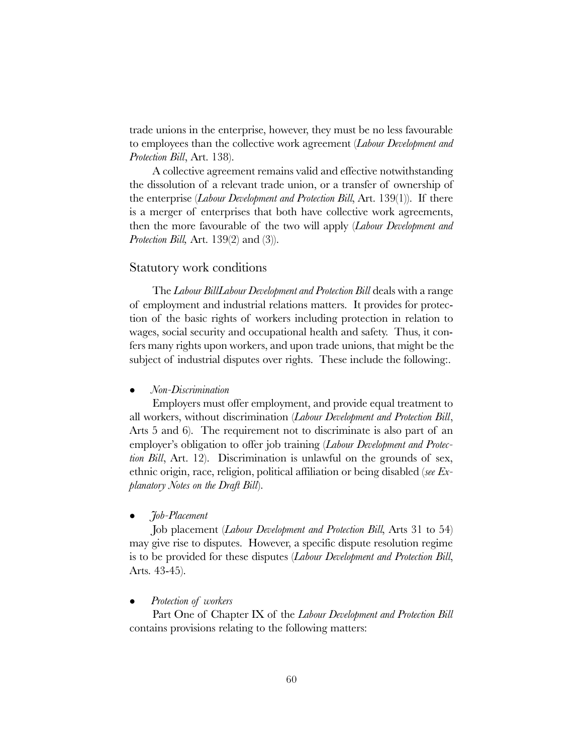trade unions in the enterprise, however, they must be no less favourable to employees than the collective work agreement (*Labour Development and Protection Bill*, Art. 138).

A collective agreement remains valid and effective notwithstanding the dissolution of a relevant trade union, or a transfer of ownership of the enterprise (*Labour Development and Protection Bill*, Art. 139(1)). If there is a merger of enterprises that both have collective work agreements, then the more favourable of the two will apply (*Labour Development and Protection Bill*, Art. 139(2) and (3)).

## Statutory work conditions

The *Labour BillLabour Development and Protection Bill* deals with a range of employment and industrial relations matters. It provides for protection of the basic rights of workers including protection in relation to wages, social security and occupational health and safety. Thus, it confers many rights upon workers, and upon trade unions, that might be the subject of industrial disputes over rights. These include the following:.

- *Non-Discrimination*

  Employers must offer employment, and provide equal treatment to all workers, without discrimination (*Labour Development and Protection Bill*, Arts 5 and 6). The requirement not to discriminate is also part of an employer's obligation to offer job training (*Labour Development and Protection Bill*, Art. 12). Discrimination is unlawful on the grounds of sex, ethnic origin, race, religion, political affiliation or being disabled (*see Explanatory Notes on the Draft Bill*).

- *Job-Placement*

  Job placement (*Labour Development and Protection Bill*, Arts 31 to 54) may give rise to disputes. However, a specific dispute resolution regime is to be provided for these disputes (*Labour Development and Protection Bill*, Arts. 43-45).

- *Protection of workers*

  Part One of Chapter IX of the *Labour Development and Protection Bill* contains provisions relating to the following matters: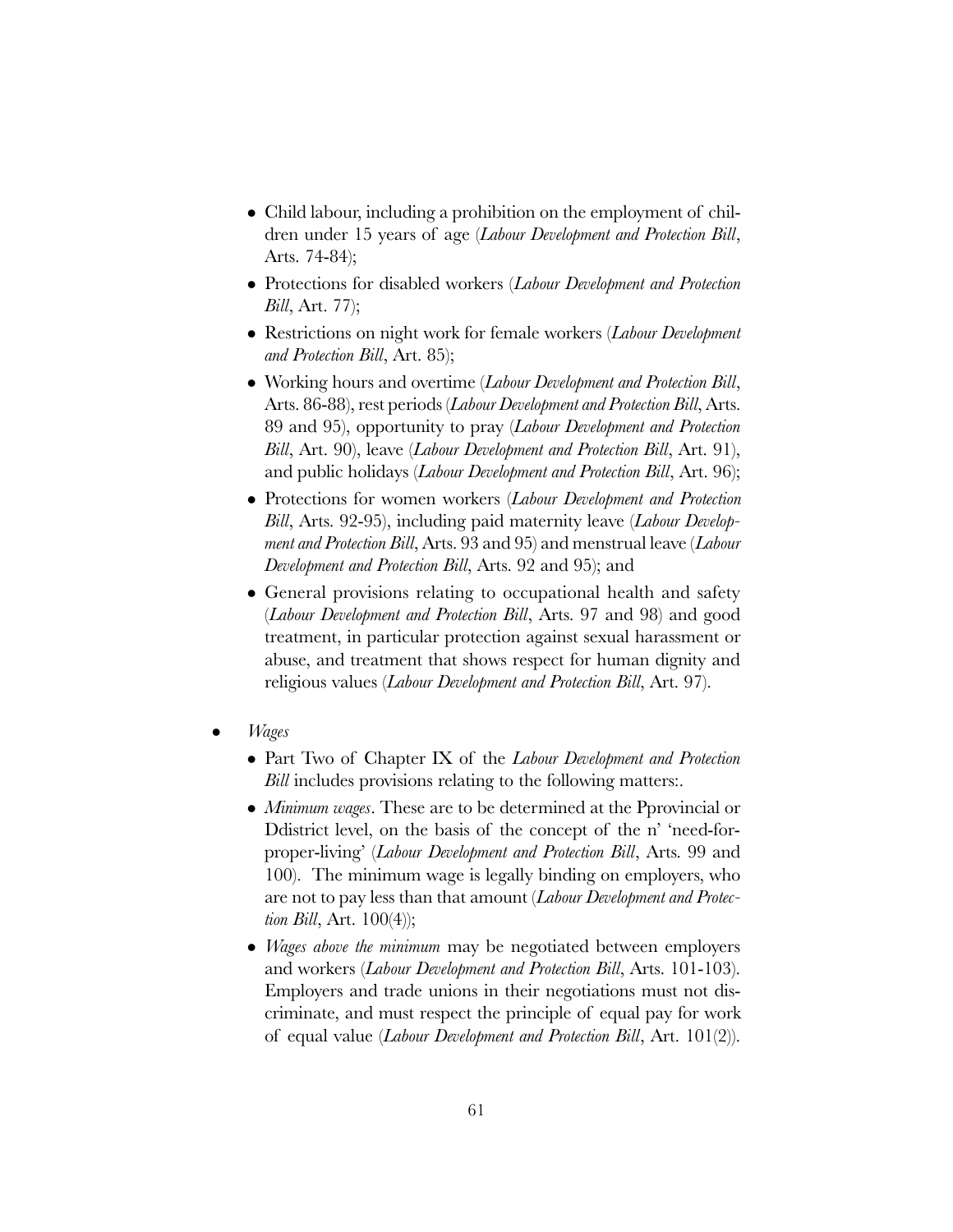- Child labour, including a prohibition on the employment of children under 15 years of age (*Labour Development and Protection Bill*, Arts. 74-84);
- Protections for disabled workers (*Labour Development and Protection Bill*, Art. 77);
- Restrictions on night work for female workers (*Labour Development and Protection Bill*, Art. 85);
- Working hours and overtime (*Labour Development and Protection Bill*, Arts. 86-88), rest periods (*Labour Development and Protection Bill*, Arts. 89 and 95), opportunity to pray (*Labour Development and Protection Bill*, Art. 90), leave (*Labour Development and Protection Bill*, Art. 91), and public holidays (*Labour Development and Protection Bill*, Art. 96);
- Protections for women workers (*Labour Development and Protection Bill*, Arts. 92-95), including paid maternity leave (*Labour Development and Protection Bill*, Arts. 93 and 95) and menstrual leave (*Labour Development and Protection Bill*, Arts. 92 and 95); and
- General provisions relating to occupational health and safety (*Labour Development and Protection Bill*, Arts. 97 and 98) and good treatment, in particular protection against sexual harassment or abuse, and treatment that shows respect for human dignity and religious values (*Labour Development and Protection Bill*, Art. 97).

- *Wages*
  - Part Two of Chapter IX of the *Labour Development and Protection Bill* includes provisions relating to the following matters:.
  - *Minimum wages*. These are to be determined at the Pprovincial or Ddistrict level, on the basis of the concept of the n' 'need-for-proper-living' (*Labour Development and Protection Bill*, Arts. 99 and 100). The minimum wage is legally binding on employers, who are not to pay less than that amount (*Labour Development and Protection Bill*, Art. 100(4));
  - *Wages above the minimum* may be negotiated between employers and workers (*Labour Development and Protection Bill*, Arts. 101-103). Employers and trade unions in their negotiations must not discriminate, and must respect the principle of equal pay for work of equal value (*Labour Development and Protection Bill*, Art. 101(2)).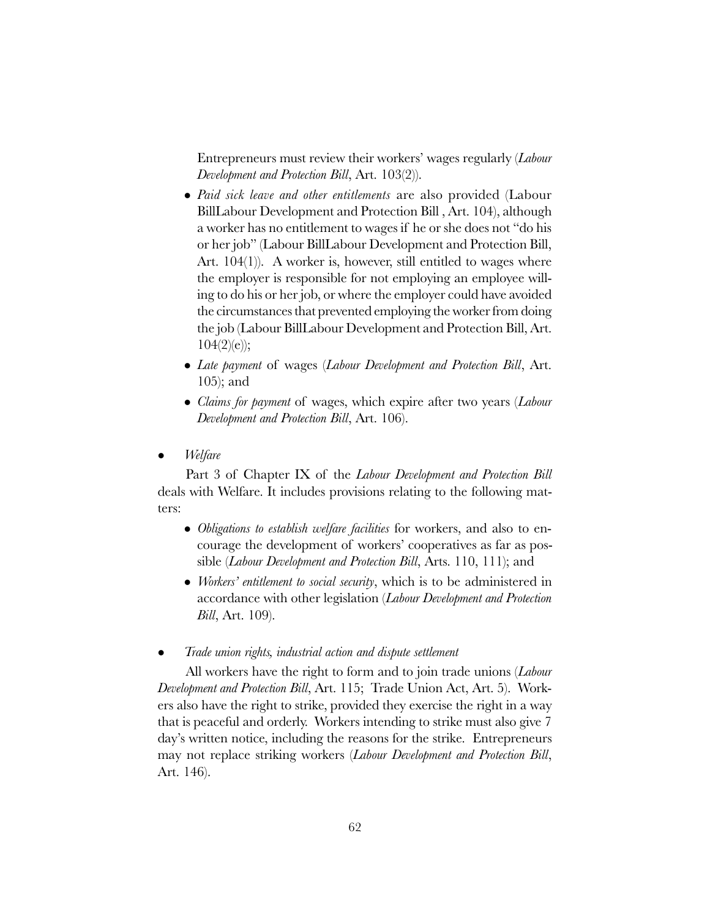Entrepreneurs must review their workers' wages regularly (*Labour Development and Protection Bill*, Art. 103(2)).

- *Paid sick leave and other entitlements* are also provided (Labour BillLabour Development and Protection Bill , Art. 104), although a worker has no entitlement to wages if he or she does not "do his or her job" (Labour BillLabour Development and Protection Bill, Art. 104(1)). A worker is, however, still entitled to wages where the employer is responsible for not employing an employee willing to do his or her job, or where the employer could have avoided the circumstances that prevented employing the worker from doing the job (Labour BillLabour Development and Protection Bill, Art. 104(2)(e));
- *Late payment* of wages (*Labour Development and Protection Bill*, Art. 105); and
- *Claims for payment* of wages, which expire after two years (*Labour Development and Protection Bill*, Art. 106).

- *Welfare*

Part 3 of Chapter IX of the *Labour Development and Protection Bill* deals with Welfare. It includes provisions relating to the following matters:

- *Obligations to establish welfare facilities* for workers, and also to encourage the development of workers' cooperatives as far as possible (*Labour Development and Protection Bill*, Arts. 110, 111); and
- *Workers' entitlement to social security*, which is to be administered in accordance with other legislation (*Labour Development and Protection Bill*, Art. 109).

- *Trade union rights, industrial action and dispute settlement*

All workers have the right to form and to join trade unions (*Labour Development and Protection Bill*, Art. 115; Trade Union Act, Art. 5). Workers also have the right to strike, provided they exercise the right in a way that is peaceful and orderly. Workers intending to strike must also give 7 day's written notice, including the reasons for the strike. Entrepreneurs may not replace striking workers (*Labour Development and Protection Bill*, Art. 146).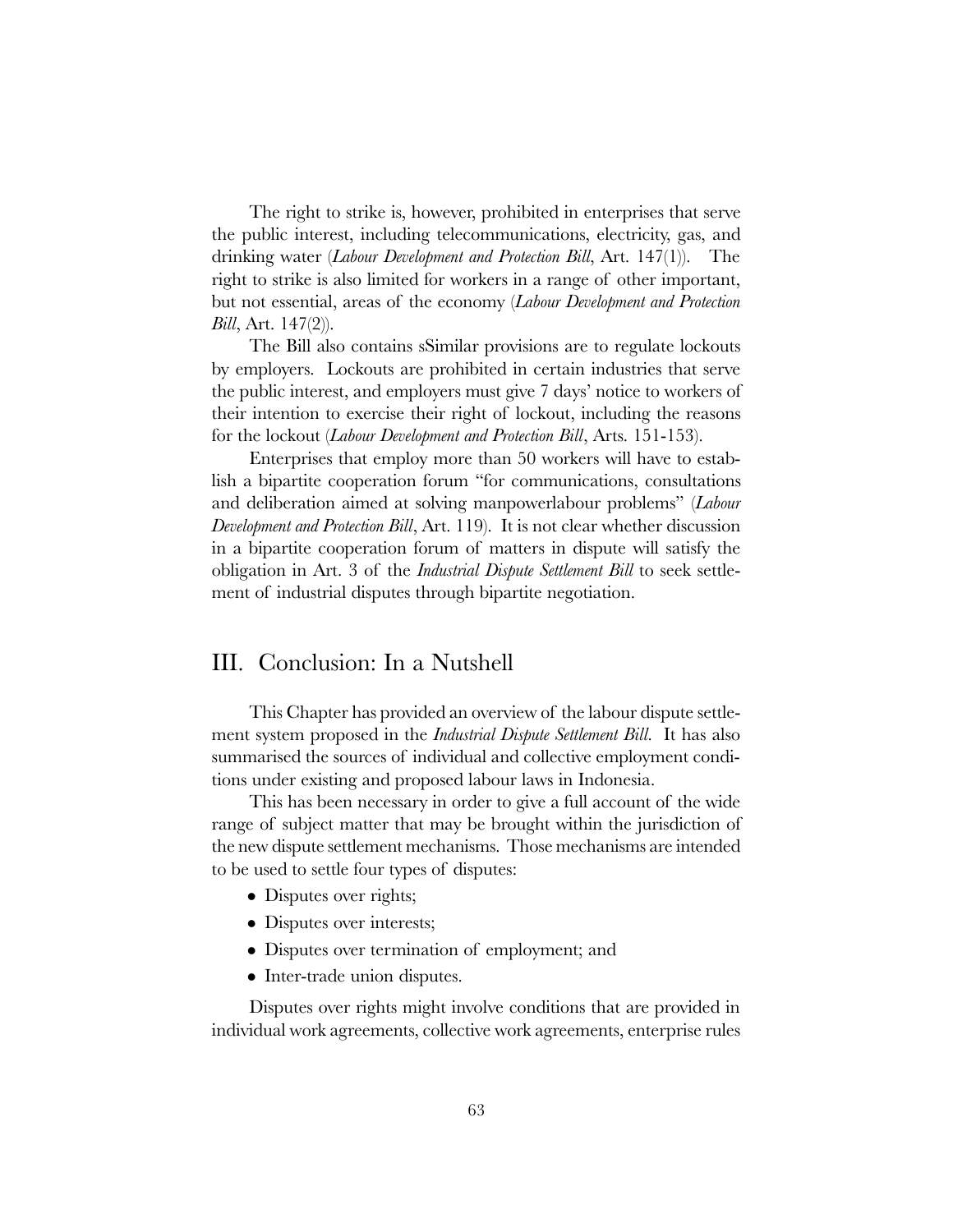The right to strike is, however, prohibited in enterprises that serve the public interest, including telecommunications, electricity, gas, and drinking water (*Labour Development and Protection Bill*, Art. 147(1)). The right to strike is also limited for workers in a range of other important, but not essential, areas of the economy (*Labour Development and Protection Bill*, Art. 147(2)).

The Bill also contains sSimilar provisions are to regulate lockouts by employers. Lockouts are prohibited in certain industries that serve the public interest, and employers must give 7 days' notice to workers of their intention to exercise their right of lockout, including the reasons for the lockout (*Labour Development and Protection Bill*, Arts. 151-153).

Enterprises that employ more than 50 workers will have to establish a bipartite cooperation forum "for communications, consultations and deliberation aimed at solving manpowerlabour problems" (*Labour Development and Protection Bill*, Art. 119). It is not clear whether discussion in a bipartite cooperation forum of matters in dispute will satisfy the obligation in Art. 3 of the *Industrial Dispute Settlement Bill* to seek settlement of industrial disputes through bipartite negotiation.

## III. Conclusion: In a Nutshell

This Chapter has provided an overview of the labour dispute settlement system proposed in the *Industrial Dispute Settlement Bill*. It has also summarised the sources of individual and collective employment conditions under existing and proposed labour laws in Indonesia.

This has been necessary in order to give a full account of the wide range of subject matter that may be brought within the jurisdiction of the new dispute settlement mechanisms. Those mechanisms are intended to be used to settle four types of disputes:

- Disputes over rights;
- Disputes over interests;
- Disputes over termination of employment; and
- Inter-trade union disputes.

Disputes over rights might involve conditions that are provided in individual work agreements, collective work agreements, enterprise rules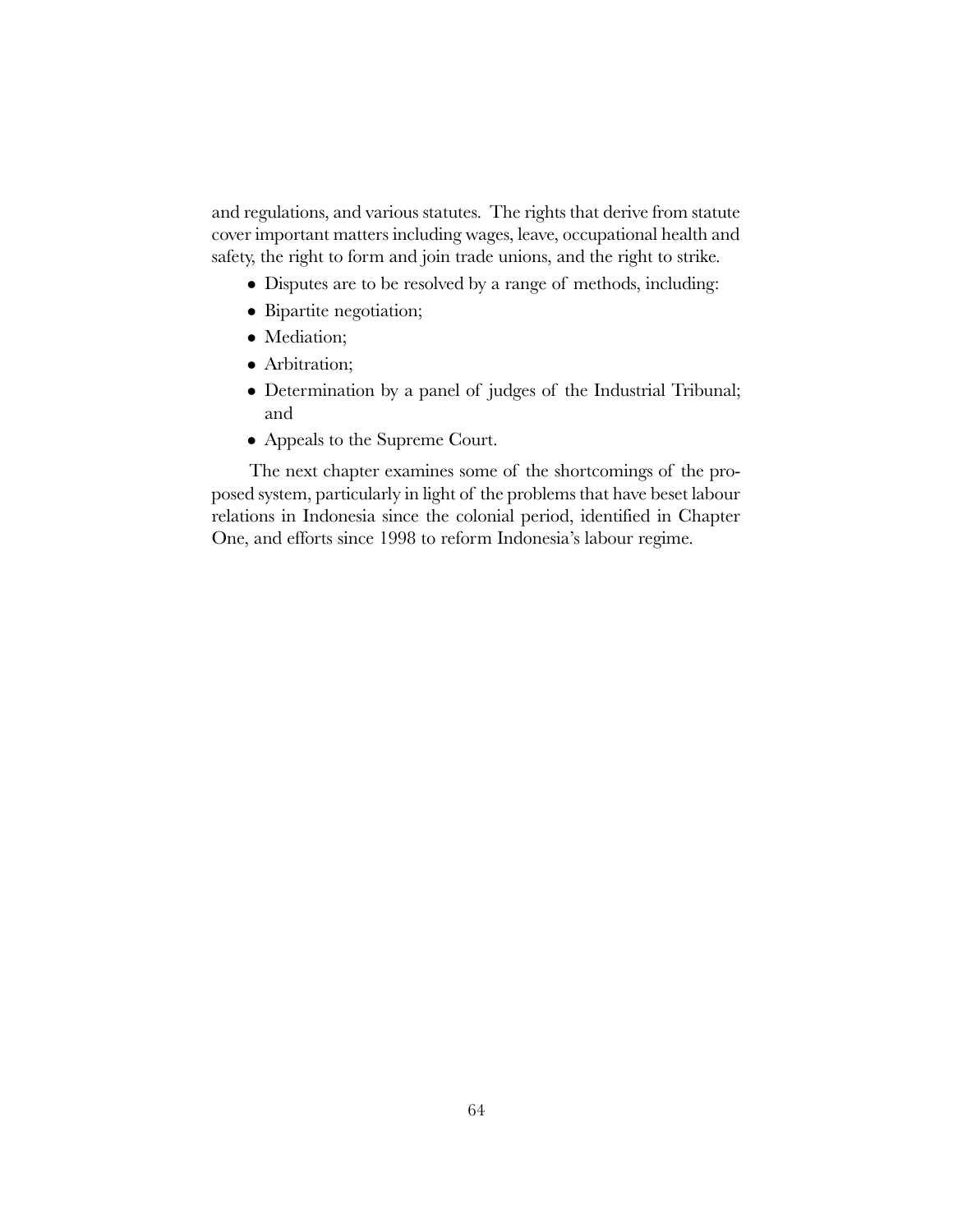and regulations, and various statutes. The rights that derive from statute cover important matters including wages, leave, occupational health and safety, the right to form and join trade unions, and the right to strike.

- Disputes are to be resolved by a range of methods, including:
- Bipartite negotiation;
- Mediation;
- Arbitration;
- Determination by a panel of judges of the Industrial Tribunal; and
- Appeals to the Supreme Court.

The next chapter examines some of the shortcomings of the proposed system, particularly in light of the problems that have beset labour relations in Indonesia since the colonial period, identified in Chapter One, and efforts since 1998 to reform Indonesia's labour regime.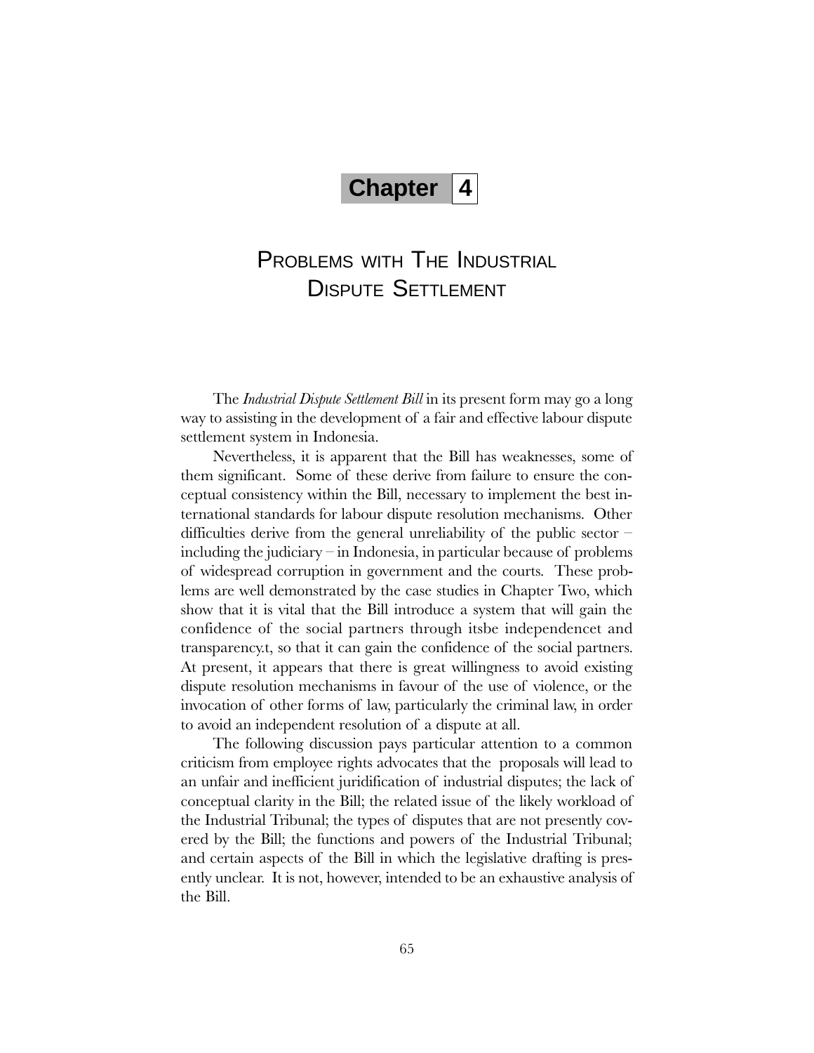# Chapter 4

## Problems with The Industrial Dispute Settlement

The *Industrial Dispute Settlement Bill* in its present form may go a long way to assisting in the development of a fair and effective labour dispute settlement system in Indonesia.

Nevertheless, it is apparent that the Bill has weaknesses, some of them significant. Some of these derive from failure to ensure the conceptual consistency within the Bill, necessary to implement the best international standards for labour dispute resolution mechanisms. Other difficulties derive from the general unreliability of the public sector – including the judiciary – in Indonesia, in particular because of problems of widespread corruption in government and the courts. These problems are well demonstrated by the case studies in Chapter Two, which show that it is vital that the Bill introduce a system that will gain the confidence of the social partners through itsbe independencet and transparency.t, so that it can gain the confidence of the social partners. At present, it appears that there is great willingness to avoid existing dispute resolution mechanisms in favour of the use of violence, or the invocation of other forms of law, particularly the criminal law, in order to avoid an independent resolution of a dispute at all.

The following discussion pays particular attention to a common criticism from employee rights advocates that the proposals will lead to an unfair and inefficient juridification of industrial disputes; the lack of conceptual clarity in the Bill; the related issue of the likely workload of the Industrial Tribunal; the types of disputes that are not presently covered by the Bill; the functions and powers of the Industrial Tribunal; and certain aspects of the Bill in which the legislative drafting is presently unclear. It is not, however, intended to be an exhaustive analysis of the Bill.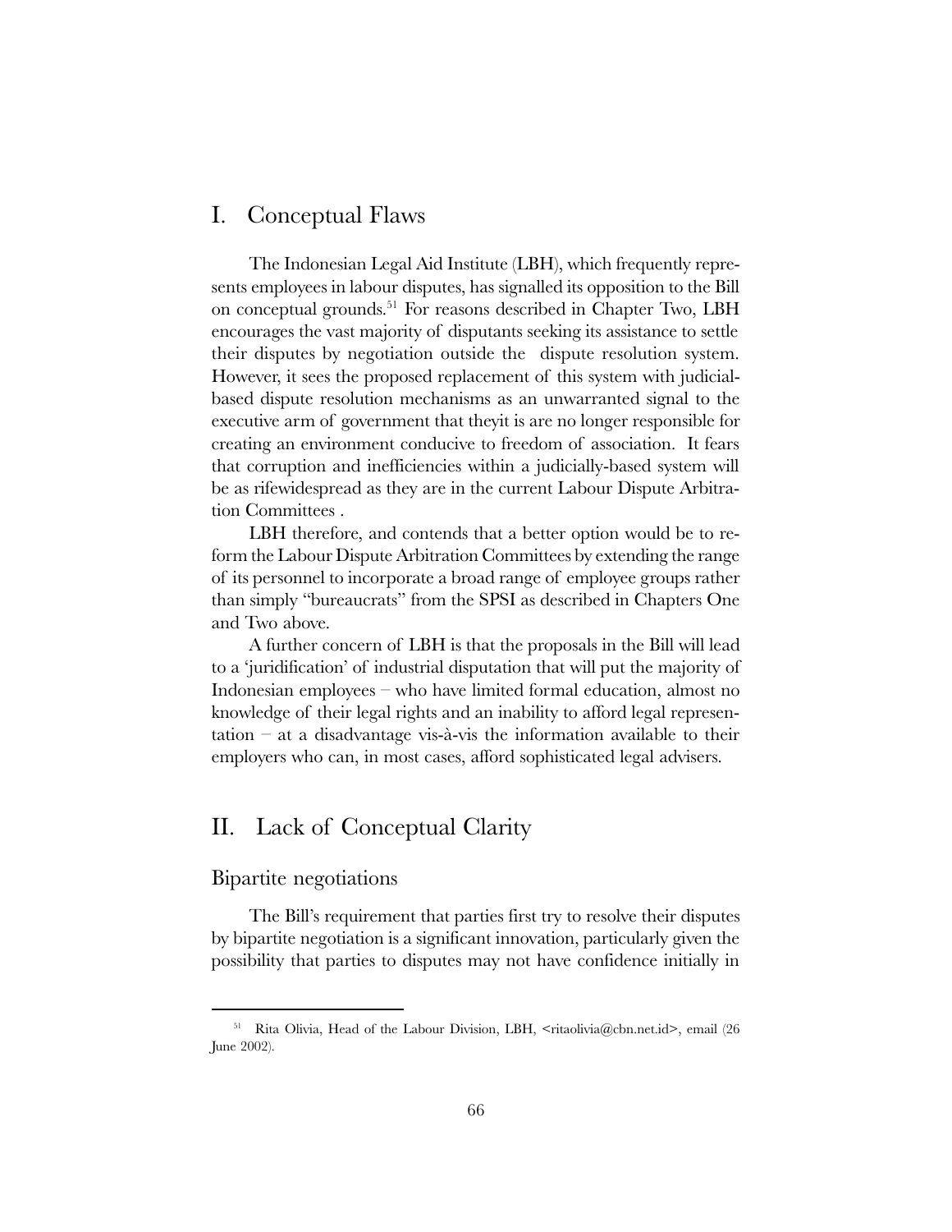## I. Conceptual Flaws

The Indonesian Legal Aid Institute (LBH), which frequently represents employees in labour disputes, has signalled its opposition to the Bill on conceptual grounds.[51] For reasons described in Chapter Two, LBH encourages the vast majority of disputants seeking its assistance to settle their disputes by negotiation outside the dispute resolution system. However, it sees the proposed replacement of this system with judicial-based dispute resolution mechanisms as an unwarranted signal to the executive arm of government that theyit is are no longer responsible for creating an environment conducive to freedom of association. It fears that corruption and inefficiencies within a judicially-based system will be as rifewidespread as they are in the current Labour Dispute Arbitration Committees .

LBH therefore, and contends that a better option would be to reform the Labour Dispute Arbitration Committees by extending the range of its personnel to incorporate a broad range of employee groups rather than simply "bureaucrats" from the SPSI as described in Chapters One and Two above.

A further concern of LBH is that the proposals in the Bill will lead to a 'juridification' of industrial disputation that will put the majority of Indonesian employees – who have limited formal education, almost no knowledge of their legal rights and an inability to afford legal representation – at a disadvantage vis-à-vis the information available to their employers who can, in most cases, afford sophisticated legal advisers.

## II. Lack of Conceptual Clarity

### Bipartite negotiations

The Bill's requirement that parties first try to resolve their disputes by bipartite negotiation is a significant innovation, particularly given the possibility that parties to disputes may not have confidence initially in

---

[51] Rita Olivia, Head of the Labour Division, LBH, <ritaolivia@cbn.net.id>, email (26 June 2002).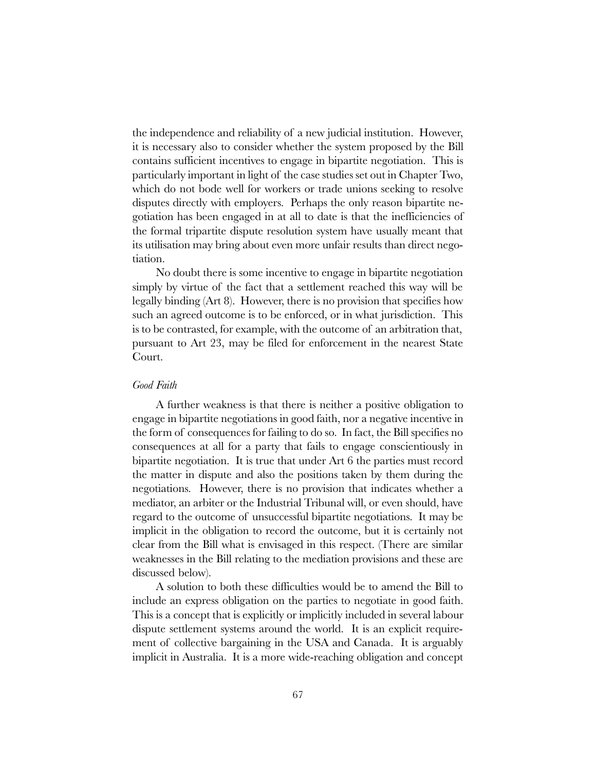the independence and reliability of a new judicial institution. However, it is necessary also to consider whether the system proposed by the Bill contains sufficient incentives to engage in bipartite negotiation. This is particularly important in light of the case studies set out in Chapter Two, which do not bode well for workers or trade unions seeking to resolve disputes directly with employers. Perhaps the only reason bipartite negotiation has been engaged in at all to date is that the inefficiencies of the formal tripartite dispute resolution system have usually meant that its utilisation may bring about even more unfair results than direct negotiation.

No doubt there is some incentive to engage in bipartite negotiation simply by virtue of the fact that a settlement reached this way will be legally binding (Art 8). However, there is no provision that specifies how such an agreed outcome is to be enforced, or in what jurisdiction. This is to be contrasted, for example, with the outcome of an arbitration that, pursuant to Art 23, may be filed for enforcement in the nearest State Court.

*Good Faith*

A further weakness is that there is neither a positive obligation to engage in bipartite negotiations in good faith, nor a negative incentive in the form of consequences for failing to do so. In fact, the Bill specifies no consequences at all for a party that fails to engage conscientiously in bipartite negotiation. It is true that under Art 6 the parties must record the matter in dispute and also the positions taken by them during the negotiations. However, there is no provision that indicates whether a mediator, an arbiter or the Industrial Tribunal will, or even should, have regard to the outcome of unsuccessful bipartite negotiations. It may be implicit in the obligation to record the outcome, but it is certainly not clear from the Bill what is envisaged in this respect. (There are similar weaknesses in the Bill relating to the mediation provisions and these are discussed below).

A solution to both these difficulties would be to amend the Bill to include an express obligation on the parties to negotiate in good faith. This is a concept that is explicitly or implicitly included in several labour dispute settlement systems around the world. It is an explicit requirement of collective bargaining in the USA and Canada. It is arguably implicit in Australia. It is a more wide-reaching obligation and concept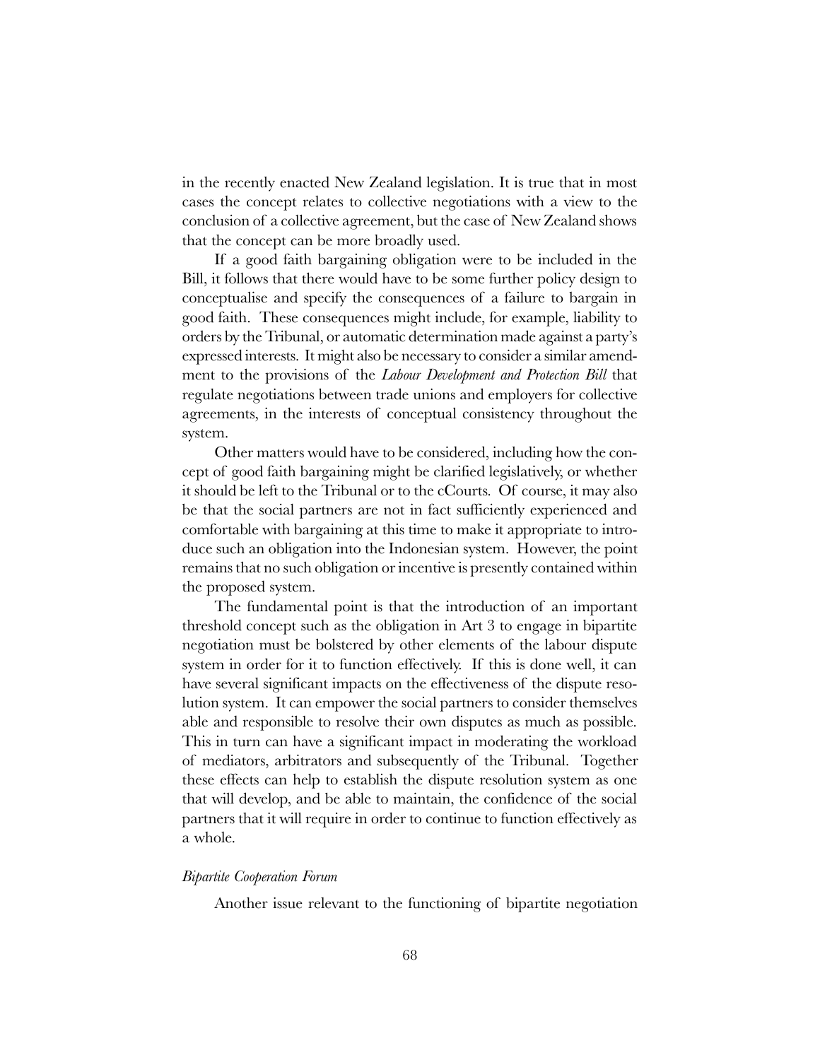in the recently enacted New Zealand legislation. It is true that in most cases the concept relates to collective negotiations with a view to the conclusion of a collective agreement, but the case of New Zealand shows that the concept can be more broadly used.

If a good faith bargaining obligation were to be included in the Bill, it follows that there would have to be some further policy design to conceptualise and specify the consequences of a failure to bargain in good faith. These consequences might include, for example, liability to orders by the Tribunal, or automatic determination made against a party's expressed interests. It might also be necessary to consider a similar amendment to the provisions of the *Labour Development and Protection Bill* that regulate negotiations between trade unions and employers for collective agreements, in the interests of conceptual consistency throughout the system.

Other matters would have to be considered, including how the concept of good faith bargaining might be clarified legislatively, or whether it should be left to the Tribunal or to the cCourts. Of course, it may also be that the social partners are not in fact sufficiently experienced and comfortable with bargaining at this time to make it appropriate to introduce such an obligation into the Indonesian system. However, the point remains that no such obligation or incentive is presently contained within the proposed system.

The fundamental point is that the introduction of an important threshold concept such as the obligation in Art 3 to engage in bipartite negotiation must be bolstered by other elements of the labour dispute system in order for it to function effectively. If this is done well, it can have several significant impacts on the effectiveness of the dispute resolution system. It can empower the social partners to consider themselves able and responsible to resolve their own disputes as much as possible. This in turn can have a significant impact in moderating the workload of mediators, arbitrators and subsequently of the Tribunal. Together these effects can help to establish the dispute resolution system as one that will develop, and be able to maintain, the confidence of the social partners that it will require in order to continue to function effectively as a whole.

*Bipartite Cooperation Forum*

Another issue relevant to the functioning of bipartite negotiation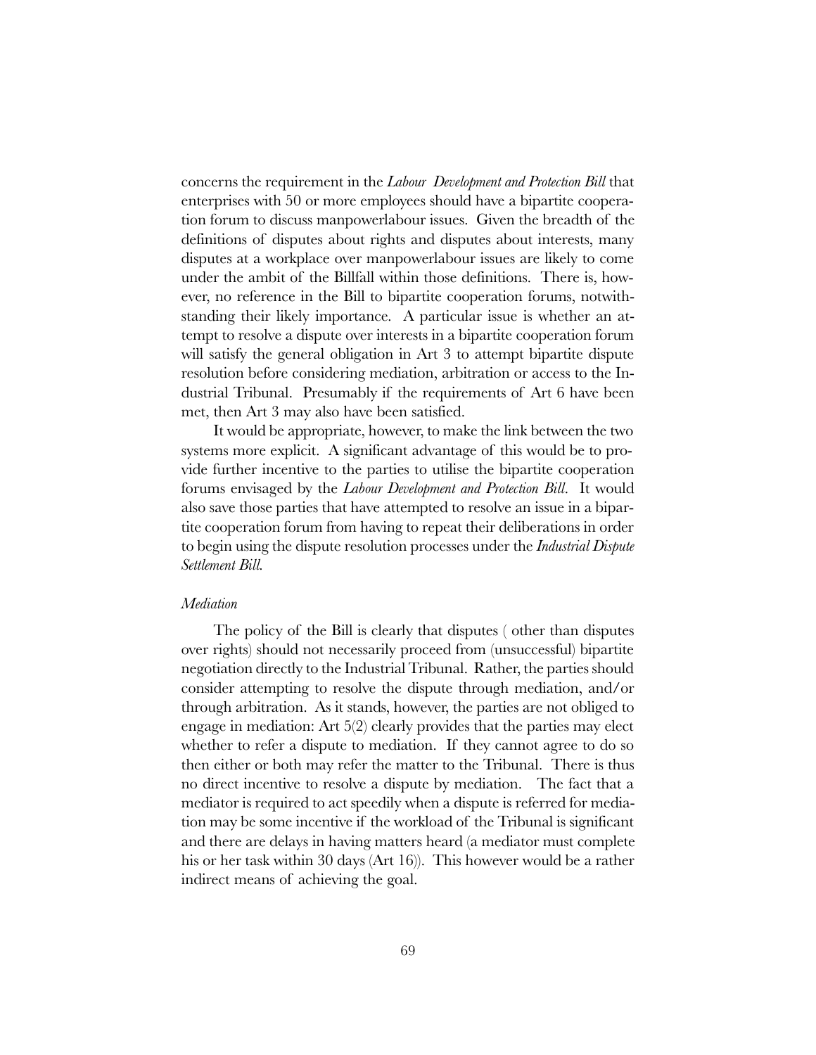concerns the requirement in the *Labour  Development and Protection Bill* that enterprises with 50 or more employees should have a bipartite cooperation forum to discuss manpowerlabour issues. Given the breadth of the definitions of disputes about rights and disputes about interests, many disputes at a workplace over manpowerlabour issues are likely to come under the ambit of the Billfall within those definitions. There is, however, no reference in the Bill to bipartite cooperation forums, notwithstanding their likely importance. A particular issue is whether an attempt to resolve a dispute over interests in a bipartite cooperation forum will satisfy the general obligation in Art 3 to attempt bipartite dispute resolution before considering mediation, arbitration or access to the Industrial Tribunal. Presumably if the requirements of Art 6 have been met, then Art 3 may also have been satisfied.

It would be appropriate, however, to make the link between the two systems more explicit. A significant advantage of this would be to provide further incentive to the parties to utilise the bipartite cooperation forums envisaged by the *Labour Development and Protection Bill*. It would also save those parties that have attempted to resolve an issue in a bipartite cooperation forum from having to repeat their deliberations in order to begin using the dispute resolution processes under the *Industrial Dispute Settlement Bill*.

*Mediation*

The policy of the Bill is clearly that disputes ( other than disputes over rights) should not necessarily proceed from (unsuccessful) bipartite negotiation directly to the Industrial Tribunal. Rather, the parties should consider attempting to resolve the dispute through mediation, and/or through arbitration. As it stands, however, the parties are not obliged to engage in mediation: Art 5(2) clearly provides that the parties may elect whether to refer a dispute to mediation. If they cannot agree to do so then either or both may refer the matter to the Tribunal. There is thus no direct incentive to resolve a dispute by mediation. The fact that a mediator is required to act speedily when a dispute is referred for mediation may be some incentive if the workload of the Tribunal is significant and there are delays in having matters heard (a mediator must complete his or her task within 30 days (Art 16)). This however would be a rather indirect means of achieving the goal.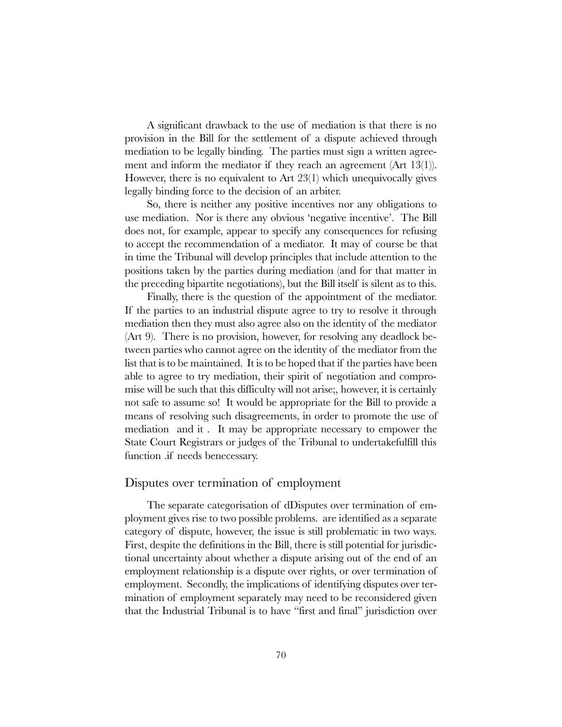A significant drawback to the use of mediation is that there is no provision in the Bill for the settlement of a dispute achieved through mediation to be legally binding. The parties must sign a written agreement and inform the mediator if they reach an agreement (Art 13(1)). However, there is no equivalent to Art 23(1) which unequivocally gives legally binding force to the decision of an arbiter.

So, there is neither any positive incentives nor any obligations to use mediation. Nor is there any obvious 'negative incentive'. The Bill does not, for example, appear to specify any consequences for refusing to accept the recommendation of a mediator. It may of course be that in time the Tribunal will develop principles that include attention to the positions taken by the parties during mediation (and for that matter in the preceding bipartite negotiations), but the Bill itself is silent as to this.

Finally, there is the question of the appointment of the mediator. If the parties to an industrial dispute agree to try to resolve it through mediation then they must also agree also on the identity of the mediator (Art 9). There is no provision, however, for resolving any deadlock between parties who cannot agree on the identity of the mediator from the list that is to be maintained. It is to be hoped that if the parties have been able to agree to try mediation, their spirit of negotiation and compromise will be such that this difficulty will not arise;, however, it is certainly not safe to assume so! It would be appropriate for the Bill to provide a means of resolving such disagreements, in order to promote the use of mediation and it . It may be appropriate necessary to empower the State Court Registrars or judges of the Tribunal to undertakefulfill this function .if needs benecessary.

## Disputes over termination of employment

The separate categorisation of dDisputes over termination of employment gives rise to two possible problems. are identified as a separate category of dispute, however, the issue is still problematic in two ways. First, despite the definitions in the Bill, there is still potential for jurisdictional uncertainty about whether a dispute arising out of the end of an employment relationship is a dispute over rights, or over termination of employment. Secondly, the implications of identifying disputes over termination of employment separately may need to be reconsidered given that the Industrial Tribunal is to have "first and final" jurisdiction over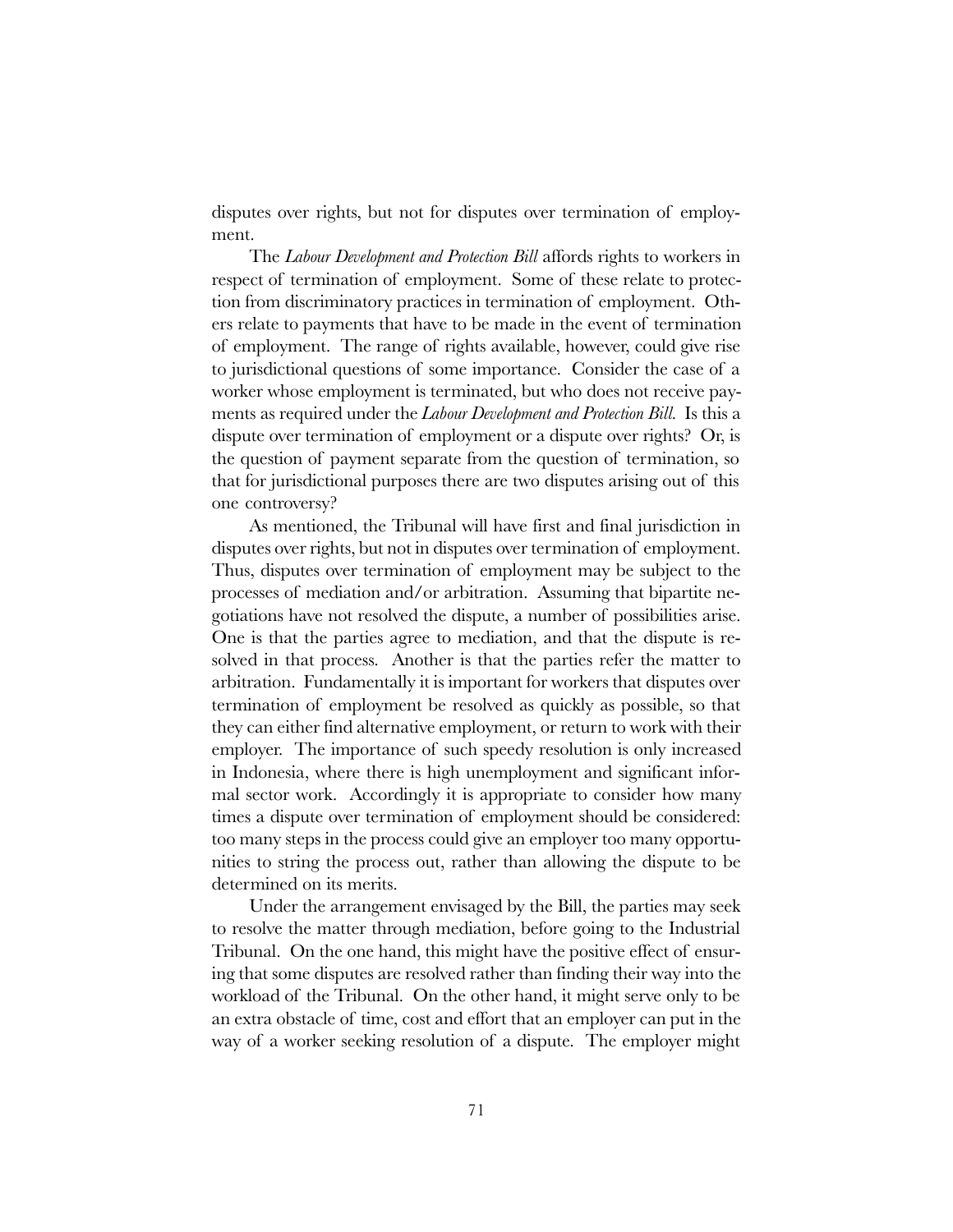disputes over rights, but not for disputes over termination of employment.

The *Labour Development and Protection Bill* affords rights to workers in respect of termination of employment. Some of these relate to protection from discriminatory practices in termination of employment. Others relate to payments that have to be made in the event of termination of employment. The range of rights available, however, could give rise to jurisdictional questions of some importance. Consider the case of a worker whose employment is terminated, but who does not receive payments as required under the *Labour Development and Protection Bill.* Is this a dispute over termination of employment or a dispute over rights? Or, is the question of payment separate from the question of termination, so that for jurisdictional purposes there are two disputes arising out of this one controversy?

As mentioned, the Tribunal will have first and final jurisdiction in disputes over rights, but not in disputes over termination of employment. Thus, disputes over termination of employment may be subject to the processes of mediation and/or arbitration. Assuming that bipartite negotiations have not resolved the dispute, a number of possibilities arise. One is that the parties agree to mediation, and that the dispute is resolved in that process. Another is that the parties refer the matter to arbitration. Fundamentally it is important for workers that disputes over termination of employment be resolved as quickly as possible, so that they can either find alternative employment, or return to work with their employer. The importance of such speedy resolution is only increased in Indonesia, where there is high unemployment and significant informal sector work. Accordingly it is appropriate to consider how many times a dispute over termination of employment should be considered: too many steps in the process could give an employer too many opportunities to string the process out, rather than allowing the dispute to be determined on its merits.

Under the arrangement envisaged by the Bill, the parties may seek to resolve the matter through mediation, before going to the Industrial Tribunal. On the one hand, this might have the positive effect of ensuring that some disputes are resolved rather than finding their way into the workload of the Tribunal. On the other hand, it might serve only to be an extra obstacle of time, cost and effort that an employer can put in the way of a worker seeking resolution of a dispute. The employer might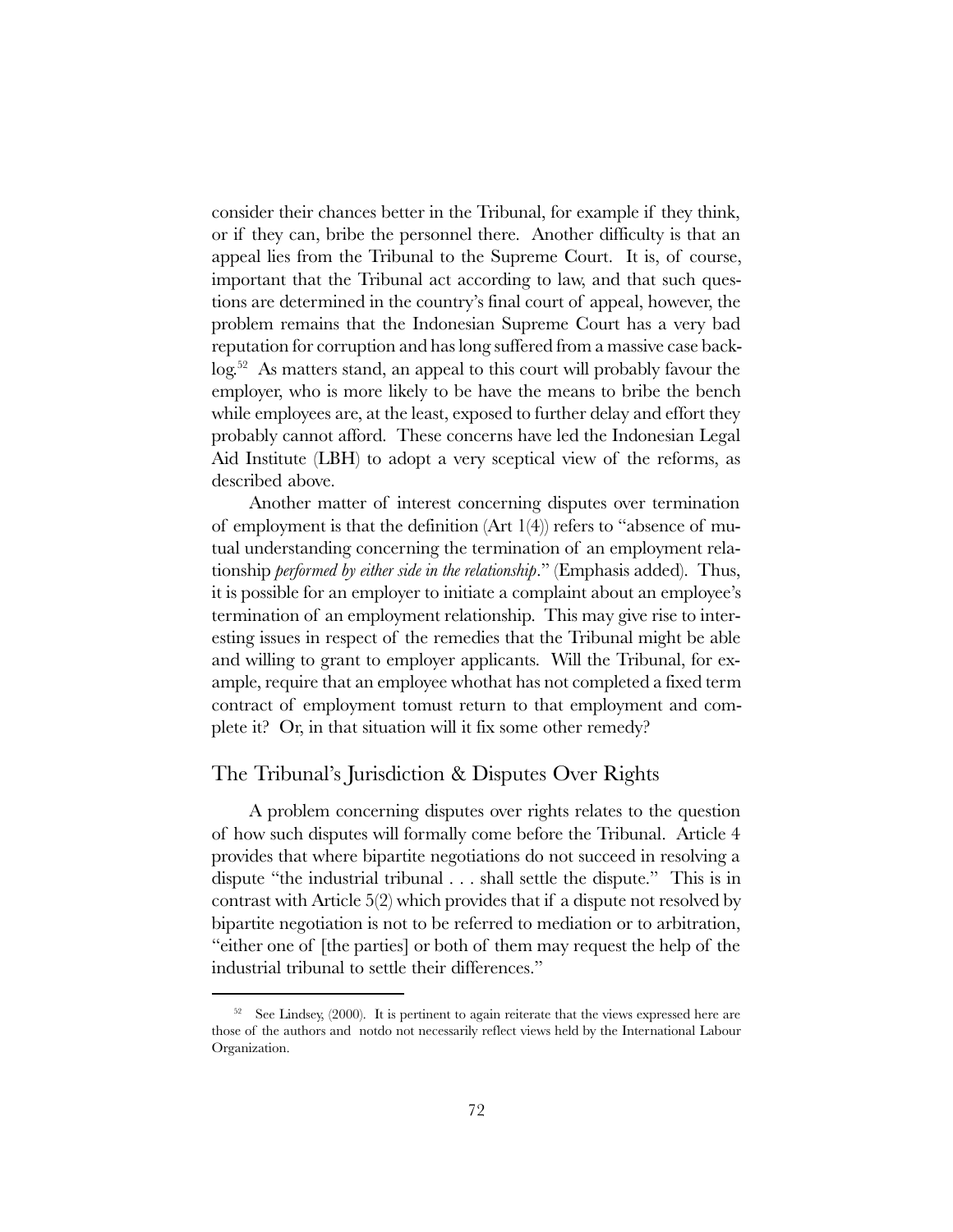consider their chances better in the Tribunal, for example if they think, or if they can, bribe the personnel there. Another difficulty is that an appeal lies from the Tribunal to the Supreme Court. It is, of course, important that the Tribunal act according to law, and that such questions are determined in the country's final court of appeal, however, the problem remains that the Indonesian Supreme Court has a very bad reputation for corruption and has long suffered from a massive case backlog.[52] As matters stand, an appeal to this court will probably favour the employer, who is more likely to be have the means to bribe the bench while employees are, at the least, exposed to further delay and effort they probably cannot afford. These concerns have led the Indonesian Legal Aid Institute (LBH) to adopt a very sceptical view of the reforms, as described above.

Another matter of interest concerning disputes over termination of employment is that the definition (Art 1(4)) refers to "absence of mutual understanding concerning the termination of an employment relationship *performed by either side in the relationship*." (Emphasis added). Thus, it is possible for an employer to initiate a complaint about an employee's termination of an employment relationship. This may give rise to interesting issues in respect of the remedies that the Tribunal might be able and willing to grant to employer applicants. Will the Tribunal, for example, require that an employee whothat has not completed a fixed term contract of employment tomust return to that employment and complete it? Or, in that situation will it fix some other remedy?

## The Tribunal's Jurisdiction & Disputes Over Rights

A problem concerning disputes over rights relates to the question of how such disputes will formally come before the Tribunal. Article 4 provides that where bipartite negotiations do not succeed in resolving a dispute "the industrial tribunal . . . shall settle the dispute." This is in contrast with Article 5(2) which provides that if a dispute not resolved by bipartite negotiation is not to be referred to mediation or to arbitration, "either one of [the parties] or both of them may request the help of the industrial tribunal to settle their differences."

---

[52] See Lindsey, (2000). It is pertinent to again reiterate that the views expressed here are those of the authors and notdo not necessarily reflect views held by the International Labour Organization.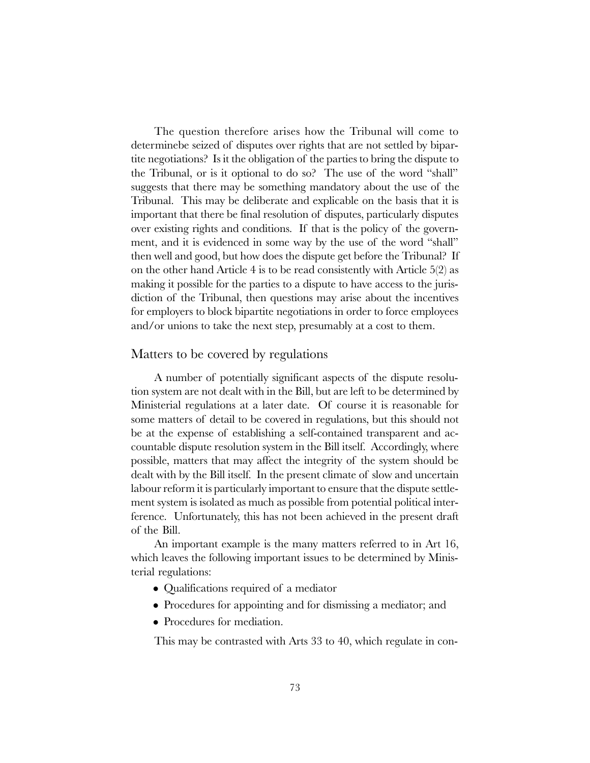The question therefore arises how the Tribunal will come to determinebe seized of disputes over rights that are not settled by bipartite negotiations? Is it the obligation of the parties to bring the dispute to the Tribunal, or is it optional to do so? The use of the word "shall" suggests that there may be something mandatory about the use of the Tribunal. This may be deliberate and explicable on the basis that it is important that there be final resolution of disputes, particularly disputes over existing rights and conditions. If that is the policy of the government, and it is evidenced in some way by the use of the word "shall" then well and good, but how does the dispute get before the Tribunal? If on the other hand Article 4 is to be read consistently with Article 5(2) as making it possible for the parties to a dispute to have access to the jurisdiction of the Tribunal, then questions may arise about the incentives for employers to block bipartite negotiations in order to force employees and/or unions to take the next step, presumably at a cost to them.

## Matters to be covered by regulations

A number of potentially significant aspects of the dispute resolution system are not dealt with in the Bill, but are left to be determined by Ministerial regulations at a later date. Of course it is reasonable for some matters of detail to be covered in regulations, but this should not be at the expense of establishing a self-contained transparent and accountable dispute resolution system in the Bill itself. Accordingly, where possible, matters that may affect the integrity of the system should be dealt with by the Bill itself. In the present climate of slow and uncertain labour reform it is particularly important to ensure that the dispute settlement system is isolated as much as possible from potential political interference. Unfortunately, this has not been achieved in the present draft of the Bill.

An important example is the many matters referred to in Art 16, which leaves the following important issues to be determined by Ministerial regulations:

- Qualifications required of a mediator
- Procedures for appointing and for dismissing a mediator; and
- Procedures for mediation.

This may be contrasted with Arts 33 to 40, which regulate in con-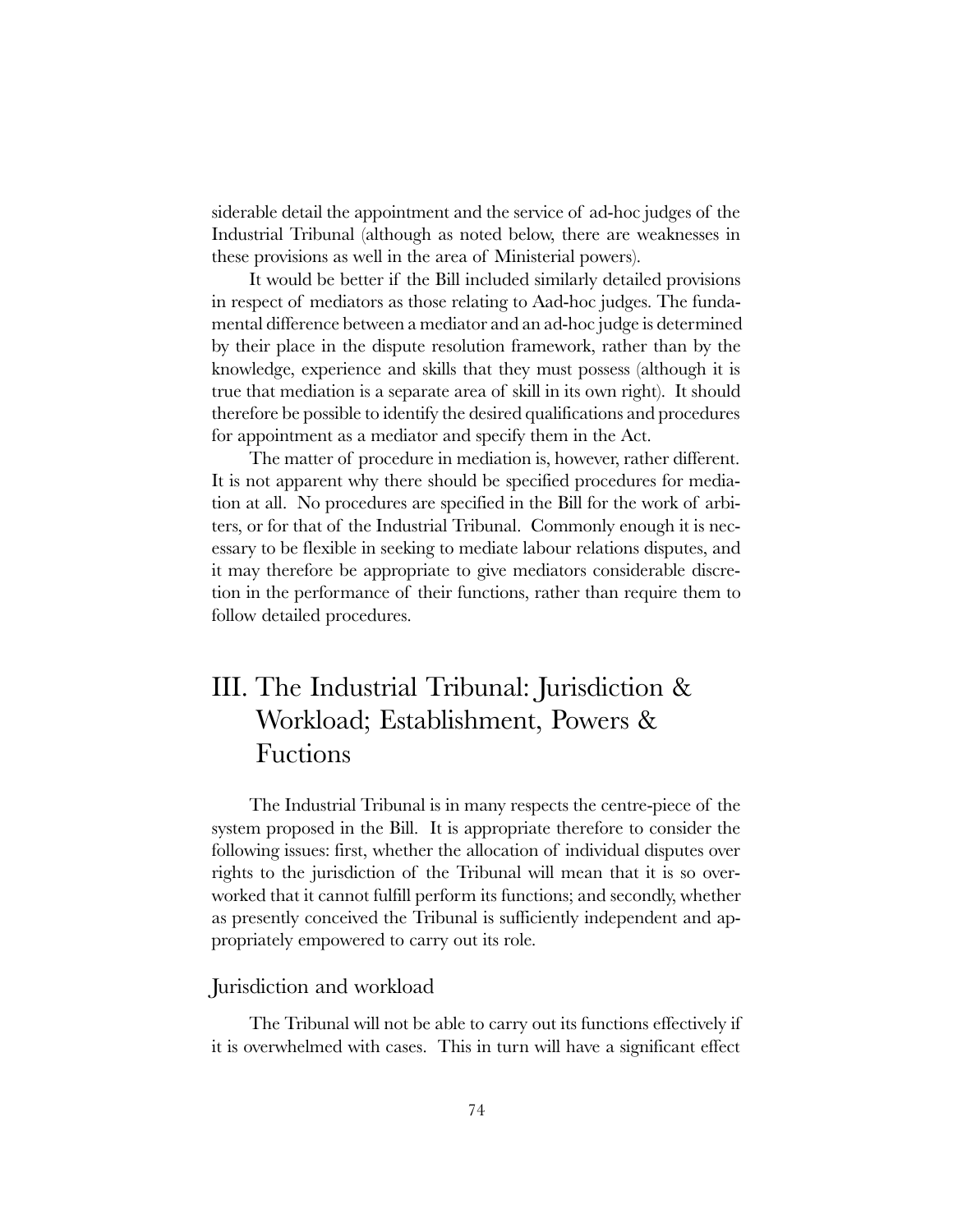siderable detail the appointment and the service of ad-hoc judges of the Industrial Tribunal (although as noted below, there are weaknesses in these provisions as well in the area of Ministerial powers).

It would be better if the Bill included similarly detailed provisions in respect of mediators as those relating to Aad-hoc judges. The fundamental difference between a mediator and an ad-hoc judge is determined by their place in the dispute resolution framework, rather than by the knowledge, experience and skills that they must possess (although it is true that mediation is a separate area of skill in its own right). It should therefore be possible to identify the desired qualifications and procedures for appointment as a mediator and specify them in the Act.

The matter of procedure in mediation is, however, rather different. It is not apparent why there should be specified procedures for mediation at all. No procedures are specified in the Bill for the work of arbiters, or for that of the Industrial Tribunal. Commonly enough it is necessary to be flexible in seeking to mediate labour relations disputes, and it may therefore be appropriate to give mediators considerable discretion in the performance of their functions, rather than require them to follow detailed procedures.

# III. The Industrial Tribunal: Jurisdiction & Workload; Establishment, Powers & Fuctions

The Industrial Tribunal is in many respects the centre-piece of the system proposed in the Bill. It is appropriate therefore to consider the following issues: first, whether the allocation of individual disputes over rights to the jurisdiction of the Tribunal will mean that it is so overworked that it cannot fulfill perform its functions; and secondly, whether as presently conceived the Tribunal is sufficiently independent and appropriately empowered to carry out its role.

## Jurisdiction and workload

The Tribunal will not be able to carry out its functions effectively if it is overwhelmed with cases. This in turn will have a significant effect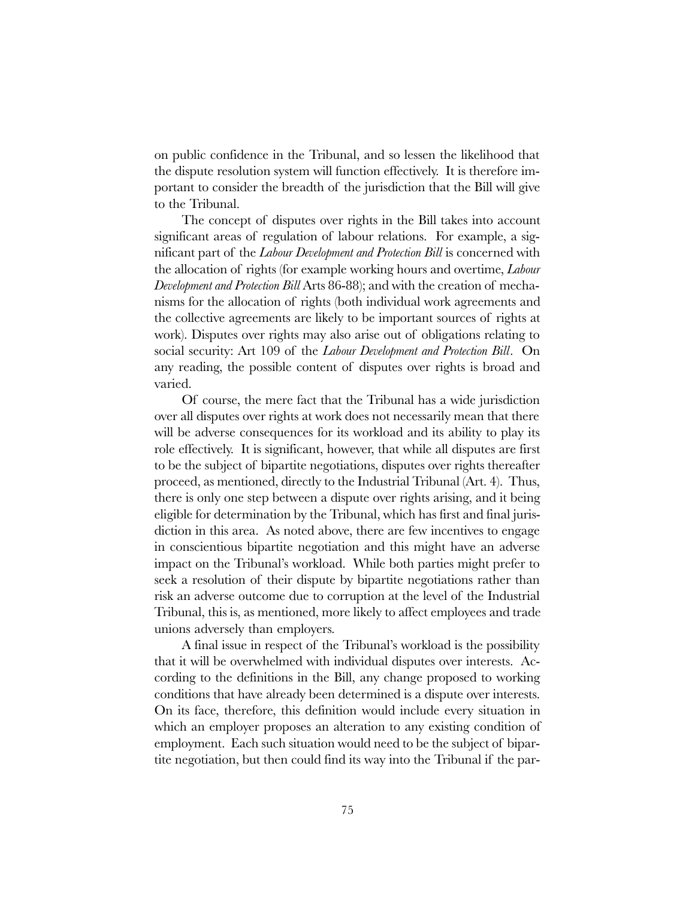on public confidence in the Tribunal, and so lessen the likelihood that the dispute resolution system will function effectively. It is therefore important to consider the breadth of the jurisdiction that the Bill will give to the Tribunal.

The concept of disputes over rights in the Bill takes into account significant areas of regulation of labour relations. For example, a significant part of the *Labour Development and Protection Bill* is concerned with the allocation of rights (for example working hours and overtime, *Labour Development and Protection Bill* Arts 86-88); and with the creation of mechanisms for the allocation of rights (both individual work agreements and the collective agreements are likely to be important sources of rights at work). Disputes over rights may also arise out of obligations relating to social security: Art 109 of the *Labour Development and Protection Bill*. On any reading, the possible content of disputes over rights is broad and varied.

Of course, the mere fact that the Tribunal has a wide jurisdiction over all disputes over rights at work does not necessarily mean that there will be adverse consequences for its workload and its ability to play its role effectively. It is significant, however, that while all disputes are first to be the subject of bipartite negotiations, disputes over rights thereafter proceed, as mentioned, directly to the Industrial Tribunal (Art. 4). Thus, there is only one step between a dispute over rights arising, and it being eligible for determination by the Tribunal, which has first and final jurisdiction in this area. As noted above, there are few incentives to engage in conscientious bipartite negotiation and this might have an adverse impact on the Tribunal's workload. While both parties might prefer to seek a resolution of their dispute by bipartite negotiations rather than risk an adverse outcome due to corruption at the level of the Industrial Tribunal, this is, as mentioned, more likely to affect employees and trade unions adversely than employers.

A final issue in respect of the Tribunal's workload is the possibility that it will be overwhelmed with individual disputes over interests. According to the definitions in the Bill, any change proposed to working conditions that have already been determined is a dispute over interests. On its face, therefore, this definition would include every situation in which an employer proposes an alteration to any existing condition of employment. Each such situation would need to be the subject of bipartite negotiation, but then could find its way into the Tribunal if the par-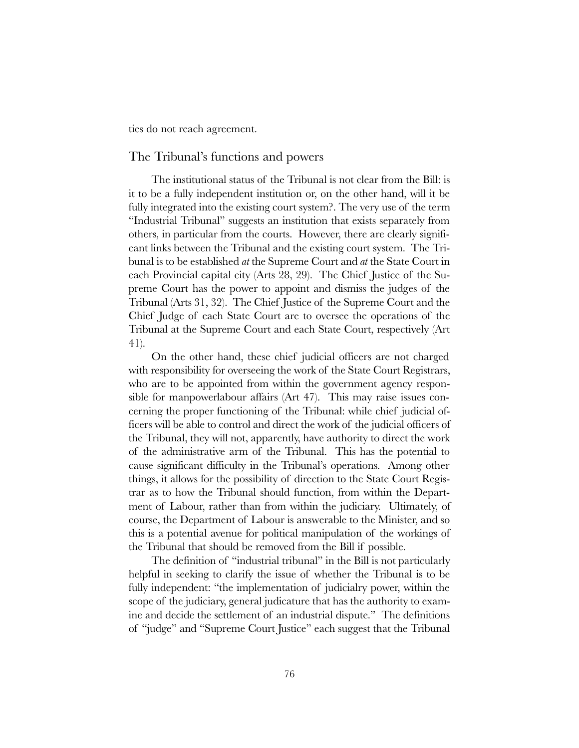ties do not reach agreement.

## The Tribunal's functions and powers

The institutional status of the Tribunal is not clear from the Bill: is it to be a fully independent institution or, on the other hand, will it be fully integrated into the existing court system?. The very use of the term "Industrial Tribunal" suggests an institution that exists separately from others, in particular from the courts. However, there are clearly significant links between the Tribunal and the existing court system. The Tribunal is to be established *at* the Supreme Court and *at* the State Court in each Provincial capital city (Arts 28, 29). The Chief Justice of the Supreme Court has the power to appoint and dismiss the judges of the Tribunal (Arts 31, 32). The Chief Justice of the Supreme Court and the Chief Judge of each State Court are to oversee the operations of the Tribunal at the Supreme Court and each State Court, respectively (Art 41).

On the other hand, these chief judicial officers are not charged with responsibility for overseeing the work of the State Court Registrars, who are to be appointed from within the government agency responsible for manpowerlabour affairs (Art 47). This may raise issues concerning the proper functioning of the Tribunal: while chief judicial officers will be able to control and direct the work of the judicial officers of the Tribunal, they will not, apparently, have authority to direct the work of the administrative arm of the Tribunal. This has the potential to cause significant difficulty in the Tribunal's operations. Among other things, it allows for the possibility of direction to the State Court Registrar as to how the Tribunal should function, from within the Department of Labour, rather than from within the judiciary. Ultimately, of course, the Department of Labour is answerable to the Minister, and so this is a potential avenue for political manipulation of the workings of the Tribunal that should be removed from the Bill if possible.

The definition of "industrial tribunal" in the Bill is not particularly helpful in seeking to clarify the issue of whether the Tribunal is to be fully independent: "the implementation of judicialry power, within the scope of the judiciary, general judicature that has the authority to examine and decide the settlement of an industrial dispute." The definitions of "judge" and "Supreme Court Justice" each suggest that the Tribunal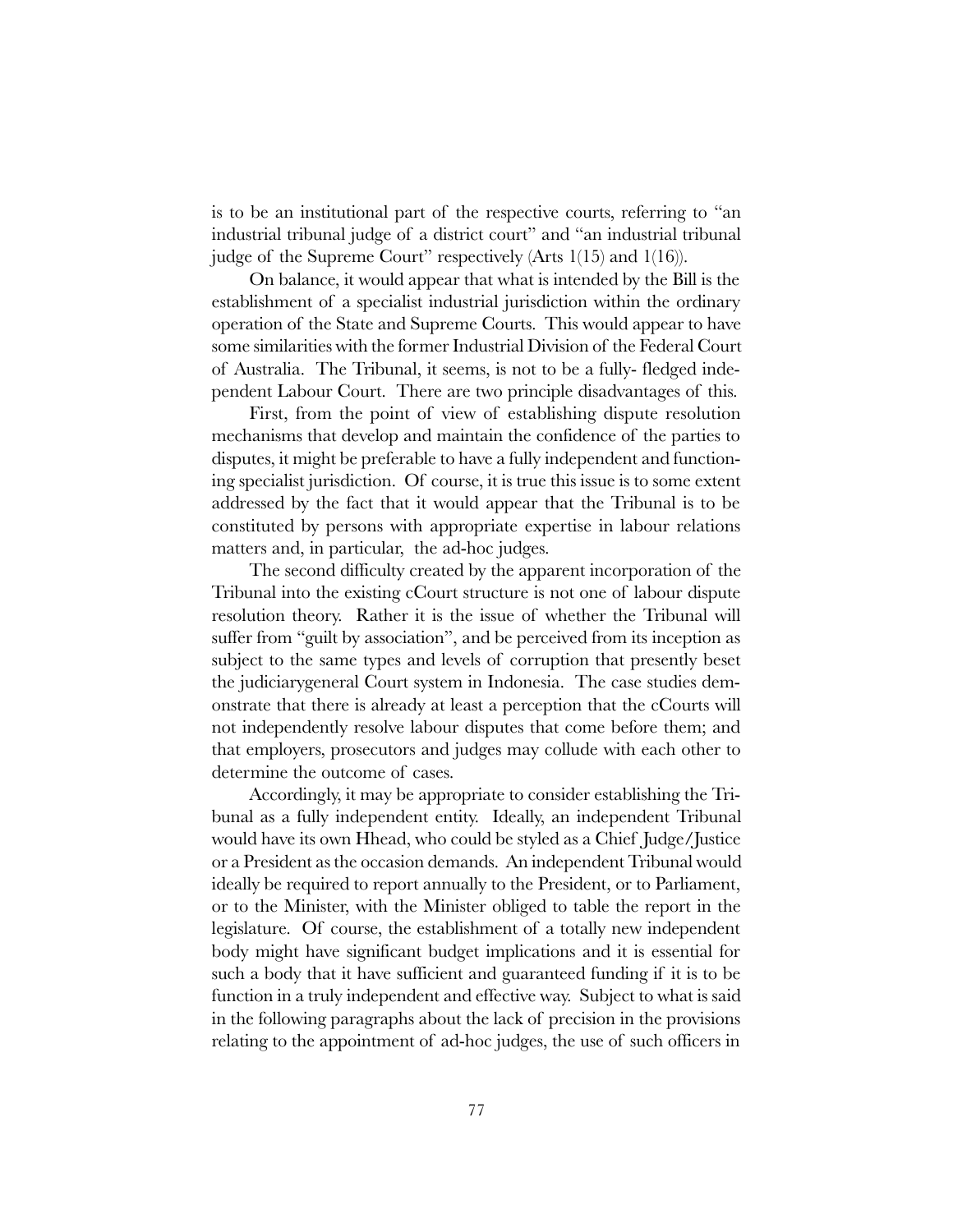is to be an institutional part of the respective courts, referring to "an industrial tribunal judge of a district court" and "an industrial tribunal judge of the Supreme Court" respectively (Arts 1(15) and 1(16)).

On balance, it would appear that what is intended by the Bill is the establishment of a specialist industrial jurisdiction within the ordinary operation of the State and Supreme Courts. This would appear to have some similarities with the former Industrial Division of the Federal Court of Australia. The Tribunal, it seems, is not to be a fully- fledged independent Labour Court. There are two principle disadvantages of this.

First, from the point of view of establishing dispute resolution mechanisms that develop and maintain the confidence of the parties to disputes, it might be preferable to have a fully independent and functioning specialist jurisdiction. Of course, it is true this issue is to some extent addressed by the fact that it would appear that the Tribunal is to be constituted by persons with appropriate expertise in labour relations matters and, in particular, the ad-hoc judges.

The second difficulty created by the apparent incorporation of the Tribunal into the existing cCourt structure is not one of labour dispute resolution theory. Rather it is the issue of whether the Tribunal will suffer from "guilt by association", and be perceived from its inception as subject to the same types and levels of corruption that presently beset the judiciarygeneral Court system in Indonesia. The case studies demonstrate that there is already at least a perception that the cCourts will not independently resolve labour disputes that come before them; and that employers, prosecutors and judges may collude with each other to determine the outcome of cases.

Accordingly, it may be appropriate to consider establishing the Tribunal as a fully independent entity. Ideally, an independent Tribunal would have its own Hhead, who could be styled as a Chief Judge/Justice or a President as the occasion demands. An independent Tribunal would ideally be required to report annually to the President, or to Parliament, or to the Minister, with the Minister obliged to table the report in the legislature. Of course, the establishment of a totally new independent body might have significant budget implications and it is essential for such a body that it have sufficient and guaranteed funding if it is to be function in a truly independent and effective way. Subject to what is said in the following paragraphs about the lack of precision in the provisions relating to the appointment of ad-hoc judges, the use of such officers in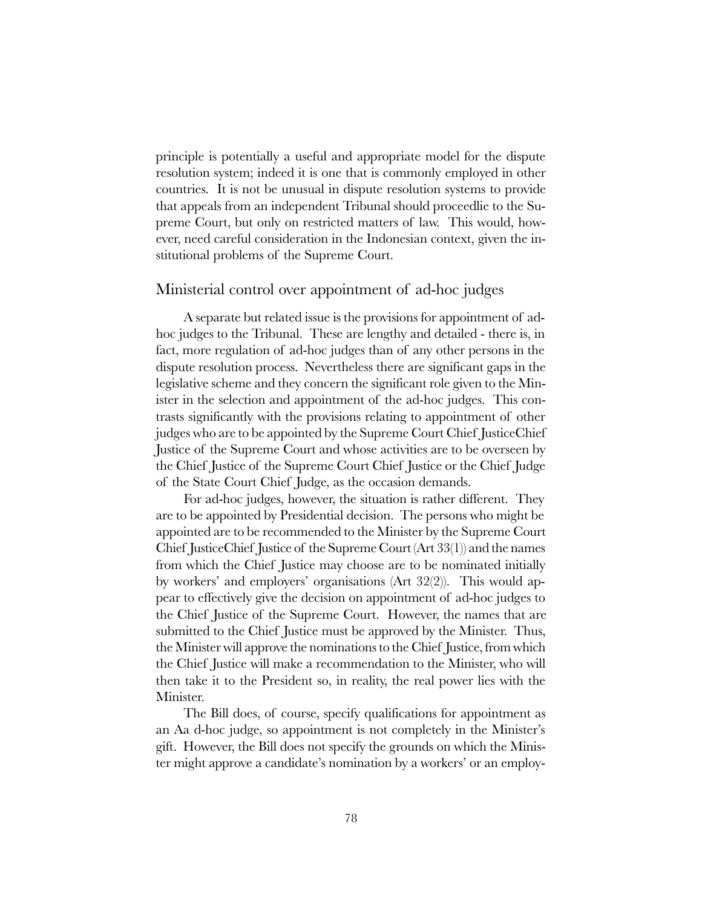principle is potentially a useful and appropriate model for the dispute resolution system; indeed it is one that is commonly employed in other countries. It is not be unusual in dispute resolution systems to provide that appeals from an independent Tribunal should proceedlie to the Supreme Court, but only on restricted matters of law. This would, however, need careful consideration in the Indonesian context, given the institutional problems of the Supreme Court.

## Ministerial control over appointment of ad-hoc judges

A separate but related issue is the provisions for appointment of ad-hoc judges to the Tribunal. These are lengthy and detailed - there is, in fact, more regulation of ad-hoc judges than of any other persons in the dispute resolution process. Nevertheless there are significant gaps in the legislative scheme and they concern the significant role given to the Minister in the selection and appointment of the ad-hoc judges. This contrasts significantly with the provisions relating to appointment of other judges who are to be appointed by the Supreme Court Chief JusticeChief Justice of the Supreme Court and whose activities are to be overseen by the Chief Justice of the Supreme Court Chief Justice or the Chief Judge of the State Court Chief Judge, as the occasion demands.

For ad-hoc judges, however, the situation is rather different. They are to be appointed by Presidential decision. The persons who might be appointed are to be recommended to the Minister by the Supreme Court Chief JusticeChief Justice of the Supreme Court (Art 33(1)) and the names from which the Chief Justice may choose are to be nominated initially by workers' and employers' organisations (Art 32(2)). This would appear to effectively give the decision on appointment of ad-hoc judges to the Chief Justice of the Supreme Court. However, the names that are submitted to the Chief Justice must be approved by the Minister. Thus, the Minister will approve the nominations to the Chief Justice, from which the Chief Justice will make a recommendation to the Minister, who will then take it to the President so, in reality, the real power lies with the Minister.

The Bill does, of course, specify qualifications for appointment as an Aa d-hoc judge, so appointment is not completely in the Minister's gift. However, the Bill does not specify the grounds on which the Minister might approve a candidate's nomination by a workers' or an employ-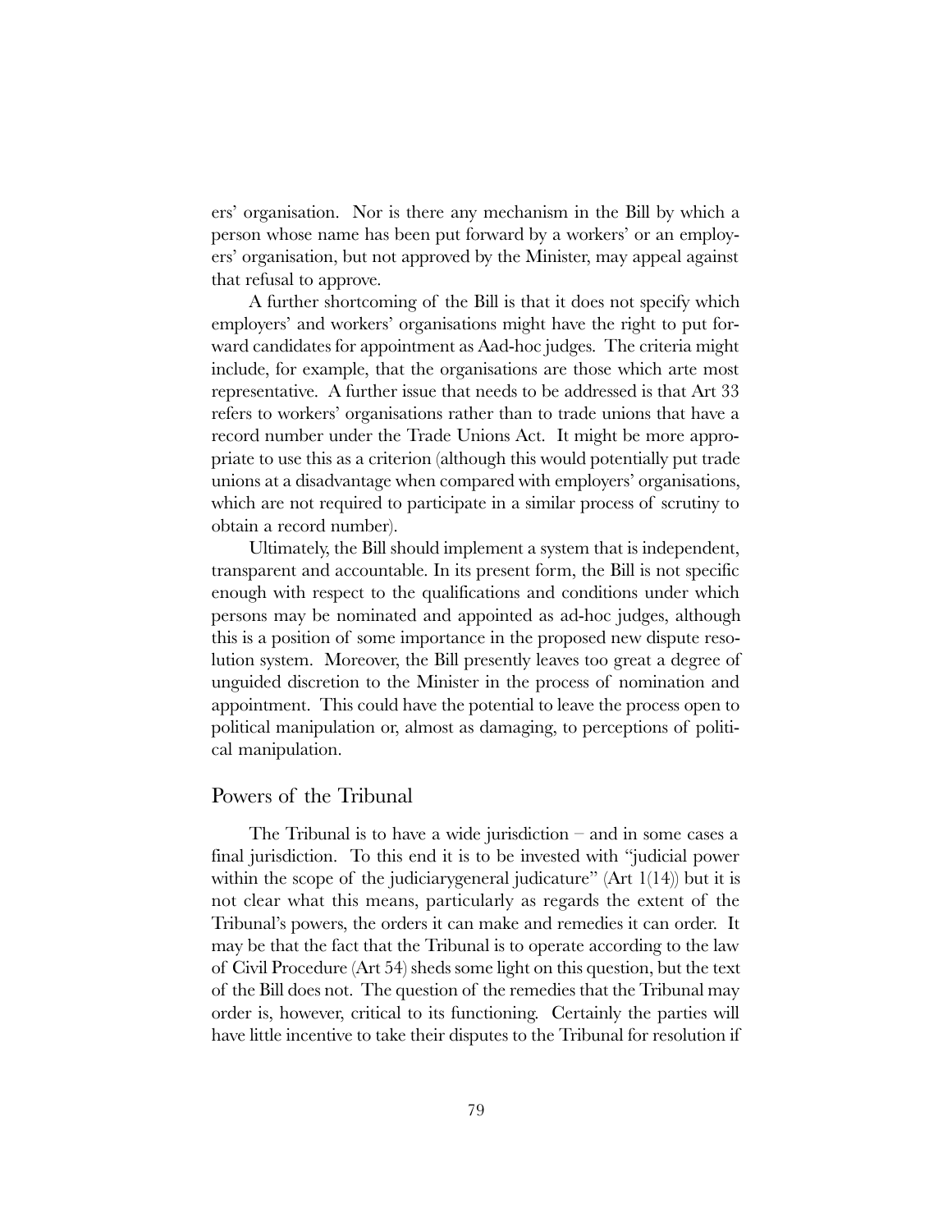ers' organisation. Nor is there any mechanism in the Bill by which a person whose name has been put forward by a workers' or an employers' organisation, but not approved by the Minister, may appeal against that refusal to approve.

A further shortcoming of the Bill is that it does not specify which employers' and workers' organisations might have the right to put forward candidates for appointment as Aad-hoc judges. The criteria might include, for example, that the organisations are those which arte most representative. A further issue that needs to be addressed is that Art 33 refers to workers' organisations rather than to trade unions that have a record number under the Trade Unions Act. It might be more appropriate to use this as a criterion (although this would potentially put trade unions at a disadvantage when compared with employers' organisations, which are not required to participate in a similar process of scrutiny to obtain a record number).

Ultimately, the Bill should implement a system that is independent, transparent and accountable. In its present form, the Bill is not specific enough with respect to the qualifications and conditions under which persons may be nominated and appointed as ad-hoc judges, although this is a position of some importance in the proposed new dispute resolution system. Moreover, the Bill presently leaves too great a degree of unguided discretion to the Minister in the process of nomination and appointment. This could have the potential to leave the process open to political manipulation or, almost as damaging, to perceptions of political manipulation.

## Powers of the Tribunal

The Tribunal is to have a wide jurisdiction – and in some cases a final jurisdiction. To this end it is to be invested with "judicial power within the scope of the judiciarygeneral judicature" (Art 1(14)) but it is not clear what this means, particularly as regards the extent of the Tribunal's powers, the orders it can make and remedies it can order. It may be that the fact that the Tribunal is to operate according to the law of Civil Procedure (Art 54) sheds some light on this question, but the text of the Bill does not. The question of the remedies that the Tribunal may order is, however, critical to its functioning. Certainly the parties will have little incentive to take their disputes to the Tribunal for resolution if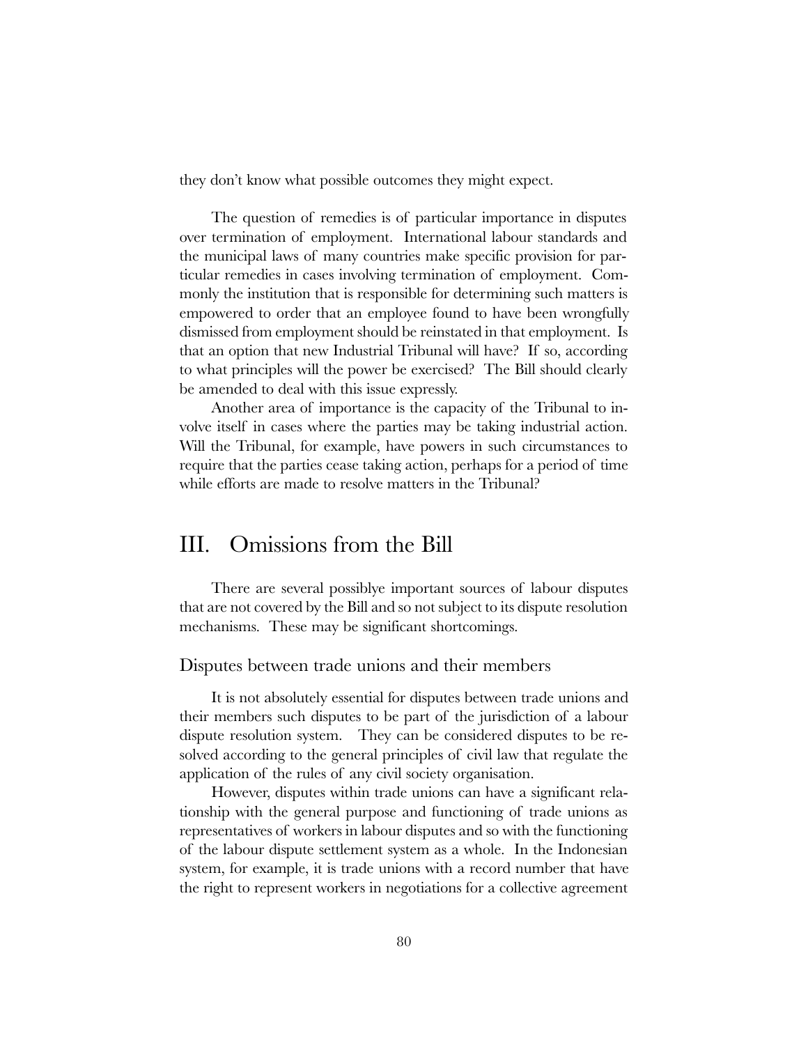they don't know what possible outcomes they might expect.

The question of remedies is of particular importance in disputes over termination of employment. International labour standards and the municipal laws of many countries make specific provision for particular remedies in cases involving termination of employment. Commonly the institution that is responsible for determining such matters is empowered to order that an employee found to have been wrongfully dismissed from employment should be reinstated in that employment. Is that an option that new Industrial Tribunal will have? If so, according to what principles will the power be exercised? The Bill should clearly be amended to deal with this issue expressly.

Another area of importance is the capacity of the Tribunal to involve itself in cases where the parties may be taking industrial action. Will the Tribunal, for example, have powers in such circumstances to require that the parties cease taking action, perhaps for a period of time while efforts are made to resolve matters in the Tribunal?

# III. Omissions from the Bill

There are several possiblye important sources of labour disputes that are not covered by the Bill and so not subject to its dispute resolution mechanisms. These may be significant shortcomings.

## Disputes between trade unions and their members

It is not absolutely essential for disputes between trade unions and their members such disputes to be part of the jurisdiction of a labour dispute resolution system. They can be considered disputes to be resolved according to the general principles of civil law that regulate the application of the rules of any civil society organisation.

However, disputes within trade unions can have a significant relationship with the general purpose and functioning of trade unions as representatives of workers in labour disputes and so with the functioning of the labour dispute settlement system as a whole. In the Indonesian system, for example, it is trade unions with a record number that have the right to represent workers in negotiations for a collective agreement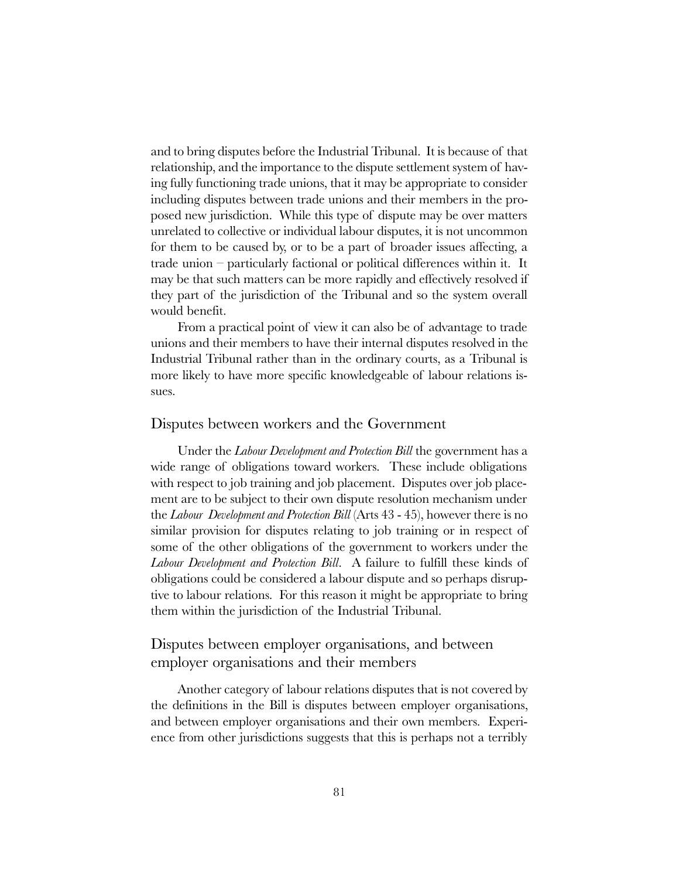and to bring disputes before the Industrial Tribunal. It is because of that relationship, and the importance to the dispute settlement system of having fully functioning trade unions, that it may be appropriate to consider including disputes between trade unions and their members in the proposed new jurisdiction. While this type of dispute may be over matters unrelated to collective or individual labour disputes, it is not uncommon for them to be caused by, or to be a part of broader issues affecting, a trade union – particularly factional or political differences within it. It may be that such matters can be more rapidly and effectively resolved if they part of the jurisdiction of the Tribunal and so the system overall would benefit.

From a practical point of view it can also be of advantage to trade unions and their members to have their internal disputes resolved in the Industrial Tribunal rather than in the ordinary courts, as a Tribunal is more likely to have more specific knowledgeable of labour relations issues.

## Disputes between workers and the Government

Under the *Labour Development and Protection Bill* the government has a wide range of obligations toward workers. These include obligations with respect to job training and job placement. Disputes over job placement are to be subject to their own dispute resolution mechanism under the *Labour Development and Protection Bill* (Arts 43 - 45), however there is no similar provision for disputes relating to job training or in respect of some of the other obligations of the government to workers under the *Labour Development and Protection Bill*. A failure to fulfill these kinds of obligations could be considered a labour dispute and so perhaps disruptive to labour relations. For this reason it might be appropriate to bring them within the jurisdiction of the Industrial Tribunal.

## Disputes between employer organisations, and between employer organisations and their members

Another category of labour relations disputes that is not covered by the definitions in the Bill is disputes between employer organisations, and between employer organisations and their own members. Experience from other jurisdictions suggests that this is perhaps not a terribly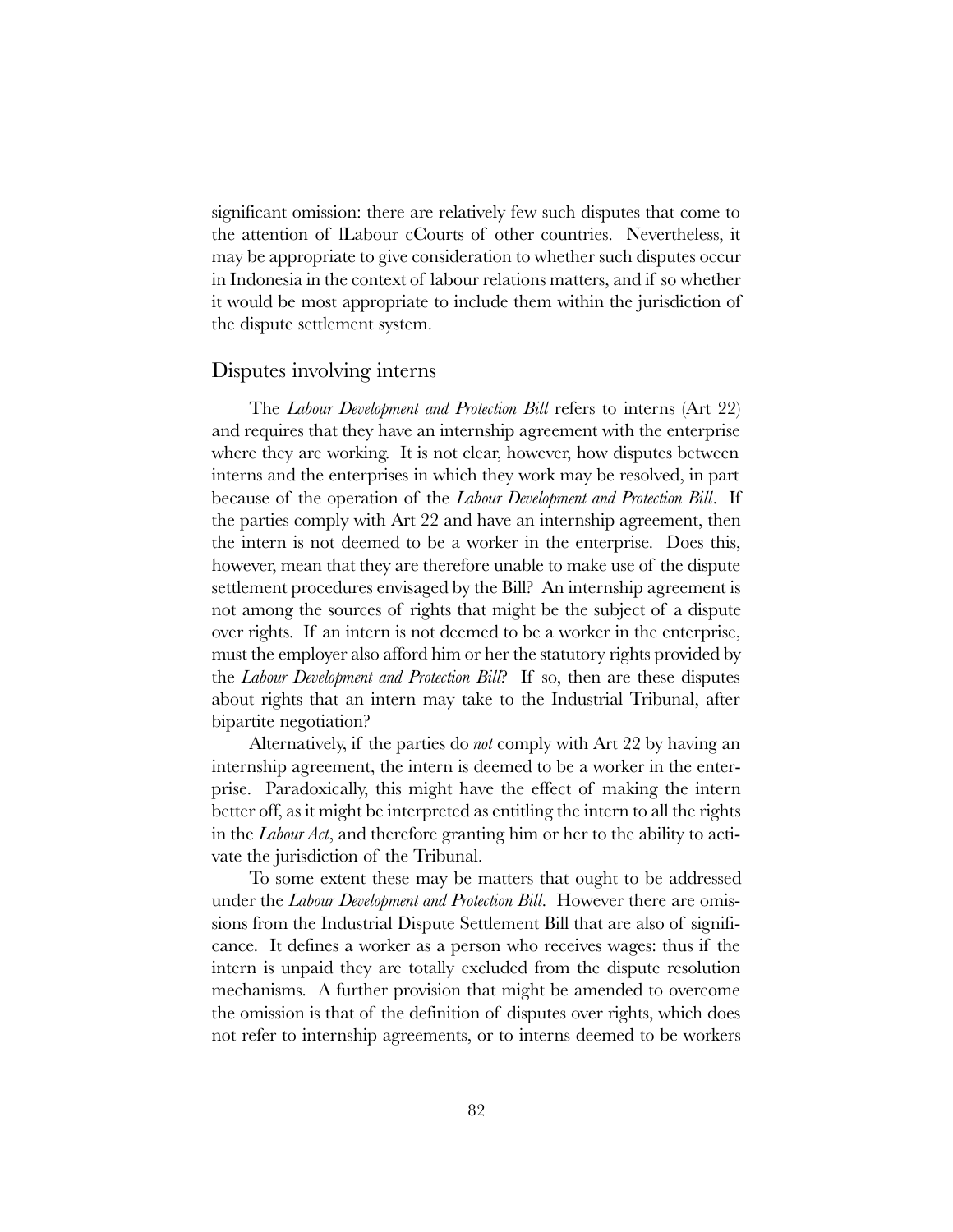significant omission: there are relatively few such disputes that come to the attention of lLabour cCourts of other countries. Nevertheless, it may be appropriate to give consideration to whether such disputes occur in Indonesia in the context of labour relations matters, and if so whether it would be most appropriate to include them within the jurisdiction of the dispute settlement system.

## Disputes involving interns

The *Labour Development and Protection Bill* refers to interns (Art 22) and requires that they have an internship agreement with the enterprise where they are working. It is not clear, however, how disputes between interns and the enterprises in which they work may be resolved, in part because of the operation of the *Labour Development and Protection Bill*. If the parties comply with Art 22 and have an internship agreement, then the intern is not deemed to be a worker in the enterprise. Does this, however, mean that they are therefore unable to make use of the dispute settlement procedures envisaged by the Bill? An internship agreement is not among the sources of rights that might be the subject of a dispute over rights. If an intern is not deemed to be a worker in the enterprise, must the employer also afford him or her the statutory rights provided by the *Labour Development and Protection Bill*? If so, then are these disputes about rights that an intern may take to the Industrial Tribunal, after bipartite negotiation?

Alternatively, if the parties do *not* comply with Art 22 by having an internship agreement, the intern is deemed to be a worker in the enterprise. Paradoxically, this might have the effect of making the intern better off, as it might be interpreted as entitling the intern to all the rights in the *Labour Act*, and therefore granting him or her to the ability to activate the jurisdiction of the Tribunal.

To some extent these may be matters that ought to be addressed under the *Labour Development and Protection Bill*. However there are omissions from the Industrial Dispute Settlement Bill that are also of significance. It defines a worker as a person who receives wages: thus if the intern is unpaid they are totally excluded from the dispute resolution mechanisms. A further provision that might be amended to overcome the omission is that of the definition of disputes over rights, which does not refer to internship agreements, or to interns deemed to be workers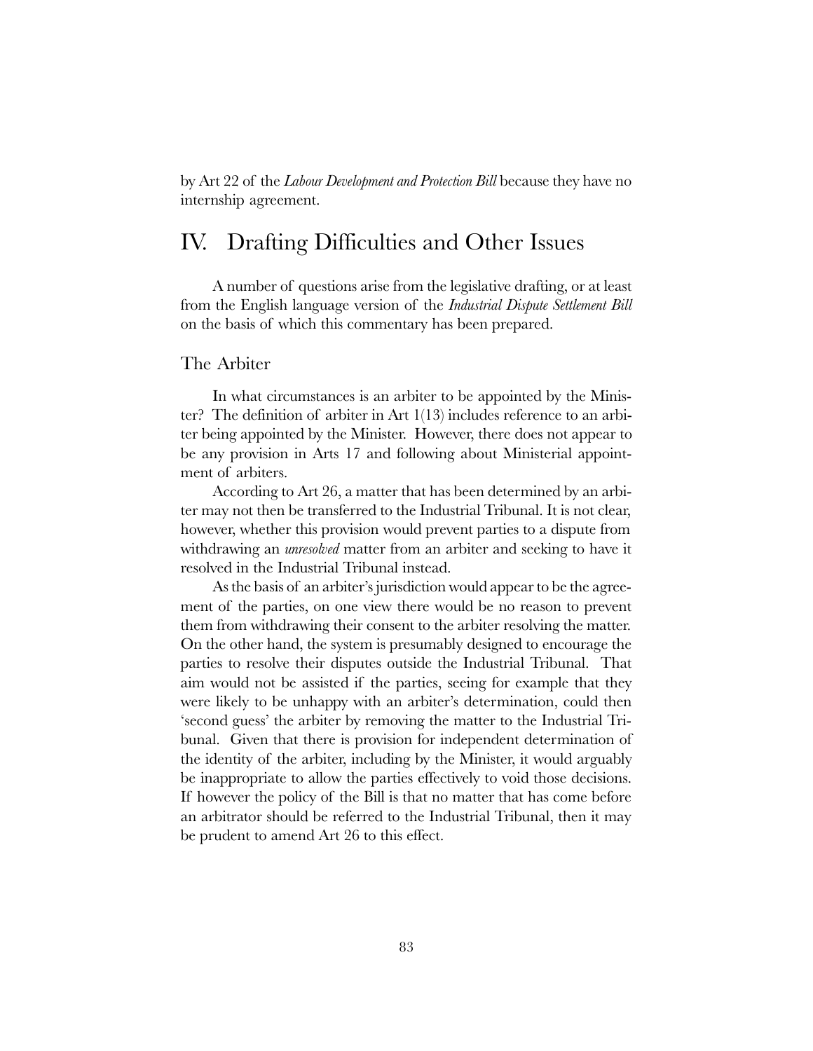by Art 22 of the *Labour Development and Protection Bill* because they have no internship agreement.

# IV. Drafting Difficulties and Other Issues

A number of questions arise from the legislative drafting, or at least from the English language version of the *Industrial Dispute Settlement Bill* on the basis of which this commentary has been prepared.

## The Arbiter

In what circumstances is an arbiter to be appointed by the Minister? The definition of arbiter in Art 1(13) includes reference to an arbiter being appointed by the Minister. However, there does not appear to be any provision in Arts 17 and following about Ministerial appointment of arbiters.

According to Art 26, a matter that has been determined by an arbiter may not then be transferred to the Industrial Tribunal. It is not clear, however, whether this provision would prevent parties to a dispute from withdrawing an *unresolved* matter from an arbiter and seeking to have it resolved in the Industrial Tribunal instead.

As the basis of an arbiter's jurisdiction would appear to be the agreement of the parties, on one view there would be no reason to prevent them from withdrawing their consent to the arbiter resolving the matter. On the other hand, the system is presumably designed to encourage the parties to resolve their disputes outside the Industrial Tribunal. That aim would not be assisted if the parties, seeing for example that they were likely to be unhappy with an arbiter's determination, could then 'second guess' the arbiter by removing the matter to the Industrial Tribunal. Given that there is provision for independent determination of the identity of the arbiter, including by the Minister, it would arguably be inappropriate to allow the parties effectively to void those decisions. If however the policy of the Bill is that no matter that has come before an arbitrator should be referred to the Industrial Tribunal, then it may be prudent to amend Art 26 to this effect.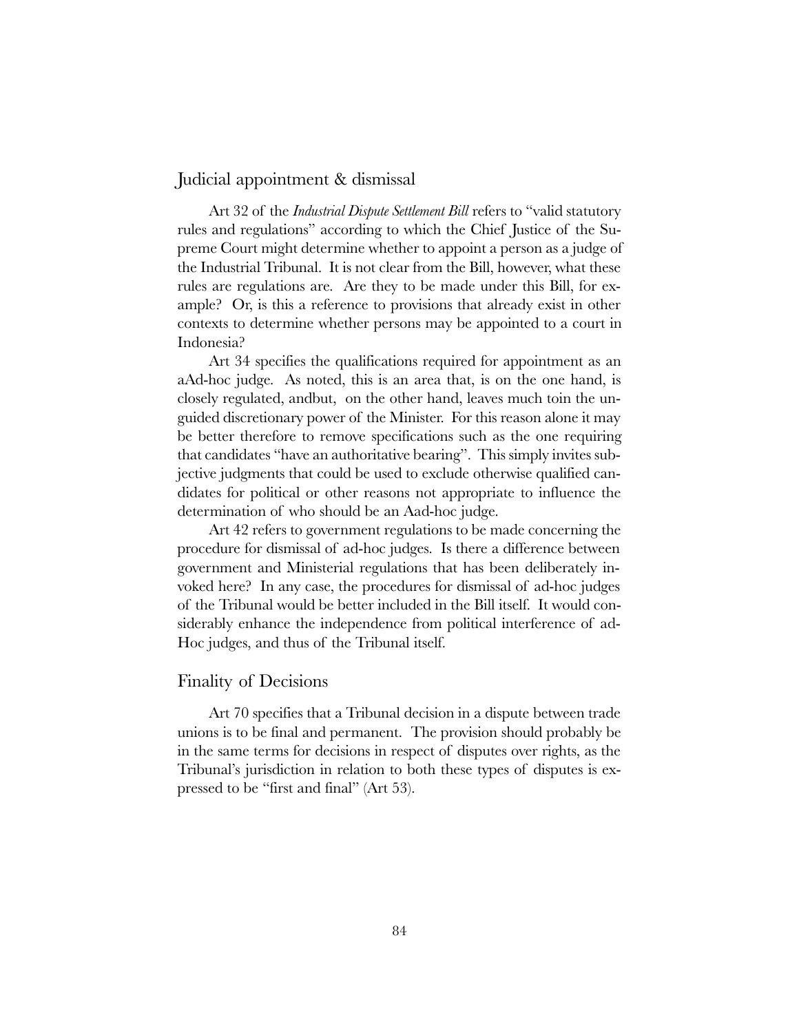## Judicial appointment & dismissal

Art 32 of the *Industrial Dispute Settlement Bill* refers to "valid statutory rules and regulations" according to which the Chief Justice of the Supreme Court might determine whether to appoint a person as a judge of the Industrial Tribunal. It is not clear from the Bill, however, what these rules are regulations are. Are they to be made under this Bill, for example? Or, is this a reference to provisions that already exist in other contexts to determine whether persons may be appointed to a court in Indonesia?

Art 34 specifies the qualifications required for appointment as an aAd-hoc judge. As noted, this is an area that, is on the one hand, is closely regulated, andbut, on the other hand, leaves much toin the unguided discretionary power of the Minister. For this reason alone it may be better therefore to remove specifications such as the one requiring that candidates "have an authoritative bearing". This simply invites subjective judgments that could be used to exclude otherwise qualified candidates for political or other reasons not appropriate to influence the determination of who should be an Aad-hoc judge.

Art 42 refers to government regulations to be made concerning the procedure for dismissal of ad-hoc judges. Is there a difference between government and Ministerial regulations that has been deliberately invoked here? In any case, the procedures for dismissal of ad-hoc judges of the Tribunal would be better included in the Bill itself. It would considerably enhance the independence from political interference of ad-Hoc judges, and thus of the Tribunal itself.

## Finality of Decisions

Art 70 specifies that a Tribunal decision in a dispute between trade unions is to be final and permanent. The provision should probably be in the same terms for decisions in respect of disputes over rights, as the Tribunal's jurisdiction in relation to both these types of disputes is expressed to be "first and final" (Art 53).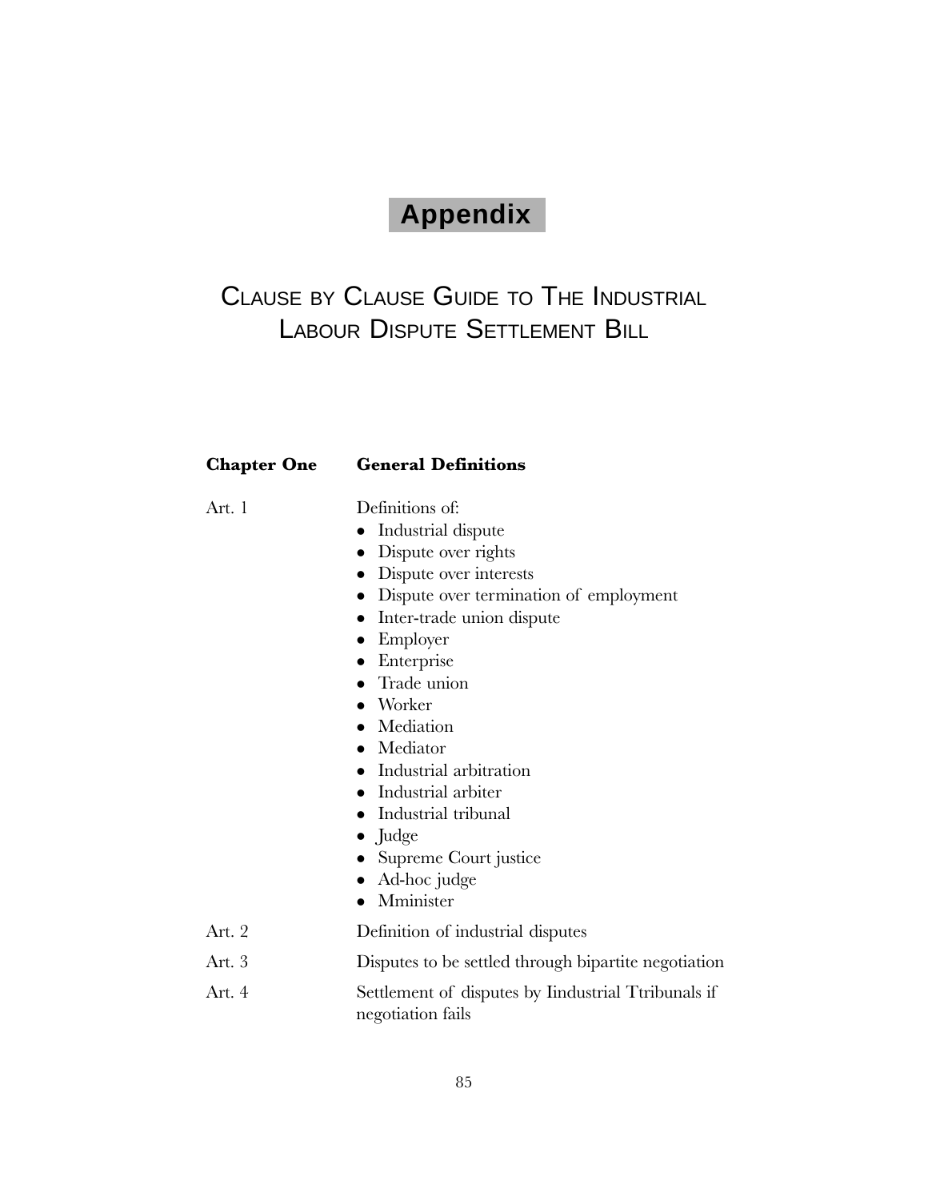# Appendix

## Clause by Clause Guide to The Industrial Labour Dispute Settlement Bill

| **Chapter One** | **General Definitions** |
|---|---|
| Art. 1 | Definitions of: <br>• Industrial dispute <br>• Dispute over rights <br>• Dispute over interests <br>• Dispute over termination of employment <br>• Inter-trade union dispute <br>• Employer <br>• Enterprise <br>• Trade union <br>• Worker <br>• Mediation <br>• Mediator <br>• Industrial arbitration <br>• Industrial arbiter <br>• Industrial tribunal <br>• Judge <br>• Supreme Court justice <br>• Ad-hoc judge <br>• Mminister |
| Art. 2 | Definition of industrial disputes |
| Art. 3 | Disputes to be settled through bipartite negotiation |
| Art. 4 | Settlement of disputes by Iindustrial Ttribunals if negotiation fails |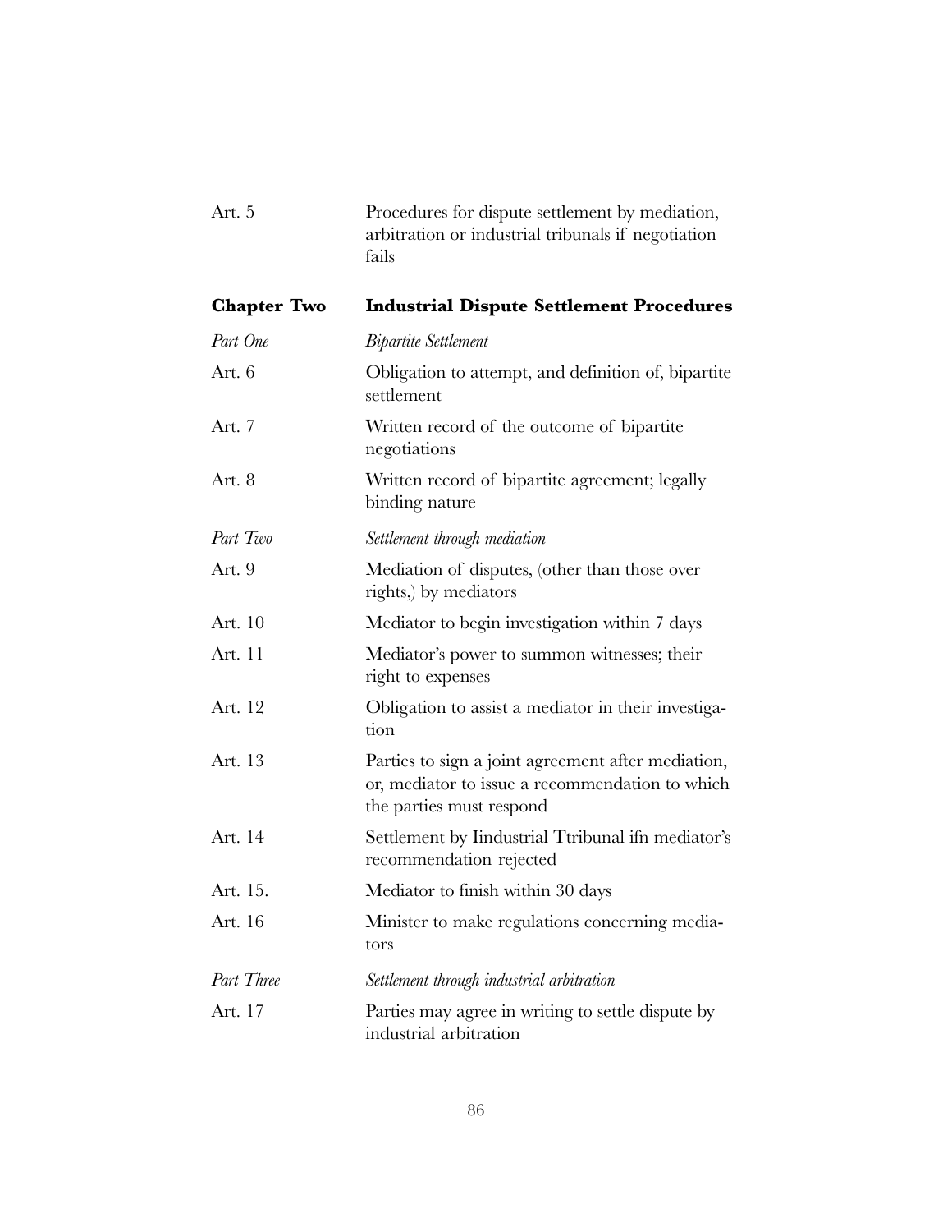| | |
|---|---|
| Art. 5 | Procedures for dispute settlement by mediation, arbitration or industrial tribunals if negotiation fails |
| **Chapter Two** | **Industrial Dispute Settlement Procedures** |
| *Part One* | *Bipartite Settlement* |
| Art. 6 | Obligation to attempt, and definition of, bipartite settlement |
| Art. 7 | Written record of the outcome of bipartite negotiations |
| Art. 8 | Written record of bipartite agreement; legally binding nature |
| *Part Two* | *Settlement through mediation* |
| Art. 9 | Mediation of disputes, (other than those over rights,) by mediators |
| Art. 10 | Mediator to begin investigation within 7 days |
| Art. 11 | Mediator's power to summon witnesses; their right to expenses |
| Art. 12 | Obligation to assist a mediator in their investigation |
| Art. 13 | Parties to sign a joint agreement after mediation, or, mediator to issue a recommendation to which the parties must respond |
| Art. 14 | Settlement by Iindustrial Ttribunal ifn mediator's recommendation rejected |
| Art. 15. | Mediator to finish within 30 days |
| Art. 16 | Minister to make regulations concerning mediators |
| *Part Three* | *Settlement through industrial arbitration* |
| Art. 17 | Parties may agree in writing to settle dispute by industrial arbitration |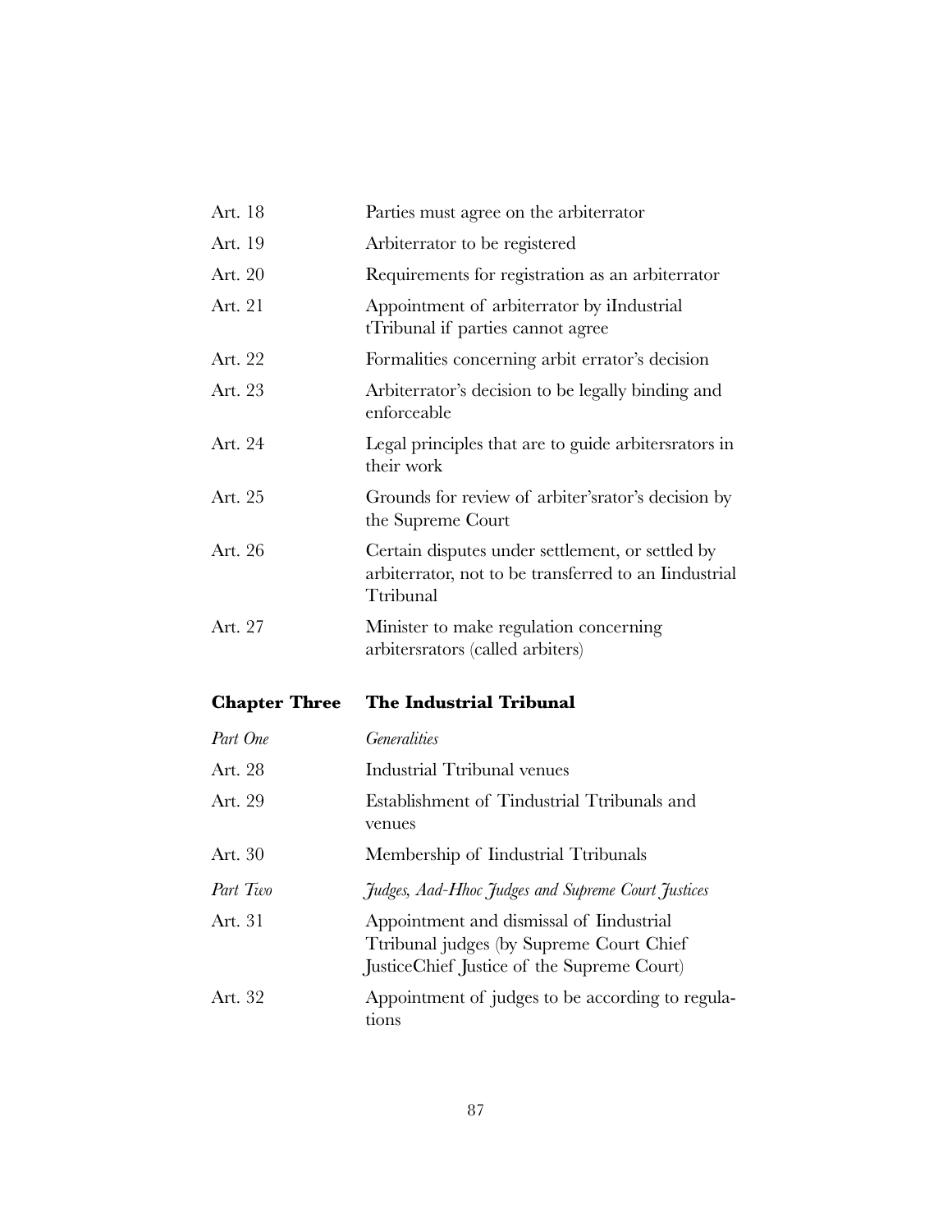| | |
|---|---|
| Art. 18 | Parties must agree on the arbiterrator |
| Art. 19 | Arbiterrator to be registered |
| Art. 20 | Requirements for registration as an arbiterrator |
| Art. 21 | Appointment of arbiterrator by iIndustrial tTribunal if parties cannot agree |
| Art. 22 | Formalities concerning arbit errator's decision |
| Art. 23 | Arbiterrator's decision to be legally binding and enforceable |
| Art. 24 | Legal principles that are to guide arbitersrators in their work |
| Art. 25 | Grounds for review of arbiter'srator's decision by the Supreme Court |
| Art. 26 | Certain disputes under settlement, or settled by arbiterrator, not to be transferred to an Iindustrial Ttribunal |
| Art. 27 | Minister to make regulation concerning arbitersrators (called arbiters) |
| **Chapter Three** | **The Industrial Tribunal** |
| *Part One* | *Generalities* |
| Art. 28 | Industrial Ttribunal venues |
| Art. 29 | Establishment of Tindustrial Ttribunals and venues |
| Art. 30 | Membership of Iindustrial Ttribunals |
| *Part Two* | *Judges, Aad-Hhoc Judges and Supreme Court Justices* |
| Art. 31 | Appointment and dismissal of Iindustrial Ttribunal judges (by Supreme Court Chief JusticeChief Justice of the Supreme Court) |
| Art. 32 | Appointment of judges to be according to regulations |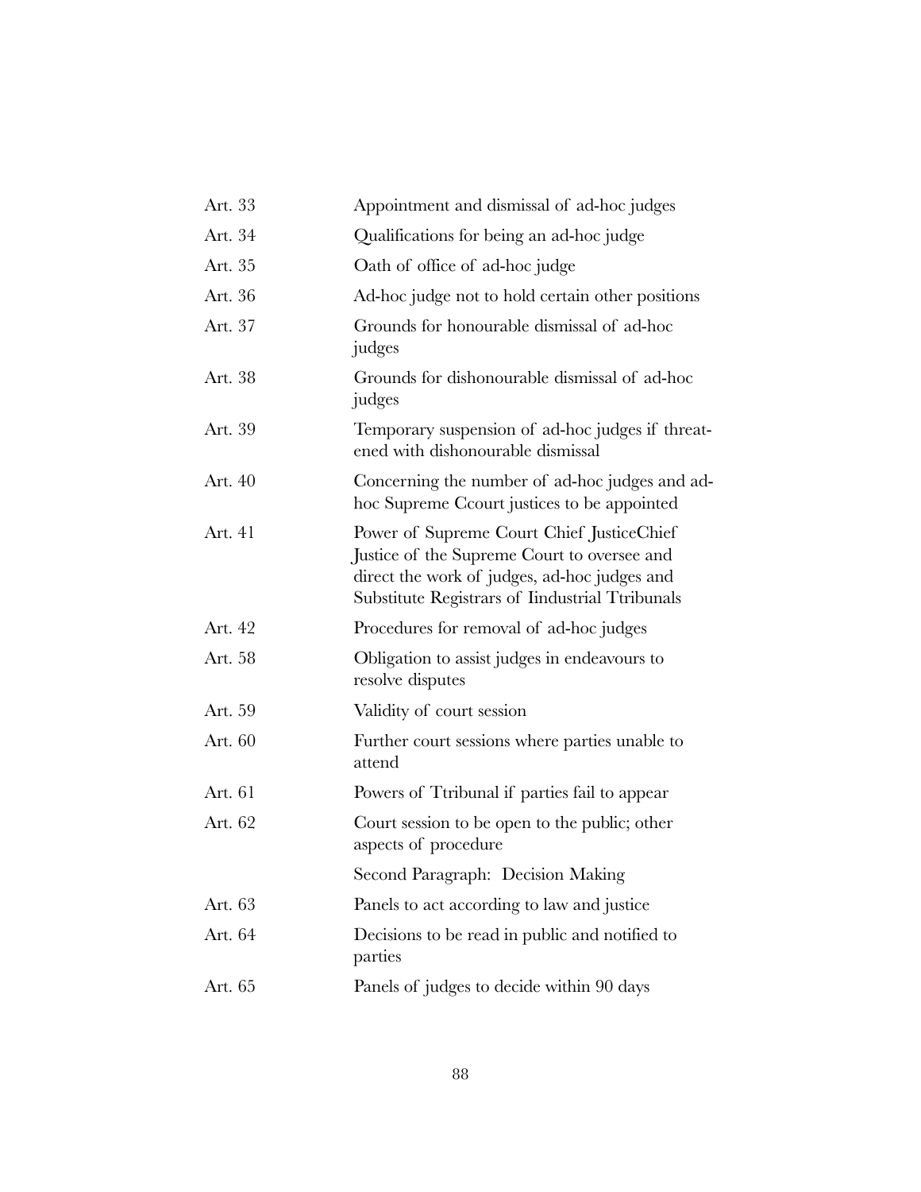| | |
|---|---|
| Art. 33 | Appointment and dismissal of ad-hoc judges |
| Art. 34 | Qualifications for being an ad-hoc judge |
| Art. 35 | Oath of office of ad-hoc judge |
| Art. 36 | Ad-hoc judge not to hold certain other positions |
| Art. 37 | Grounds for honourable dismissal of ad-hoc judges |
| Art. 38 | Grounds for dishonourable dismissal of ad-hoc judges |
| Art. 39 | Temporary suspension of ad-hoc judges if threatened with dishonourable dismissal |
| Art. 40 | Concerning the number of ad-hoc judges and ad-hoc Supreme Ccourt justices to be appointed |
| Art. 41 | Power of Supreme Court Chief JusticeChief Justice of the Supreme Court to oversee and direct the work of judges, ad-hoc judges and Substitute Registrars of Iindustrial Ttribunals |
| Art. 42 | Procedures for removal of ad-hoc judges |
| Art. 58 | Obligation to assist judges in endeavours to resolve disputes |
| Art. 59 | Validity of court session |
| Art. 60 | Further court sessions where parties unable to attend |
| Art. 61 | Powers of Ttribunal if parties fail to appear |
| Art. 62 | Court session to be open to the public; other aspects of procedure |
| | Second Paragraph: Decision Making |
| Art. 63 | Panels to act according to law and justice |
| Art. 64 | Decisions to be read in public and notified to parties |
| Art. 65 | Panels of judges to decide within 90 days |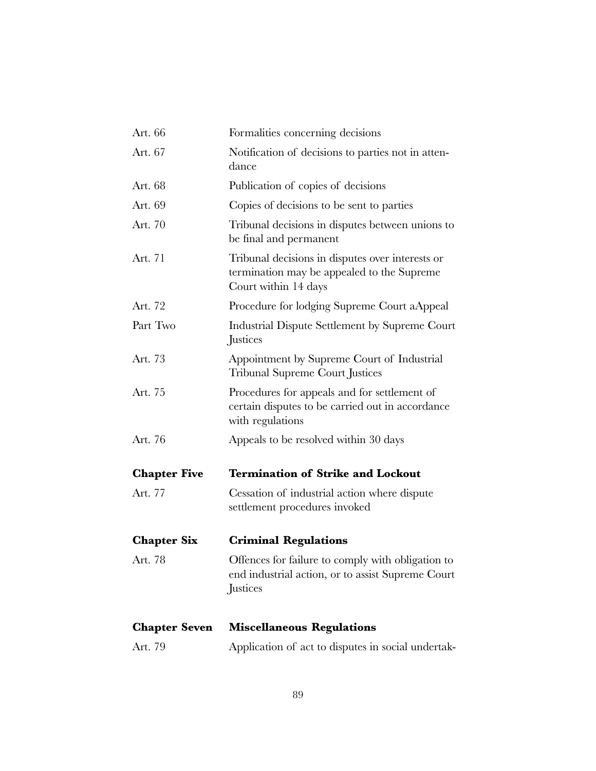| | |
|---|---|
| Art. 66 | Formalities concerning decisions |
| Art. 67 | Notification of decisions to parties not in attendance |
| Art. 68 | Publication of copies of decisions |
| Art. 69 | Copies of decisions to be sent to parties |
| Art. 70 | Tribunal decisions in disputes between unions to be final and permanent |
| Art. 71 | Tribunal decisions in disputes over interests or termination may be appealed to the Supreme Court within 14 days |
| Art. 72 | Procedure for lodging Supreme Court aAppeal |
| Part Two | Industrial Dispute Settlement by Supreme Court Justices |
| Art. 73 | Appointment by Supreme Court of Industrial Tribunal Supreme Court Justices |
| Art. 75 | Procedures for appeals and for settlement of certain disputes to be carried out in accordance with regulations |
| Art. 76 | Appeals to be resolved within 30 days |
| **Chapter Five** | **Termination of Strike and Lockout** |
| Art. 77 | Cessation of industrial action where dispute settlement procedures invoked |
| **Chapter Six** | **Criminal Regulations** |
| Art. 78 | Offences for failure to comply with obligation to end industrial action, or to assist Supreme Court Justices |
| **Chapter Seven** | **Miscellaneous Regulations** |
| Art. 79 | Application of act to disputes in social undertak- |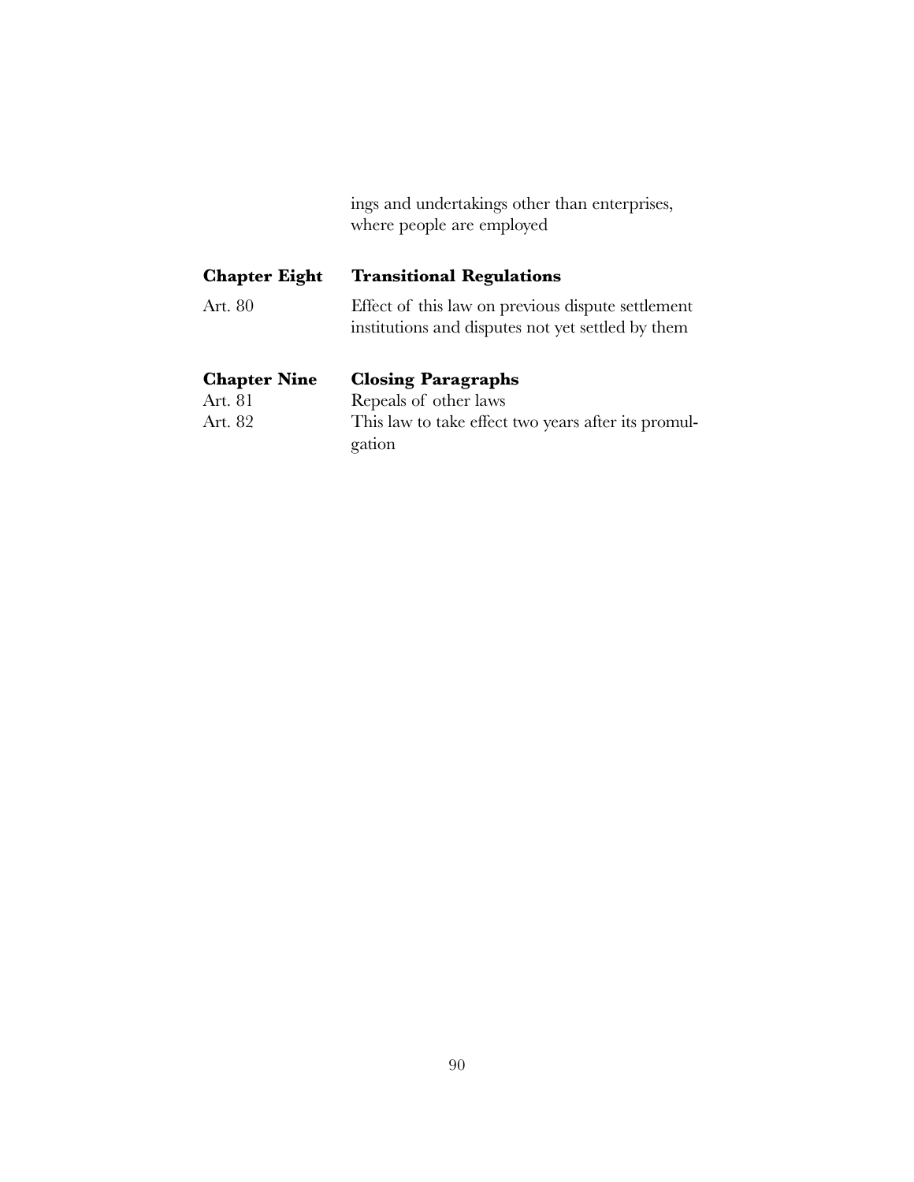ings and undertakings other than enterprises, where people are employed

| | |
|---|---|
| **Chapter Eight** | **Transitional Regulations** |
| Art. 80 | Effect of this law on previous dispute settlement institutions and disputes not yet settled by them |
| | |
| **Chapter Nine** | **Closing Paragraphs** |
| Art. 81 | Repeals of other laws |
| Art. 82 | This law to take effect two years after its promulgation |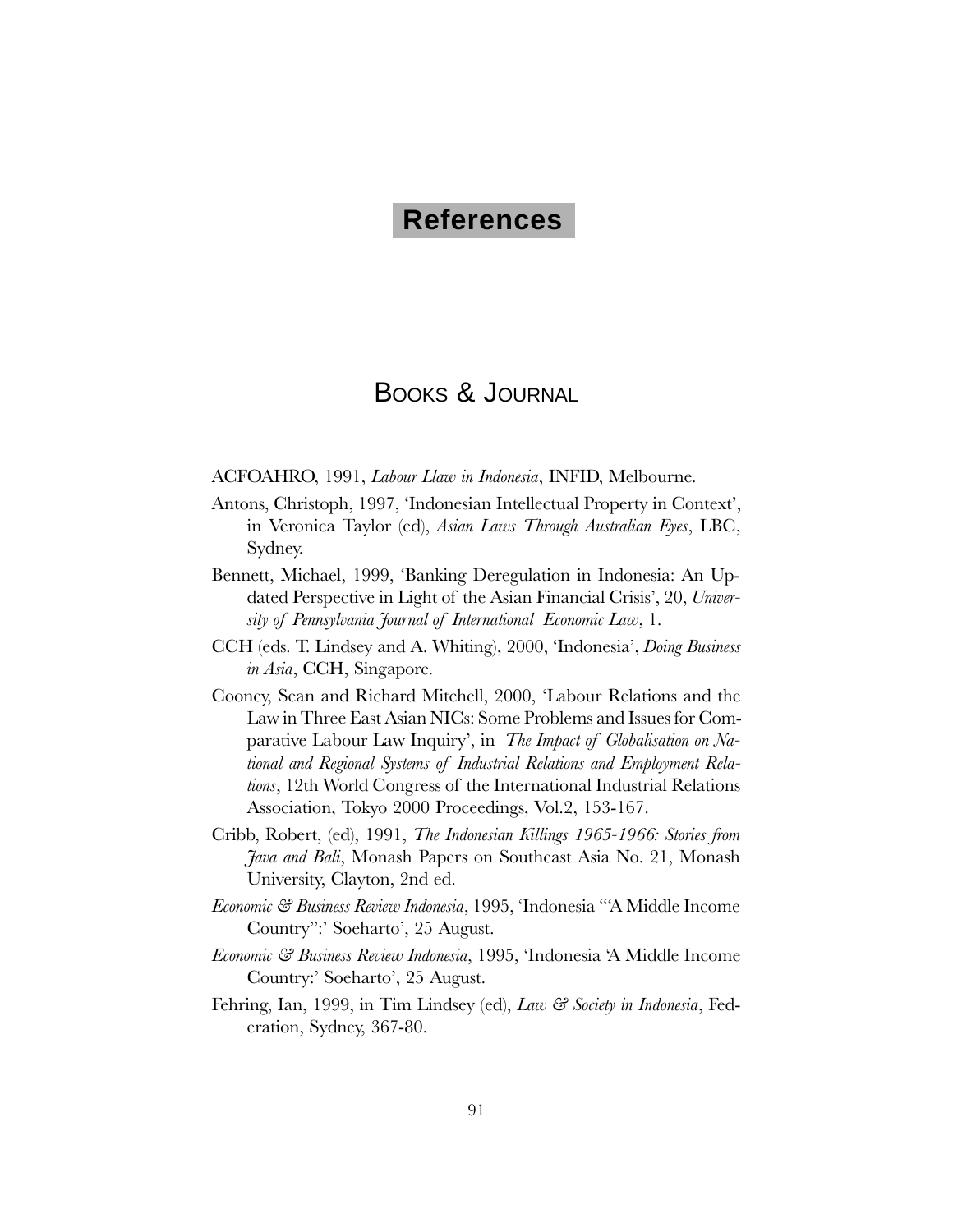# References

## Books & Journal

ACFOAHRO, 1991, *Labour Llaw in Indonesia*, INFID, Melbourne.

Antons, Christoph, 1997, 'Indonesian Intellectual Property in Context', in Veronica Taylor (ed), *Asian Laws Through Australian Eyes*, LBC, Sydney.

Bennett, Michael, 1999, 'Banking Deregulation in Indonesia: An Updated Perspective in Light of the Asian Financial Crisis', 20, *University of Pennsylvania Journal of International Economic Law*, 1.

CCH (eds. T. Lindsey and A. Whiting), 2000, 'Indonesia', *Doing Business in Asia*, CCH, Singapore.

Cooney, Sean and Richard Mitchell, 2000, 'Labour Relations and the Law in Three East Asian NICs: Some Problems and Issues for Comparative Labour Law Inquiry', in *The Impact of Globalisation on National and Regional Systems of Industrial Relations and Employment Relations*, 12th World Congress of the International Industrial Relations Association, Tokyo 2000 Proceedings, Vol.2, 153-167.

Cribb, Robert, (ed), 1991, *The Indonesian Killings 1965-1966: Stories from Java and Bali*, Monash Papers on Southeast Asia No. 21, Monash University, Clayton, 2nd ed.

*Economic & Business Review Indonesia*, 1995, 'Indonesia '"A Middle Income Country":' Soeharto', 25 August.

*Economic & Business Review Indonesia*, 1995, 'Indonesia 'A Middle Income Country:' Soeharto', 25 August.

Fehring, Ian, 1999, in Tim Lindsey (ed), *Law & Society in Indonesia*, Federation, Sydney, 367-80.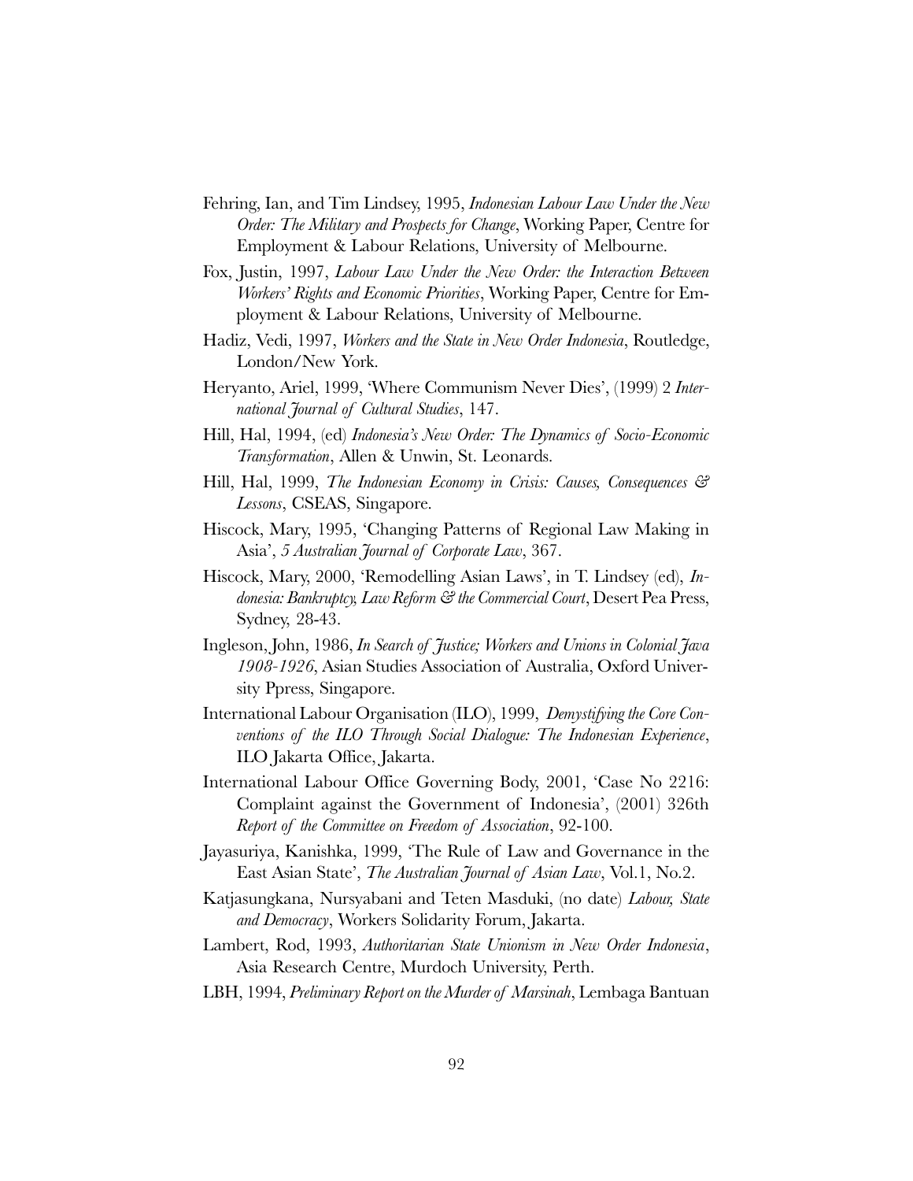Fehring, Ian, and Tim Lindsey, 1995, *Indonesian Labour Law Under the New Order: The Military and Prospects for Change*, Working Paper, Centre for Employment & Labour Relations, University of Melbourne.

Fox, Justin, 1997, *Labour Law Under the New Order: the Interaction Between Workers' Rights and Economic Priorities*, Working Paper, Centre for Employment & Labour Relations, University of Melbourne.

Hadiz, Vedi, 1997, *Workers and the State in New Order Indonesia*, Routledge, London/New York.

Heryanto, Ariel, 1999, 'Where Communism Never Dies', (1999) 2 *International Journal of Cultural Studies*, 147.

Hill, Hal, 1994, (ed) *Indonesia's New Order: The Dynamics of Socio-Economic Transformation*, Allen & Unwin, St. Leonards.

Hill, Hal, 1999, *The Indonesian Economy in Crisis: Causes, Consequences & Lessons*, CSEAS, Singapore.

Hiscock, Mary, 1995, 'Changing Patterns of Regional Law Making in Asia', *5 Australian Journal of Corporate Law*, 367.

Hiscock, Mary, 2000, 'Remodelling Asian Laws', in T. Lindsey (ed), *Indonesia: Bankruptcy, Law Reform & the Commercial Court*, Desert Pea Press, Sydney, 28-43.

Ingleson, John, 1986, *In Search of Justice; Workers and Unions in Colonial Java 1908-1926*, Asian Studies Association of Australia, Oxford University Ppress, Singapore.

International Labour Organisation (ILO), 1999, *Demystifying the Core Conventions of the ILO Through Social Dialogue: The Indonesian Experience*, ILO Jakarta Office, Jakarta.

International Labour Office Governing Body, 2001, 'Case No 2216: Complaint against the Government of Indonesia', (2001) 326th *Report of the Committee on Freedom of Association*, 92-100.

Jayasuriya, Kanishka, 1999, 'The Rule of Law and Governance in the East Asian State', *The Australian Journal of Asian Law*, Vol.1, No.2.

Katjasungkana, Nursyabani and Teten Masduki, (no date) *Labour, State and Democracy*, Workers Solidarity Forum, Jakarta.

Lambert, Rod, 1993, *Authoritarian State Unionism in New Order Indonesia*, Asia Research Centre, Murdoch University, Perth.

LBH, 1994, *Preliminary Report on the Murder of Marsinah*, Lembaga Bantuan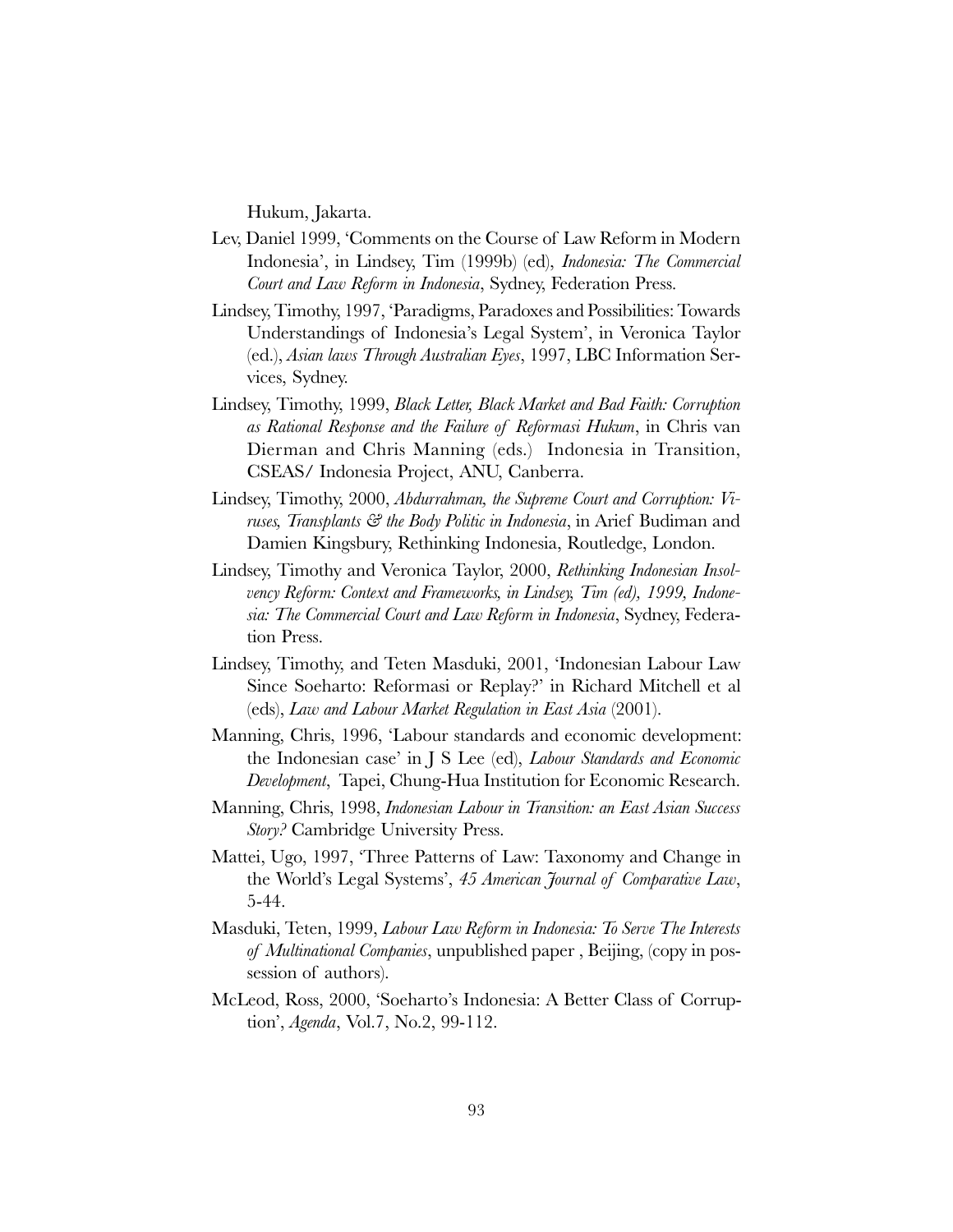Hukum, Jakarta.

Lev, Daniel 1999, 'Comments on the Course of Law Reform in Modern Indonesia', in Lindsey, Tim (1999b) (ed), *Indonesia: The Commercial Court and Law Reform in Indonesia*, Sydney, Federation Press.

Lindsey, Timothy, 1997, 'Paradigms, Paradoxes and Possibilities: Towards Understandings of Indonesia's Legal System', in Veronica Taylor (ed.), *Asian laws Through Australian Eyes*, 1997, LBC Information Services, Sydney.

Lindsey, Timothy, 1999, *Black Letter, Black Market and Bad Faith: Corruption as Rational Response and the Failure of Reformasi Hukum*, in Chris van Dierman and Chris Manning (eds.) Indonesia in Transition, CSEAS/ Indonesia Project, ANU, Canberra.

Lindsey, Timothy, 2000, *Abdurrahman, the Supreme Court and Corruption: Viruses, Transplants & the Body Politic in Indonesia*, in Arief Budiman and Damien Kingsbury, Rethinking Indonesia, Routledge, London.

Lindsey, Timothy and Veronica Taylor, 2000, *Rethinking Indonesian Insolvency Reform: Context and Frameworks, in Lindsey, Tim (ed), 1999, Indonesia: The Commercial Court and Law Reform in Indonesia*, Sydney, Federation Press.

Lindsey, Timothy, and Teten Masduki, 2001, 'Indonesian Labour Law Since Soeharto: Reformasi or Replay?' in Richard Mitchell et al (eds), *Law and Labour Market Regulation in East Asia* (2001).

Manning, Chris, 1996, 'Labour standards and economic development: the Indonesian case' in J S Lee (ed), *Labour Standards and Economic Development*, Tapei, Chung-Hua Institution for Economic Research.

Manning, Chris, 1998, *Indonesian Labour in Transition: an East Asian Success Story?* Cambridge University Press.

Mattei, Ugo, 1997, 'Three Patterns of Law: Taxonomy and Change in the World's Legal Systems', *45 American Journal of Comparative Law*, 5-44.

Masduki, Teten, 1999, *Labour Law Reform in Indonesia: To Serve The Interests of Multinational Companies*, unpublished paper , Beijing, (copy in possession of authors).

McLeod, Ross, 2000, 'Soeharto's Indonesia: A Better Class of Corruption', *Agenda*, Vol.7, No.2, 99-112.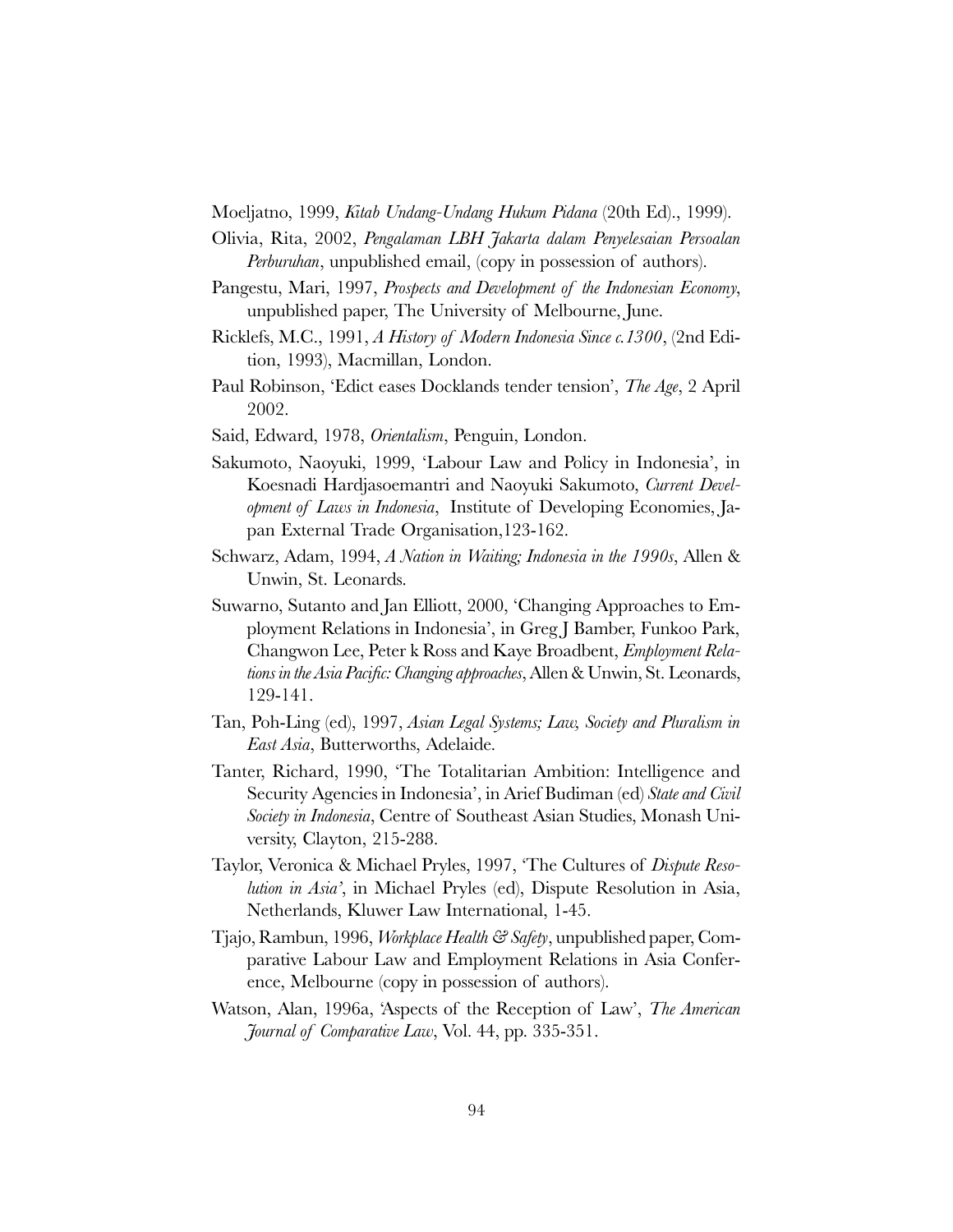Moeljatno, 1999, *Kitab Undang-Undang Hukum Pidana* (20th Ed)., 1999).

Olivia, Rita, 2002, *Pengalaman LBH Jakarta dalam Penyelesaian Persoalan Perburuhan*, unpublished email, (copy in possession of authors).

Pangestu, Mari, 1997, *Prospects and Development of the Indonesian Economy*, unpublished paper, The University of Melbourne, June.

Ricklefs, M.C., 1991, *A History of Modern Indonesia Since c.1300*, (2nd Edition, 1993), Macmillan, London.

Paul Robinson, 'Edict eases Docklands tender tension', *The Age*, 2 April 2002.

Said, Edward, 1978, *Orientalism*, Penguin, London.

Sakumoto, Naoyuki, 1999, 'Labour Law and Policy in Indonesia', in Koesnadi Hardjasoemantri and Naoyuki Sakumoto, *Current Development of Laws in Indonesia*, Institute of Developing Economies, Japan External Trade Organisation,123-162.

Schwarz, Adam, 1994, *A Nation in Waiting; Indonesia in the 1990s*, Allen & Unwin, St. Leonards.

Suwarno, Sutanto and Jan Elliott, 2000, 'Changing Approaches to Employment Relations in Indonesia', in Greg J Bamber, Funkoo Park, Changwon Lee, Peter k Ross and Kaye Broadbent, *Employment Relations in the Asia Pacific: Changing approaches*, Allen & Unwin, St. Leonards, 129-141.

Tan, Poh-Ling (ed), 1997, *Asian Legal Systems; Law, Society and Pluralism in East Asia*, Butterworths, Adelaide.

Tanter, Richard, 1990, 'The Totalitarian Ambition: Intelligence and Security Agencies in Indonesia', in Arief Budiman (ed) *State and Civil Society in Indonesia*, Centre of Southeast Asian Studies, Monash University, Clayton, 215-288.

Taylor, Veronica & Michael Pryles, 1997, 'The Cultures of *Dispute Resolution in Asia'*, in Michael Pryles (ed), Dispute Resolution in Asia, Netherlands, Kluwer Law International, 1-45.

Tjajo, Rambun, 1996, *Workplace Health & Safety*, unpublished paper, Comparative Labour Law and Employment Relations in Asia Conference, Melbourne (copy in possession of authors).

Watson, Alan, 1996a, 'Aspects of the Reception of Law', *The American Journal of Comparative Law*, Vol. 44, pp. 335-351.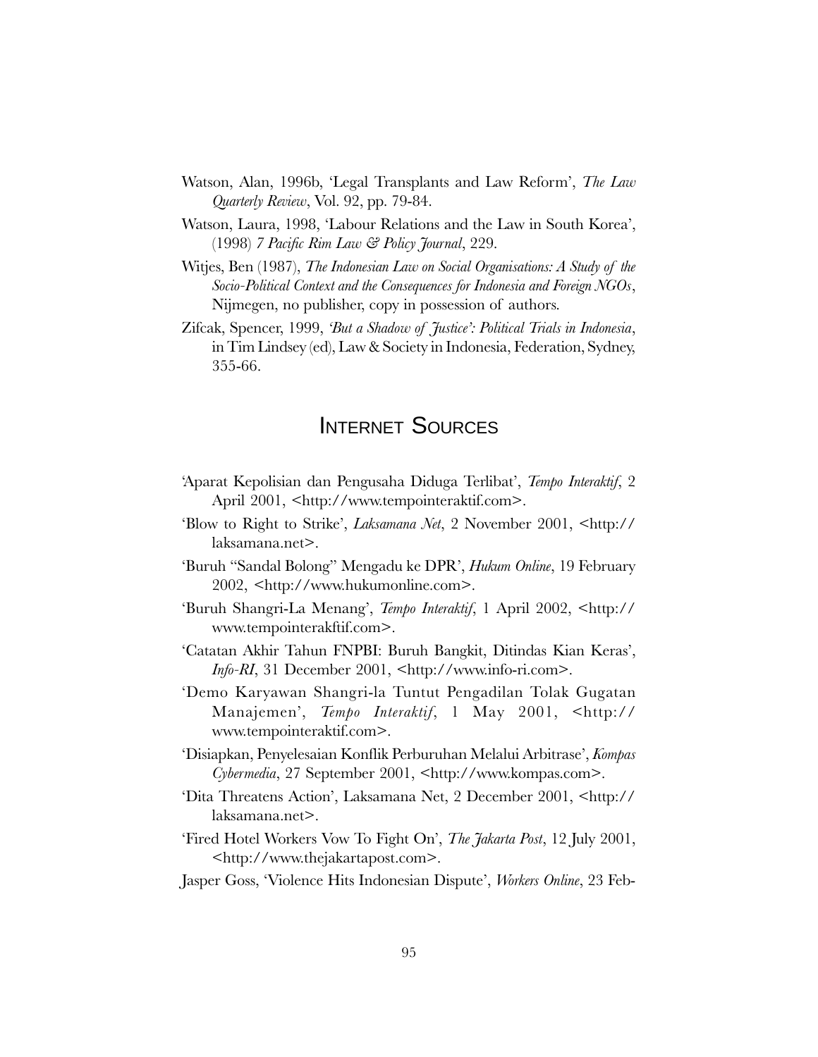Watson, Alan, 1996b, 'Legal Transplants and Law Reform', *The Law Quarterly Review*, Vol. 92, pp. 79-84.

Watson, Laura, 1998, 'Labour Relations and the Law in South Korea', (1998) *7 Pacific Rim Law & Policy Journal*, 229.

Witjes, Ben (1987), *The Indonesian Law on Social Organisations: A Study of the Socio-Political Context and the Consequences for Indonesia and Foreign NGOs*, Nijmegen, no publisher, copy in possession of authors.

Zifcak, Spencer, 1999, *'But a Shadow of Justice': Political Trials in Indonesia*, in Tim Lindsey (ed), Law & Society in Indonesia, Federation, Sydney, 355-66.

## Internet Sources

'Aparat Kepolisian dan Pengusaha Diduga Terlibat', *Tempo Interaktif*, 2 April 2001, <http://www.tempointeraktif.com>.

'Blow to Right to Strike', *Laksamana Net*, 2 November 2001, <http://laksamana.net>.

'Buruh "Sandal Bolong" Mengadu ke DPR', *Hukum Online*, 19 February 2002, <http://www.hukumonline.com>.

'Buruh Shangri-La Menang', *Tempo Interaktif*, 1 April 2002, <http://www.tempointerakftif.com>.

'Catatan Akhir Tahun FNPBI: Buruh Bangkit, Ditindas Kian Keras', *Info-RI*, 31 December 2001, <http://www.info-ri.com>.

'Demo Karyawan Shangri-la Tuntut Pengadilan Tolak Gugatan Manajemen', *Tempo Interaktif*, 1 May 2001, <http://www.tempointeraktif.com>.

'Disiapkan, Penyelesaian Konflik Perburuhan Melalui Arbitrase', *Kompas Cybermedia*, 27 September 2001, <http://www.kompas.com>.

'Dita Threatens Action', Laksamana Net, 2 December 2001, <http://laksamana.net>.

'Fired Hotel Workers Vow To Fight On', *The Jakarta Post*, 12 July 2001, <http://www.thejakartapost.com>.

Jasper Goss, 'Violence Hits Indonesian Dispute', *Workers Online*, 23 Feb-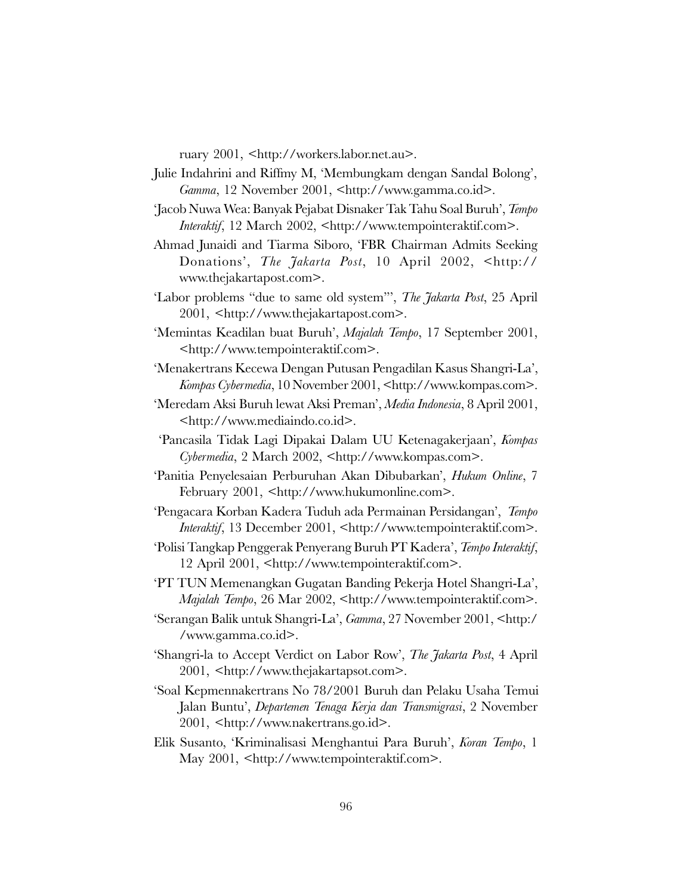ruary 2001, <http://workers.labor.net.au>.

Julie Indahrini and Riffmy M, 'Membungkam dengan Sandal Bolong', *Gamma*, 12 November 2001, <http://www.gamma.co.id>.

'Jacob Nuwa Wea: Banyak Pejabat Disnaker Tak Tahu Soal Buruh', *Tempo Interaktif*, 12 March 2002, <http://www.tempointeraktif.com>.

Ahmad Junaidi and Tiarma Siboro, 'FBR Chairman Admits Seeking Donations', *The Jakarta Post*, 10 April 2002, <http://www.thejakartapost.com>.

'Labor problems "due to same old system"', *The Jakarta Post*, 25 April 2001, <http://www.thejakartapost.com>.

'Memintas Keadilan buat Buruh', *Majalah Tempo*, 17 September 2001, <http://www.tempointeraktif.com>.

'Menakertrans Kecewa Dengan Putusan Pengadilan Kasus Shangri-La', *Kompas Cybermedia*, 10 November 2001, <http://www.kompas.com>.

'Meredam Aksi Buruh lewat Aksi Preman', *Media Indonesia*, 8 April 2001, <http://www.mediaindo.co.id>.

'Pancasila Tidak Lagi Dipakai Dalam UU Ketenagakerjaan', *Kompas Cybermedia*, 2 March 2002, <http://www.kompas.com>.

'Panitia Penyelesaian Perburuhan Akan Dibubarkan', *Hukum Online*, 7 February 2001, <http://www.hukumonline.com>.

'Pengacara Korban Kadera Tuduh ada Permainan Persidangan', *Tempo Interaktif*, 13 December 2001, <http://www.tempointeraktif.com>.

'Polisi Tangkap Penggerak Penyerang Buruh PT Kadera', *Tempo Interaktif*, 12 April 2001, <http://www.tempointeraktif.com>.

'PT TUN Memenangkan Gugatan Banding Pekerja Hotel Shangri-La', *Majalah Tempo*, 26 Mar 2002, <http://www.tempointeraktif.com>.

'Serangan Balik untuk Shangri-La', *Gamma*, 27 November 2001, <http://www.gamma.co.id>.

'Shangri-la to Accept Verdict on Labor Row', *The Jakarta Post*, 4 April 2001, <http://www.thejakartapsot.com>.

'Soal Kepmennakertrans No 78/2001 Buruh dan Pelaku Usaha Temui Jalan Buntu', *Departemen Tenaga Kerja dan Transmigrasi*, 2 November 2001, <http://www.nakertrans.go.id>.

Elik Susanto, 'Kriminalisasi Menghantui Para Buruh', *Koran Tempo*, 1 May 2001, <http://www.tempointeraktif.com>.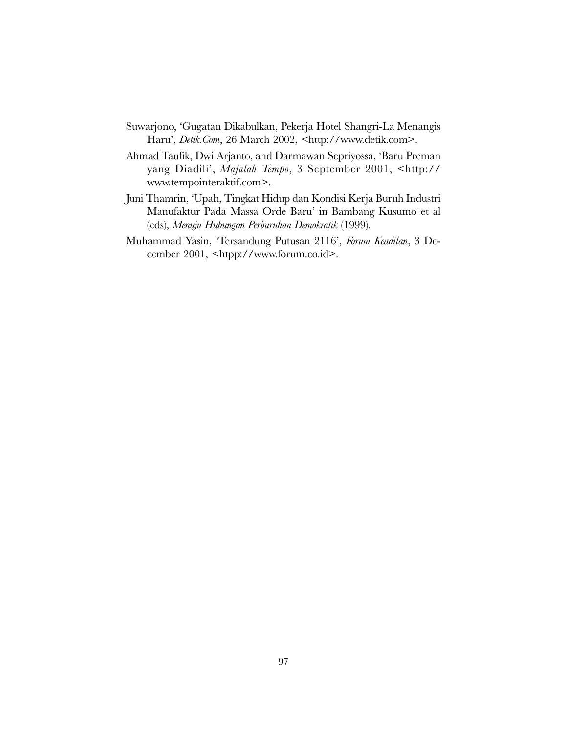Suwarjono, 'Gugatan Dikabulkan, Pekerja Hotel Shangri-La Menangis Haru', *Detik.Com*, 26 March 2002, <http://www.detik.com>.

Ahmad Taufik, Dwi Arjanto, and Darmawan Sepriyossa, 'Baru Preman yang Diadili', *Majalah Tempo*, 3 September 2001, <http://www.tempointeraktif.com>.

Juni Thamrin, 'Upah, Tingkat Hidup dan Kondisi Kerja Buruh Industri Manufaktur Pada Massa Orde Baru' in Bambang Kusumo et al (eds), *Menuju Hubungan Perburuhan Demokratik* (1999).

Muhammad Yasin, 'Tersandung Putusan 2116', *Forum Keadilan*, 3 December 2001, <htpp://www.forum.co.id>.